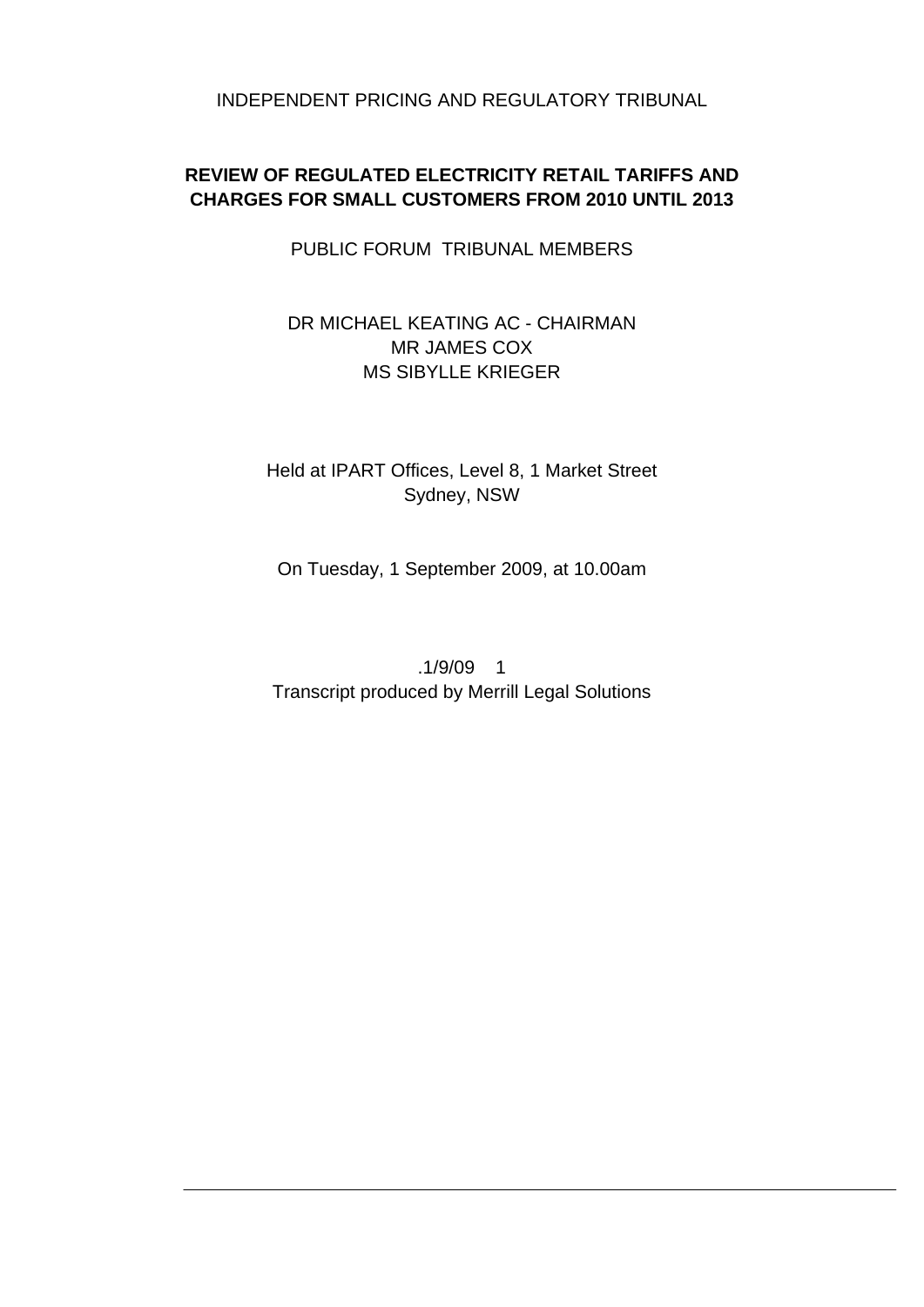INDEPENDENT PRICING AND REGULATORY TRIBUNAL

**REVIEW OF REGULATED ELECTRICITY RETAIL TARIFFS AND CHARGES FOR SMALL CUSTOMERS FROM 2010 UNTIL 2013**

PUBLIC FORUM TRIBUNAL MEMBERS

DR MICHAEL KEATING AC - CHAIRMAN
MR JAMES COX
MS SIBYLLE KRIEGER

Held at IPART Offices, Level 8, 1 Market Street
Sydney, NSW

On Tuesday, 1 September 2009, at 10.00am

.1/9/09 1
Transcript produced by Merrill Legal Solutions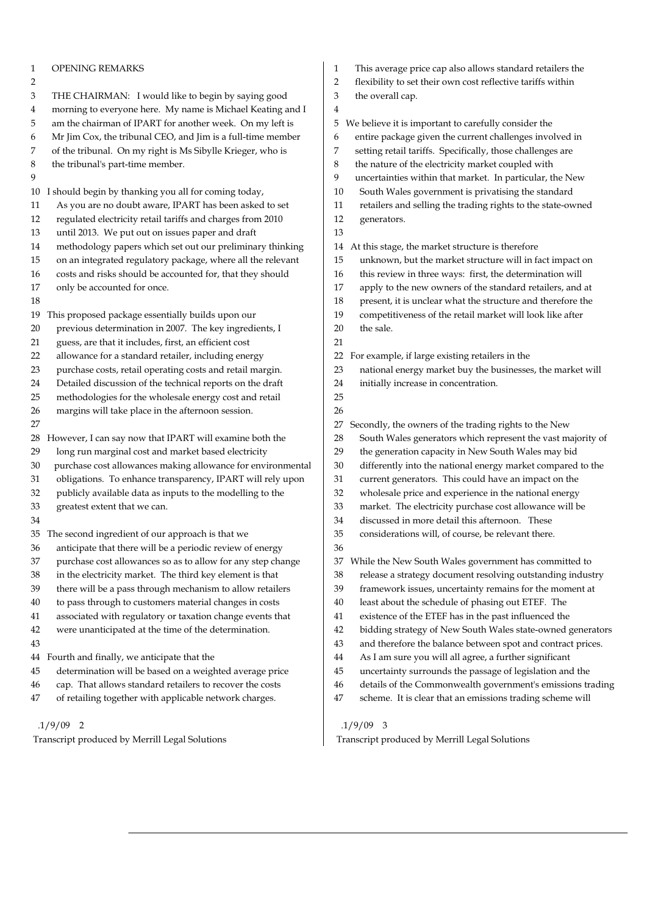## OPENING REMARKS

THE CHAIRMAN: I would like to begin by saying good morning to everyone here. My name is Michael Keating and I am the chairman of IPART for another week. On my left is Mr Jim Cox, the tribunal CEO, and Jim is a full-time member of the tribunal. On my right is Ms Sibylle Krieger, who is the tribunal's part-time member.

I should begin by thanking you all for coming today, As you are no doubt aware, IPART has been asked to set regulated electricity retail tariffs and charges from 2010 until 2013. We put out on issues paper and draft methodology papers which set out our preliminary thinking on an integrated regulatory package, where all the relevant costs and risks should be accounted for, that they should only be accounted for once.

This proposed package essentially builds upon our previous determination in 2007. The key ingredients, I guess, are that it includes, first, an efficient cost allowance for a standard retailer, including energy purchase costs, retail operating costs and retail margin. Detailed discussion of the technical reports on the draft methodologies for the wholesale energy cost and retail margins will take place in the afternoon session.

However, I can say now that IPART will examine both the long run marginal cost and market based electricity purchase cost allowances making allowance for environmental obligations. To enhance transparency, IPART will rely upon publicly available data as inputs to the modelling to the greatest extent that we can.

The second ingredient of our approach is that we anticipate that there will be a periodic review of energy purchase cost allowances so as to allow for any step change in the electricity market. The third key element is that there will be a pass through mechanism to allow retailers to pass through to customers material changes in costs associated with regulatory or taxation change events that were unanticipated at the time of the determination.

Fourth and finally, we anticipate that the determination will be based on a weighted average price cap. That allows standard retailers to recover the costs of retailing together with applicable network charges. This average price cap also allows standard retailers the flexibility to set their own cost reflective tariffs within the overall cap.

We believe it is important to carefully consider the entire package given the current challenges involved in setting retail tariffs. Specifically, those challenges are the nature of the electricity market coupled with uncertainties within that market. In particular, the New South Wales government is privatising the standard retailers and selling the trading rights to the state-owned generators.

At this stage, the market structure is therefore unknown, but the market structure will in fact impact on this review in three ways: first, the determination will apply to the new owners of the standard retailers, and at present, it is unclear what the structure and therefore the competitiveness of the retail market will look like after the sale.

For example, if large existing retailers in the national energy market buy the businesses, the market will initially increase in concentration.

Secondly, the owners of the trading rights to the New South Wales generators which represent the vast majority of the generation capacity in New South Wales may bid differently into the national energy market compared to the current generators. This could have an impact on the wholesale price and experience in the national energy market. The electricity purchase cost allowance will be discussed in more detail this afternoon. These considerations will, of course, be relevant there.

While the New South Wales government has committed to release a strategy document resolving outstanding industry framework issues, uncertainty remains for the moment at least about the schedule of phasing out ETEF. The existence of the ETEF has in the past influenced the bidding strategy of New South Wales state-owned generators and therefore the balance between spot and contract prices. As I am sure you will all agree, a further significant uncertainty surrounds the passage of legislation and the details of the Commonwealth government's emissions trading scheme. It is clear that an emissions trading scheme will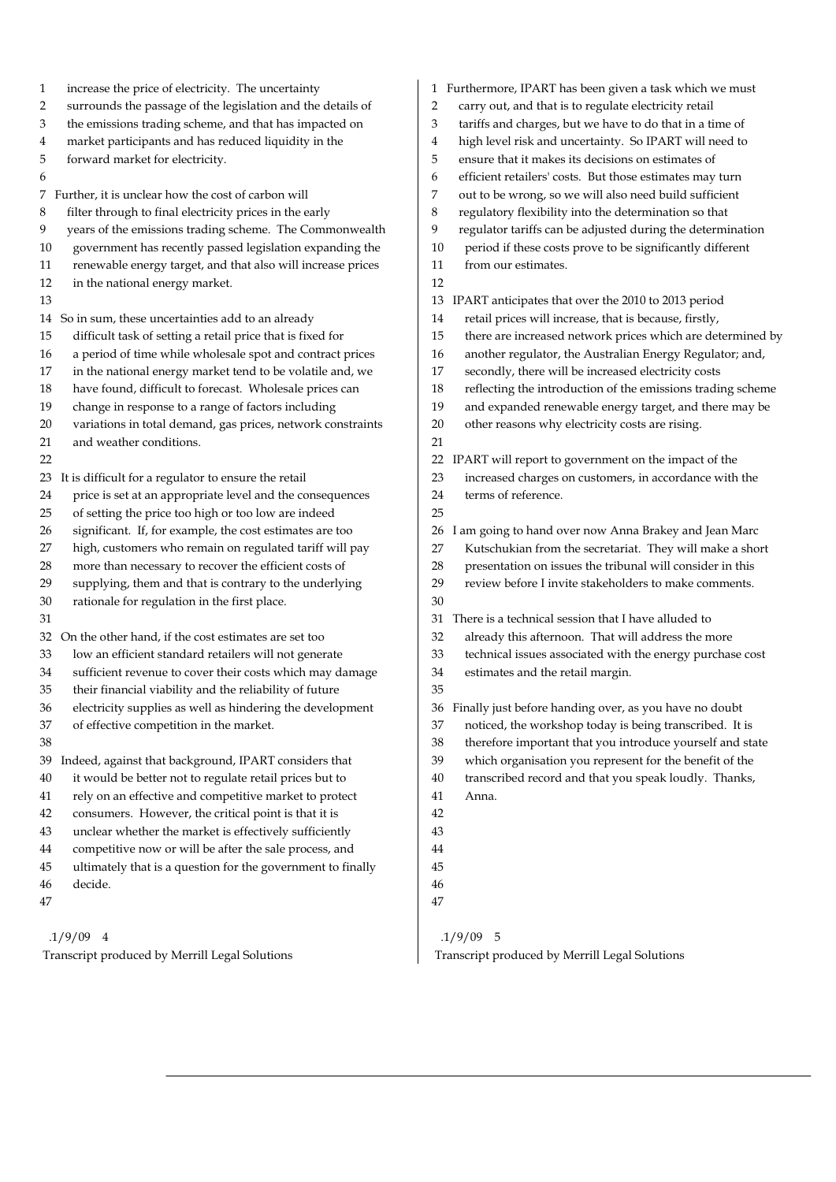increase the price of electricity. The uncertainty surrounds the passage of the legislation and the details of the emissions trading scheme, and that has impacted on market participants and has reduced liquidity in the forward market for electricity.

Further, it is unclear how the cost of carbon will filter through to final electricity prices in the early years of the emissions trading scheme. The Commonwealth government has recently passed legislation expanding the renewable energy target, and that also will increase prices in the national energy market.

So in sum, these uncertainties add to an already difficult task of setting a retail price that is fixed for a period of time while wholesale spot and contract prices in the national energy market tend to be volatile and, we have found, difficult to forecast. Wholesale prices can change in response to a range of factors including variations in total demand, gas prices, network constraints and weather conditions.

It is difficult for a regulator to ensure the retail price is set at an appropriate level and the consequences of setting the price too high or too low are indeed significant. If, for example, the cost estimates are too high, customers who remain on regulated tariff will pay more than necessary to recover the efficient costs of supplying, them and that is contrary to the underlying rationale for regulation in the first place.

On the other hand, if the cost estimates are set too low an efficient standard retailers will not generate sufficient revenue to cover their costs which may damage their financial viability and the reliability of future electricity supplies as well as hindering the development of effective competition in the market.

Indeed, against that background, IPART considers that it would be better not to regulate retail prices but to rely on an effective and competitive market to protect consumers. However, the critical point is that it is unclear whether the market is effectively sufficiently competitive now or will be after the sale process, and ultimately that is a question for the government to finally decide.

Furthermore, IPART has been given a task which we must carry out, and that is to regulate electricity retail tariffs and charges, but we have to do that in a time of high level risk and uncertainty. So IPART will need to ensure that it makes its decisions on estimates of efficient retailers' costs. But those estimates may turn out to be wrong, so we will also need build sufficient regulatory flexibility into the determination so that regulator tariffs can be adjusted during the determination period if these costs prove to be significantly different from our estimates.

IPART anticipates that over the 2010 to 2013 period retail prices will increase, that is because, firstly, there are increased network prices which are determined by another regulator, the Australian Energy Regulator; and, secondly, there will be increased electricity costs reflecting the introduction of the emissions trading scheme and expanded renewable energy target, and there may be other reasons why electricity costs are rising.

IPART will report to government on the impact of the increased charges on customers, in accordance with the terms of reference.

I am going to hand over now Anna Brakey and Jean Marc Kutschukian from the secretariat. They will make a short presentation on issues the tribunal will consider in this review before I invite stakeholders to make comments.

There is a technical session that I have alluded to already this afternoon. That will address the more technical issues associated with the energy purchase cost estimates and the retail margin.

Finally just before handing over, as you have no doubt noticed, the workshop today is being transcribed. It is therefore important that you introduce yourself and state which organisation you represent for the benefit of the transcribed record and that you speak loudly. Thanks, Anna.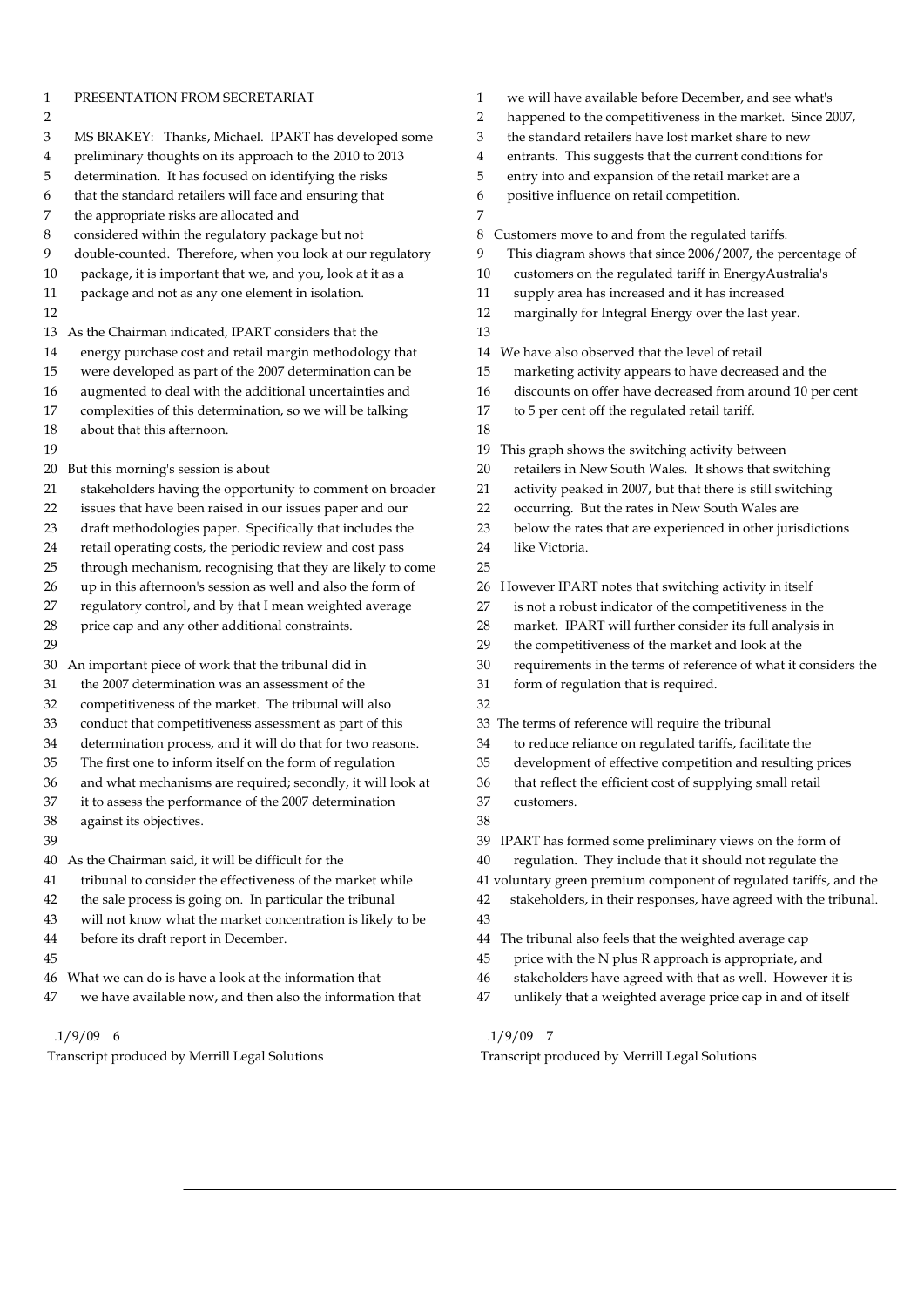PRESENTATION FROM SECRETARIAT

MS BRAKEY: Thanks, Michael. IPART has developed some preliminary thoughts on its approach to the 2010 to 2013 determination. It has focused on identifying the risks that the standard retailers will face and ensuring that the appropriate risks are allocated and considered within the regulatory package but not double-counted. Therefore, when you look at our regulatory package, it is important that we, and you, look at it as a package and not as any one element in isolation.

As the Chairman indicated, IPART considers that the energy purchase cost and retail margin methodology that were developed as part of the 2007 determination can be augmented to deal with the additional uncertainties and complexities of this determination, so we will be talking about that this afternoon.

But this morning's session is about stakeholders having the opportunity to comment on broader issues that have been raised in our issues paper and our draft methodologies paper. Specifically that includes the retail operating costs, the periodic review and cost pass through mechanism, recognising that they are likely to come up in this afternoon's session as well and also the form of regulatory control, and by that I mean weighted average price cap and any other additional constraints.

An important piece of work that the tribunal did in the 2007 determination was an assessment of the competitiveness of the market. The tribunal will also conduct that competitiveness assessment as part of this determination process, and it will do that for two reasons. The first one to inform itself on the form of regulation and what mechanisms are required; secondly, it will look at it to assess the performance of the 2007 determination against its objectives.

As the Chairman said, it will be difficult for the tribunal to consider the effectiveness of the market while the sale process is going on. In particular the tribunal will not know what the market concentration is likely to be before its draft report in December.

What we can do is have a look at the information that we have available now, and then also the information that we will have available before December, and see what's happened to the competitiveness in the market. Since 2007, the standard retailers have lost market share to new entrants. This suggests that the current conditions for entry into and expansion of the retail market are a positive influence on retail competition.

Customers move to and from the regulated tariffs. This diagram shows that since 2006/2007, the percentage of customers on the regulated tariff in EnergyAustralia's supply area has increased and it has increased marginally for Integral Energy over the last year.

We have also observed that the level of retail marketing activity appears to have decreased and the discounts on offer have decreased from around 10 per cent to 5 per cent off the regulated retail tariff.

This graph shows the switching activity between retailers in New South Wales. It shows that switching activity peaked in 2007, but that there is still switching occurring. But the rates in New South Wales are below the rates that are experienced in other jurisdictions like Victoria.

However IPART notes that switching activity in itself is not a robust indicator of the competitiveness in the market. IPART will further consider its full analysis in the competitiveness of the market and look at the requirements in the terms of reference of what it considers the form of regulation that is required.

The terms of reference will require the tribunal to reduce reliance on regulated tariffs, facilitate the development of effective competition and resulting prices that reflect the efficient cost of supplying small retail customers.

IPART has formed some preliminary views on the form of regulation. They include that it should not regulate the voluntary green premium component of regulated tariffs, and the stakeholders, in their responses, have agreed with the tribunal.

The tribunal also feels that the weighted average cap price with the N plus R approach is appropriate, and stakeholders have agreed with that as well. However it is unlikely that a weighted average price cap in and of itself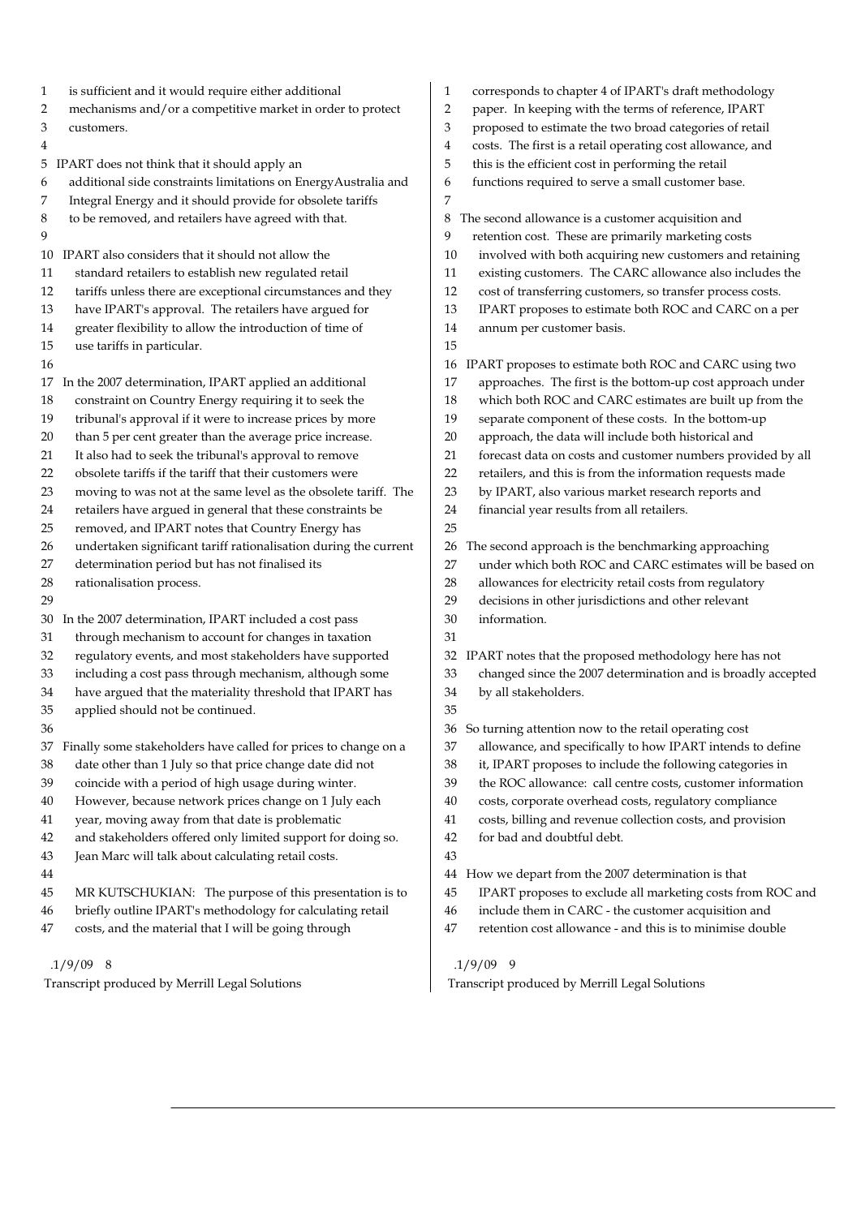is sufficient and it would require either additional mechanisms and/or a competitive market in order to protect customers.

IPART does not think that it should apply an additional side constraints limitations on EnergyAustralia and Integral Energy and it should provide for obsolete tariffs to be removed, and retailers have agreed with that.

IPART also considers that it should not allow the standard retailers to establish new regulated retail tariffs unless there are exceptional circumstances and they have IPART's approval. The retailers have argued for greater flexibility to allow the introduction of time of use tariffs in particular.

In the 2007 determination, IPART applied an additional constraint on Country Energy requiring it to seek the tribunal's approval if it were to increase prices by more than 5 per cent greater than the average price increase. It also had to seek the tribunal's approval to remove obsolete tariffs if the tariff that their customers were moving to was not at the same level as the obsolete tariff. The retailers have argued in general that these constraints be removed, and IPART notes that Country Energy has undertaken significant tariff rationalisation during the current determination period but has not finalised its rationalisation process.

In the 2007 determination, IPART included a cost pass through mechanism to account for changes in taxation regulatory events, and most stakeholders have supported including a cost pass through mechanism, although some have argued that the materiality threshold that IPART has applied should not be continued.

Finally some stakeholders have called for prices to change on a date other than 1 July so that price change date did not coincide with a period of high usage during winter. However, because network prices change on 1 July each year, moving away from that date is problematic and stakeholders offered only limited support for doing so. Jean Marc will talk about calculating retail costs.

MR KUTSCHUKIAN: The purpose of this presentation is to briefly outline IPART's methodology for calculating retail costs, and the material that I will be going through corresponds to chapter 4 of IPART's draft methodology paper. In keeping with the terms of reference, IPART proposed to estimate the two broad categories of retail costs. The first is a retail operating cost allowance, and this is the efficient cost in performing the retail functions required to serve a small customer base.

The second allowance is a customer acquisition and retention cost. These are primarily marketing costs involved with both acquiring new customers and retaining existing customers. The CARC allowance also includes the cost of transferring customers, so transfer process costs. IPART proposes to estimate both ROC and CARC on a per annum per customer basis.

IPART proposes to estimate both ROC and CARC using two approaches. The first is the bottom-up cost approach under which both ROC and CARC estimates are built up from the separate component of these costs. In the bottom-up approach, the data will include both historical and forecast data on costs and customer numbers provided by all retailers, and this is from the information requests made by IPART, also various market research reports and financial year results from all retailers.

The second approach is the benchmarking approaching under which both ROC and CARC estimates will be based on allowances for electricity retail costs from regulatory decisions in other jurisdictions and other relevant information.

IPART notes that the proposed methodology here has not changed since the 2007 determination and is broadly accepted by all stakeholders.

So turning attention now to the retail operating cost allowance, and specifically to how IPART intends to define it, IPART proposes to include the following categories in the ROC allowance: call centre costs, customer information costs, corporate overhead costs, regulatory compliance costs, billing and revenue collection costs, and provision for bad and doubtful debt.

How we depart from the 2007 determination is that IPART proposes to exclude all marketing costs from ROC and include them in CARC - the customer acquisition and retention cost allowance - and this is to minimise double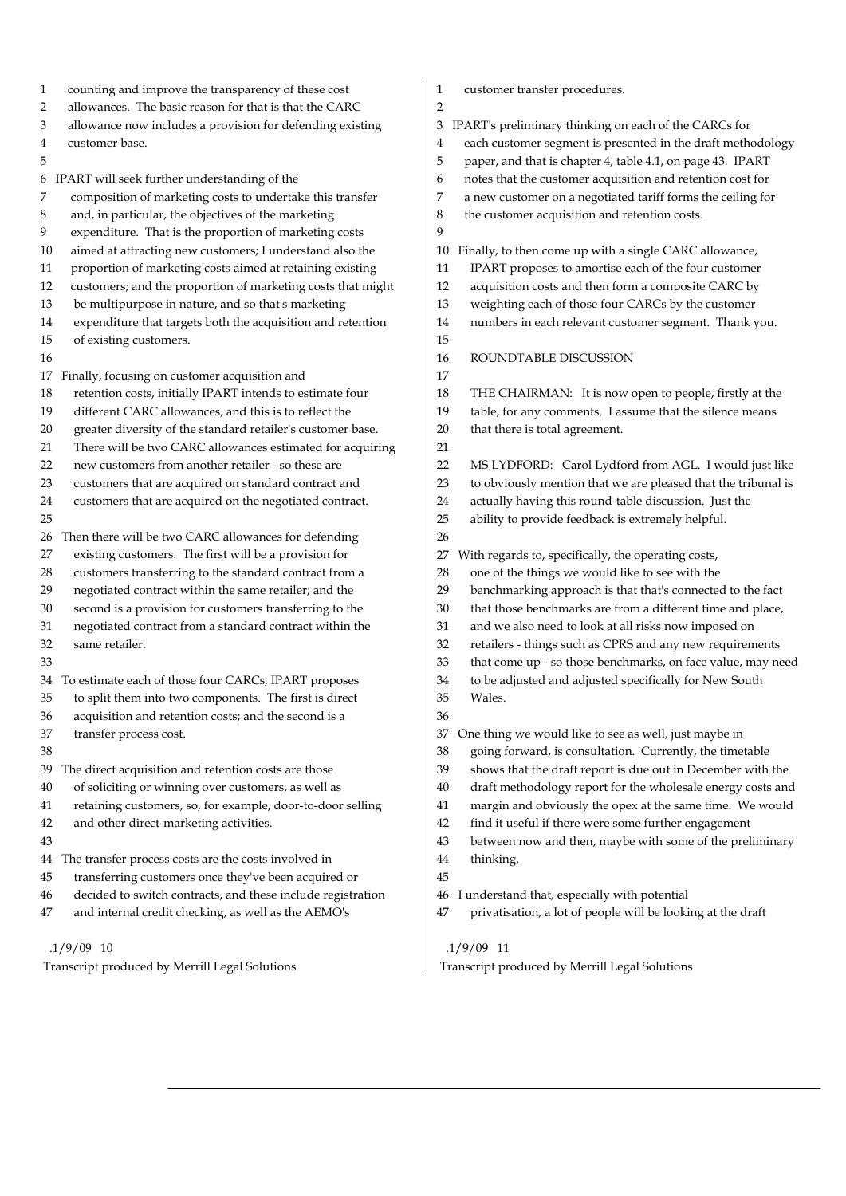counting and improve the transparency of these cost allowances. The basic reason for that is that the CARC allowance now includes a provision for defending existing customer base.

IPART will seek further understanding of the composition of marketing costs to undertake this transfer and, in particular, the objectives of the marketing expenditure. That is the proportion of marketing costs aimed at attracting new customers; I understand also the proportion of marketing costs aimed at retaining existing customers; and the proportion of marketing costs that might be multipurpose in nature, and so that's marketing expenditure that targets both the acquisition and retention of existing customers.

Finally, focusing on customer acquisition and retention costs, initially IPART intends to estimate four different CARC allowances, and this is to reflect the greater diversity of the standard retailer's customer base. There will be two CARC allowances estimated for acquiring new customers from another retailer - so these are customers that are acquired on standard contract and customers that are acquired on the negotiated contract.

Then there will be two CARC allowances for defending existing customers. The first will be a provision for customers transferring to the standard contract from a negotiated contract within the same retailer; and the second is a provision for customers transferring to the negotiated contract from a standard contract within the same retailer.

To estimate each of those four CARCs, IPART proposes to split them into two components. The first is direct acquisition and retention costs; and the second is a transfer process cost.

The direct acquisition and retention costs are those of soliciting or winning over customers, as well as retaining customers, so, for example, door-to-door selling and other direct-marketing activities.

The transfer process costs are the costs involved in transferring customers once they've been acquired or decided to switch contracts, and these include registration and internal credit checking, as well as the AEMO's customer transfer procedures.

IPART's preliminary thinking on each of the CARCs for each customer segment is presented in the draft methodology paper, and that is chapter 4, table 4.1, on page 43. IPART notes that the customer acquisition and retention cost for a new customer on a negotiated tariff forms the ceiling for the customer acquisition and retention costs.

Finally, to then come up with a single CARC allowance, IPART proposes to amortise each of the four customer acquisition costs and then form a composite CARC by weighting each of those four CARCs by the customer numbers in each relevant customer segment. Thank you.

ROUNDTABLE DISCUSSION

THE CHAIRMAN: It is now open to people, firstly at the table, for any comments. I assume that the silence means that there is total agreement.

MS LYDFORD: Carol Lydford from AGL. I would just like to obviously mention that we are pleased that the tribunal is actually having this round-table discussion. Just the ability to provide feedback is extremely helpful.

With regards to, specifically, the operating costs, one of the things we would like to see with the benchmarking approach is that that's connected to the fact that those benchmarks are from a different time and place, and we also need to look at all risks now imposed on retailers - things such as CPRS and any new requirements that come up - so those benchmarks, on face value, may need to be adjusted and adjusted specifically for New South Wales.

One thing we would like to see as well, just maybe in going forward, is consultation. Currently, the timetable shows that the draft report is due out in December with the draft methodology report for the wholesale energy costs and margin and obviously the opex at the same time. We would find it useful if there were some further engagement between now and then, maybe with some of the preliminary thinking.

I understand that, especially with potential privatisation, a lot of people will be looking at the draft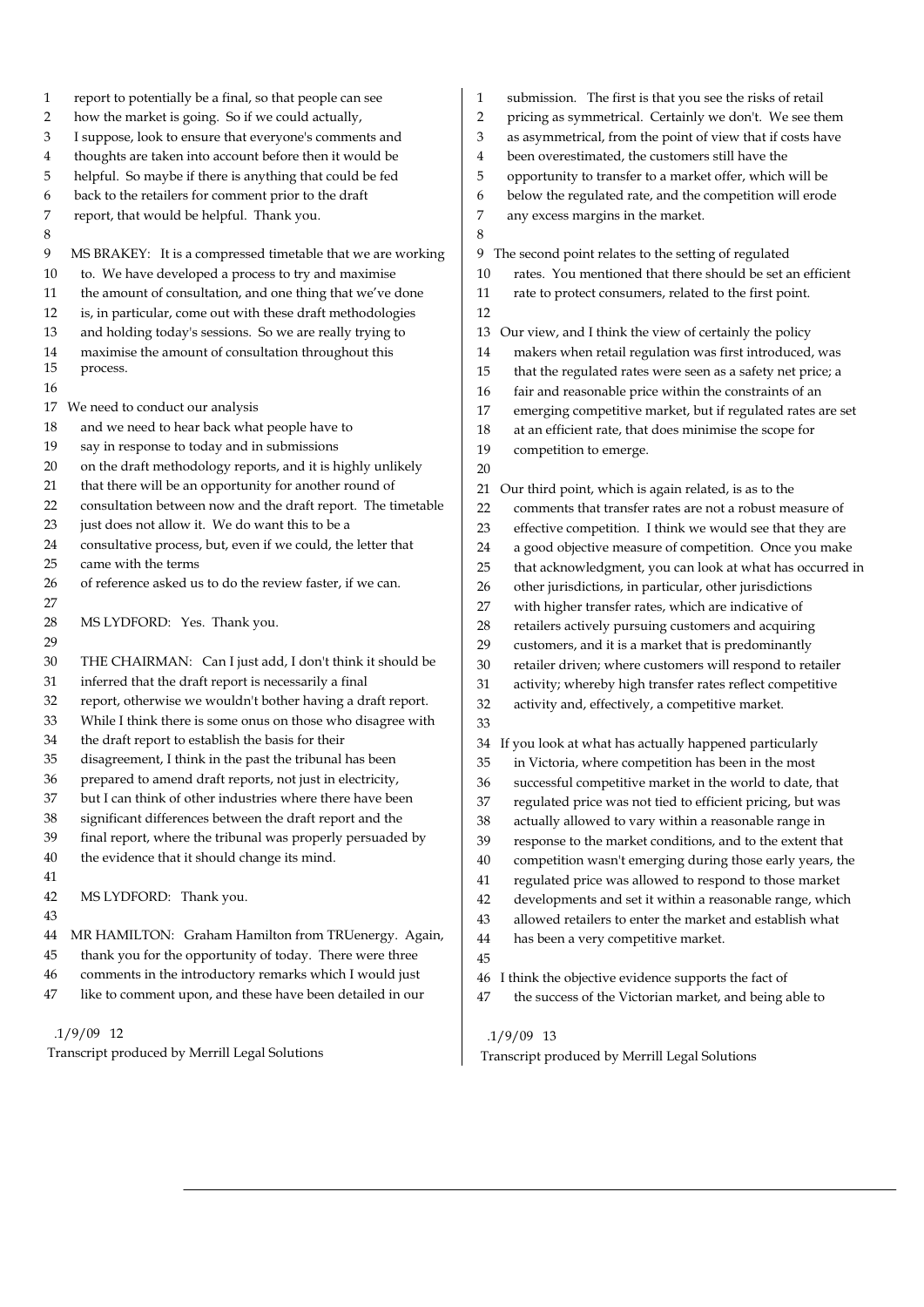report to potentially be a final, so that people can see how the market is going. So if we could actually, I suppose, look to ensure that everyone's comments and thoughts are taken into account before then it would be helpful. So maybe if there is anything that could be fed back to the retailers for comment prior to the draft report, that would be helpful. Thank you.

MS BRAKEY: It is a compressed timetable that we are working to. We have developed a process to try and maximise the amount of consultation, and one thing that we've done is, in particular, come out with these draft methodologies and holding today's sessions. So we are really trying to maximise the amount of consultation throughout this process.

We need to conduct our analysis and we need to hear back what people have to say in response to today and in submissions on the draft methodology reports, and it is highly unlikely that there will be an opportunity for another round of consultation between now and the draft report. The timetable just does not allow it. We do want this to be a consultative process, but, even if we could, the letter that came with the terms of reference asked us to do the review faster, if we can.

MS LYDFORD: Yes. Thank you.

THE CHAIRMAN: Can I just add, I don't think it should be inferred that the draft report is necessarily a final report, otherwise we wouldn't bother having a draft report. While I think there is some onus on those who disagree with the draft report to establish the basis for their disagreement, I think in the past the tribunal has been prepared to amend draft reports, not just in electricity, but I can think of other industries where there have been significant differences between the draft report and the final report, where the tribunal was properly persuaded by the evidence that it should change its mind.

MS LYDFORD: Thank you.

MR HAMILTON: Graham Hamilton from TRUenergy. Again, thank you for the opportunity of today. There were three comments in the introductory remarks which I would just like to comment upon, and these have been detailed in our submission. The first is that you see the risks of retail pricing as symmetrical. Certainly we don't. We see them as asymmetrical, from the point of view that if costs have been overestimated, the customers still have the opportunity to transfer to a market offer, which will be below the regulated rate, and the competition will erode any excess margins in the market.

The second point relates to the setting of regulated rates. You mentioned that there should be set an efficient rate to protect consumers, related to the first point.

Our view, and I think the view of certainly the policy makers when retail regulation was first introduced, was that the regulated rates were seen as a safety net price; a fair and reasonable price within the constraints of an emerging competitive market, but if regulated rates are set at an efficient rate, that does minimise the scope for competition to emerge.

Our third point, which is again related, is as to the comments that transfer rates are not a robust measure of effective competition. I think we would see that they are a good objective measure of competition. Once you make that acknowledgment, you can look at what has occurred in other jurisdictions, in particular, other jurisdictions with higher transfer rates, which are indicative of retailers actively pursuing customers and acquiring customers, and it is a market that is predominantly retailer driven; where customers will respond to retailer activity; whereby high transfer rates reflect competitive activity and, effectively, a competitive market.

If you look at what has actually happened particularly in Victoria, where competition has been in the most successful competitive market in the world to date, that regulated price was not tied to efficient pricing, but was actually allowed to vary within a reasonable range in response to the market conditions, and to the extent that competition wasn't emerging during those early years, the regulated price was allowed to respond to those market developments and set it within a reasonable range, which allowed retailers to enter the market and establish what has been a very competitive market.

I think the objective evidence supports the fact of the success of the Victorian market, and being able to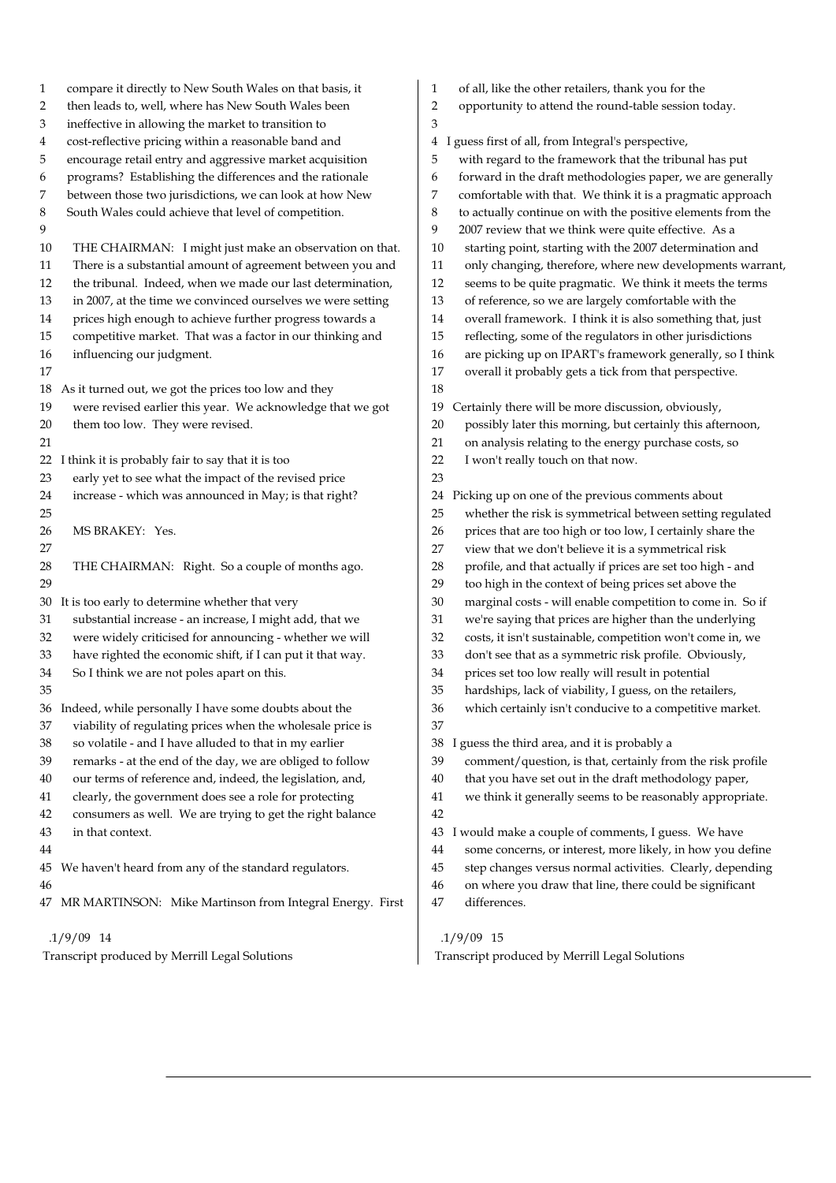compare it directly to New South Wales on that basis, it then leads to, well, where has New South Wales been ineffective in allowing the market to transition to cost-reflective pricing within a reasonable band and encourage retail entry and aggressive market acquisition programs? Establishing the differences and the rationale between those two jurisdictions, we can look at how New South Wales could achieve that level of competition.

THE CHAIRMAN: I might just make an observation on that. There is a substantial amount of agreement between you and the tribunal. Indeed, when we made our last determination, in 2007, at the time we convinced ourselves we were setting prices high enough to achieve further progress towards a competitive market. That was a factor in our thinking and influencing our judgment.

As it turned out, we got the prices too low and they were revised earlier this year. We acknowledge that we got them too low. They were revised.

I think it is probably fair to say that it is too early yet to see what the impact of the revised price increase - which was announced in May; is that right?

MS BRAKEY: Yes.

THE CHAIRMAN: Right. So a couple of months ago.

It is too early to determine whether that very substantial increase - an increase, I might add, that we were widely criticised for announcing - whether we will have righted the economic shift, if I can put it that way. So I think we are not poles apart on this.

Indeed, while personally I have some doubts about the viability of regulating prices when the wholesale price is so volatile - and I have alluded to that in my earlier remarks - at the end of the day, we are obliged to follow our terms of reference and, indeed, the legislation, and, clearly, the government does see a role for protecting consumers as well. We are trying to get the right balance in that context.

We haven't heard from any of the standard regulators.

MR MARTINSON: Mike Martinson from Integral Energy. First of all, like the other retailers, thank you for the opportunity to attend the round-table session today.

I guess first of all, from Integral's perspective, with regard to the framework that the tribunal has put forward in the draft methodologies paper, we are generally comfortable with that. We think it is a pragmatic approach to actually continue on with the positive elements from the 2007 review that we think were quite effective. As a starting point, starting with the 2007 determination and only changing, therefore, where new developments warrant, seems to be quite pragmatic. We think it meets the terms of reference, so we are largely comfortable with the overall framework. I think it is also something that, just reflecting, some of the regulators in other jurisdictions are picking up on IPART's framework generally, so I think overall it probably gets a tick from that perspective.

Certainly there will be more discussion, obviously, possibly later this morning, but certainly this afternoon, on analysis relating to the energy purchase costs, so I won't really touch on that now.

Picking up on one of the previous comments about whether the risk is symmetrical between setting regulated prices that are too high or too low, I certainly share the view that we don't believe it is a symmetrical risk profile, and that actually if prices are set too high - and too high in the context of being prices set above the marginal costs - will enable competition to come in. So if we're saying that prices are higher than the underlying costs, it isn't sustainable, competition won't come in, we don't see that as a symmetric risk profile. Obviously, prices set too low really will result in potential hardships, lack of viability, I guess, on the retailers, which certainly isn't conducive to a competitive market.

I guess the third area, and it is probably a comment/question, is that, certainly from the risk profile that you have set out in the draft methodology paper, we think it generally seems to be reasonably appropriate.

I would make a couple of comments, I guess. We have some concerns, or interest, more likely, in how you define step changes versus normal activities. Clearly, depending on where you draw that line, there could be significant differences.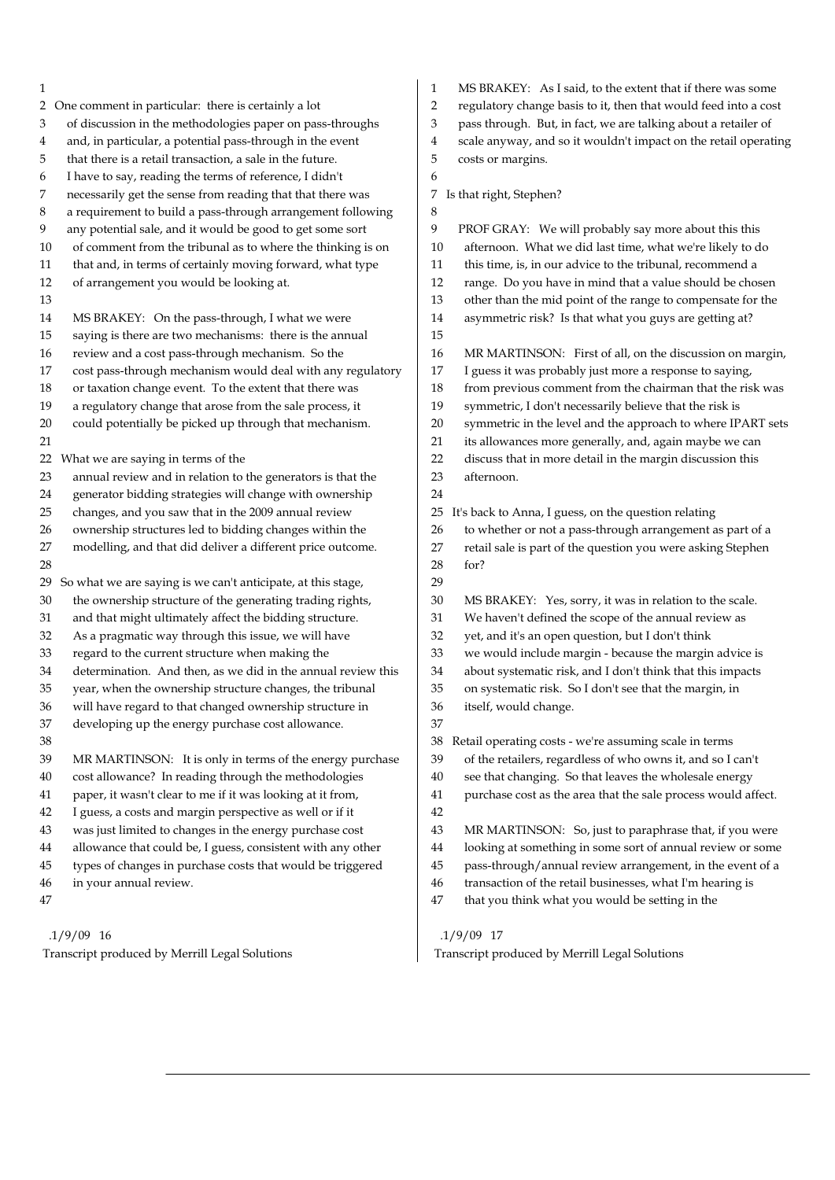One comment in particular: there is certainly a lot of discussion in the methodologies paper on pass-throughs and, in particular, a potential pass-through in the event that there is a retail transaction, a sale in the future. I have to say, reading the terms of reference, I didn't necessarily get the sense from reading that that there was a requirement to build a pass-through arrangement following any potential sale, and it would be good to get some sort of comment from the tribunal as to where the thinking is on that and, in terms of certainly moving forward, what type of arrangement you would be looking at.

MS BRAKEY: On the pass-through, I what we were saying is there are two mechanisms: there is the annual review and a cost pass-through mechanism. So the cost pass-through mechanism would deal with any regulatory or taxation change event. To the extent that there was a regulatory change that arose from the sale process, it could potentially be picked up through that mechanism.

What we are saying in terms of the annual review and in relation to the generators is that the generator bidding strategies will change with ownership changes, and you saw that in the 2009 annual review ownership structures led to bidding changes within the modelling, and that did deliver a different price outcome.

So what we are saying is we can't anticipate, at this stage, the ownership structure of the generating trading rights, and that might ultimately affect the bidding structure. As a pragmatic way through this issue, we will have regard to the current structure when making the determination. And then, as we did in the annual review this year, when the ownership structure changes, the tribunal will have regard to that changed ownership structure in developing up the energy purchase cost allowance.

MR MARTINSON: It is only in terms of the energy purchase cost allowance? In reading through the methodologies paper, it wasn't clear to me if it was looking at it from, I guess, a costs and margin perspective as well or if it was just limited to changes in the energy purchase cost allowance that could be, I guess, consistent with any other types of changes in purchase costs that would be triggered in your annual review.

MS BRAKEY: As I said, to the extent that if there was some regulatory change basis to it, then that would feed into a cost pass through. But, in fact, we are talking about a retailer of scale anyway, and so it wouldn't impact on the retail operating costs or margins.

Is that right, Stephen?

PROF GRAY: We will probably say more about this this afternoon. What we did last time, what we're likely to do this time, is, in our advice to the tribunal, recommend a range. Do you have in mind that a value should be chosen other than the mid point of the range to compensate for the asymmetric risk? Is that what you guys are getting at?

MR MARTINSON: First of all, on the discussion on margin, I guess it was probably just more a response to saying, from previous comment from the chairman that the risk was symmetric, I don't necessarily believe that the risk is symmetric in the level and the approach to where IPART sets its allowances more generally, and, again maybe we can discuss that in more detail in the margin discussion this afternoon.

It's back to Anna, I guess, on the question relating to whether or not a pass-through arrangement as part of a retail sale is part of the question you were asking Stephen for?

MS BRAKEY: Yes, sorry, it was in relation to the scale. We haven't defined the scope of the annual review as yet, and it's an open question, but I don't think we would include margin - because the margin advice is about systematic risk, and I don't think that this impacts on systematic risk. So I don't see that the margin, in itself, would change.

Retail operating costs - we're assuming scale in terms of the retailers, regardless of who owns it, and so I can't see that changing. So that leaves the wholesale energy purchase cost as the area that the sale process would affect.

MR MARTINSON: So, just to paraphrase that, if you were looking at something in some sort of annual review or some pass-through/annual review arrangement, in the event of a transaction of the retail businesses, what I'm hearing is that you think what you would be setting in the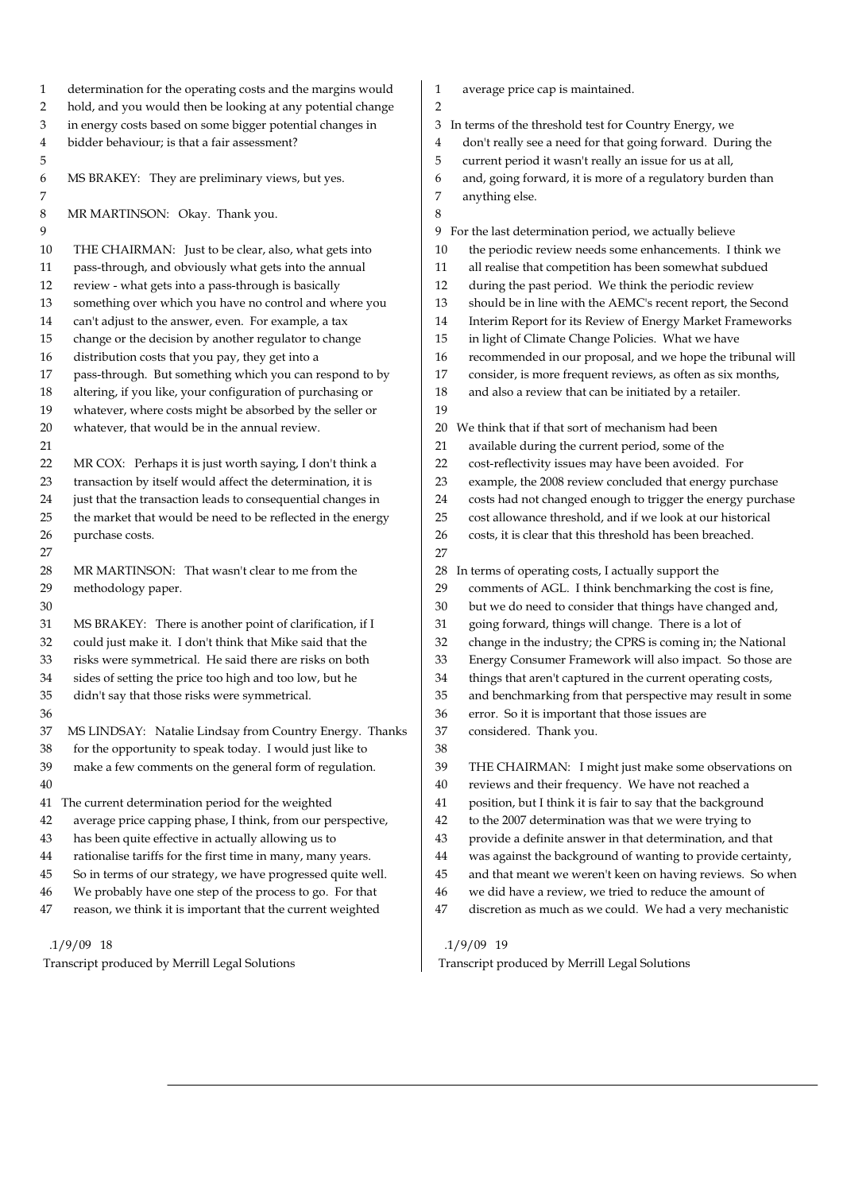determination for the operating costs and the margins would hold, and you would then be looking at any potential change in energy costs based on some bigger potential changes in bidder behaviour; is that a fair assessment?

MS BRAKEY: They are preliminary views, but yes.

MR MARTINSON: Okay. Thank you.

THE CHAIRMAN: Just to be clear, also, what gets into pass-through, and obviously what gets into the annual review - what gets into a pass-through is basically something over which you have no control and where you can't adjust to the answer, even. For example, a tax change or the decision by another regulator to change distribution costs that you pay, they get into a pass-through. But something which you can respond to by altering, if you like, your configuration of purchasing or whatever, where costs might be absorbed by the seller or whatever, that would be in the annual review.

MR COX: Perhaps it is just worth saying, I don't think a transaction by itself would affect the determination, it is just that the transaction leads to consequential changes in the market that would be need to be reflected in the energy purchase costs.

MR MARTINSON: That wasn't clear to me from the methodology paper.

MS BRAKEY: There is another point of clarification, if I could just make it. I don't think that Mike said that the risks were symmetrical. He said there are risks on both sides of setting the price too high and too low, but he didn't say that those risks were symmetrical.

MS LINDSAY: Natalie Lindsay from Country Energy. Thanks for the opportunity to speak today. I would just like to make a few comments on the general form of regulation.

The current determination period for the weighted average price capping phase, I think, from our perspective, has been quite effective in actually allowing us to rationalise tariffs for the first time in many, many years. So in terms of our strategy, we have progressed quite well. We probably have one step of the process to go. For that reason, we think it is important that the current weighted average price cap is maintained.

In terms of the threshold test for Country Energy, we don't really see a need for that going forward. During the current period it wasn't really an issue for us at all, and, going forward, it is more of a regulatory burden than anything else.

For the last determination period, we actually believe the periodic review needs some enhancements. I think we all realise that competition has been somewhat subdued during the past period. We think the periodic review should be in line with the AEMC's recent report, the Second Interim Report for its Review of Energy Market Frameworks in light of Climate Change Policies. What we have recommended in our proposal, and we hope the tribunal will consider, is more frequent reviews, as often as six months, and also a review that can be initiated by a retailer.

We think that if that sort of mechanism had been available during the current period, some of the cost-reflectivity issues may have been avoided. For example, the 2008 review concluded that energy purchase costs had not changed enough to trigger the energy purchase cost allowance threshold, and if we look at our historical costs, it is clear that this threshold has been breached.

In terms of operating costs, I actually support the comments of AGL. I think benchmarking the cost is fine, but we do need to consider that things have changed and, going forward, things will change. There is a lot of change in the industry; the CPRS is coming in; the National Energy Consumer Framework will also impact. So those are things that aren't captured in the current operating costs, and benchmarking from that perspective may result in some error. So it is important that those issues are considered. Thank you.

THE CHAIRMAN: I might just make some observations on reviews and their frequency. We have not reached a position, but I think it is fair to say that the background to the 2007 determination was that we were trying to provide a definite answer in that determination, and that was against the background of wanting to provide certainty, and that meant we weren't keen on having reviews. So when we did have a review, we tried to reduce the amount of discretion as much as we could. We had a very mechanistic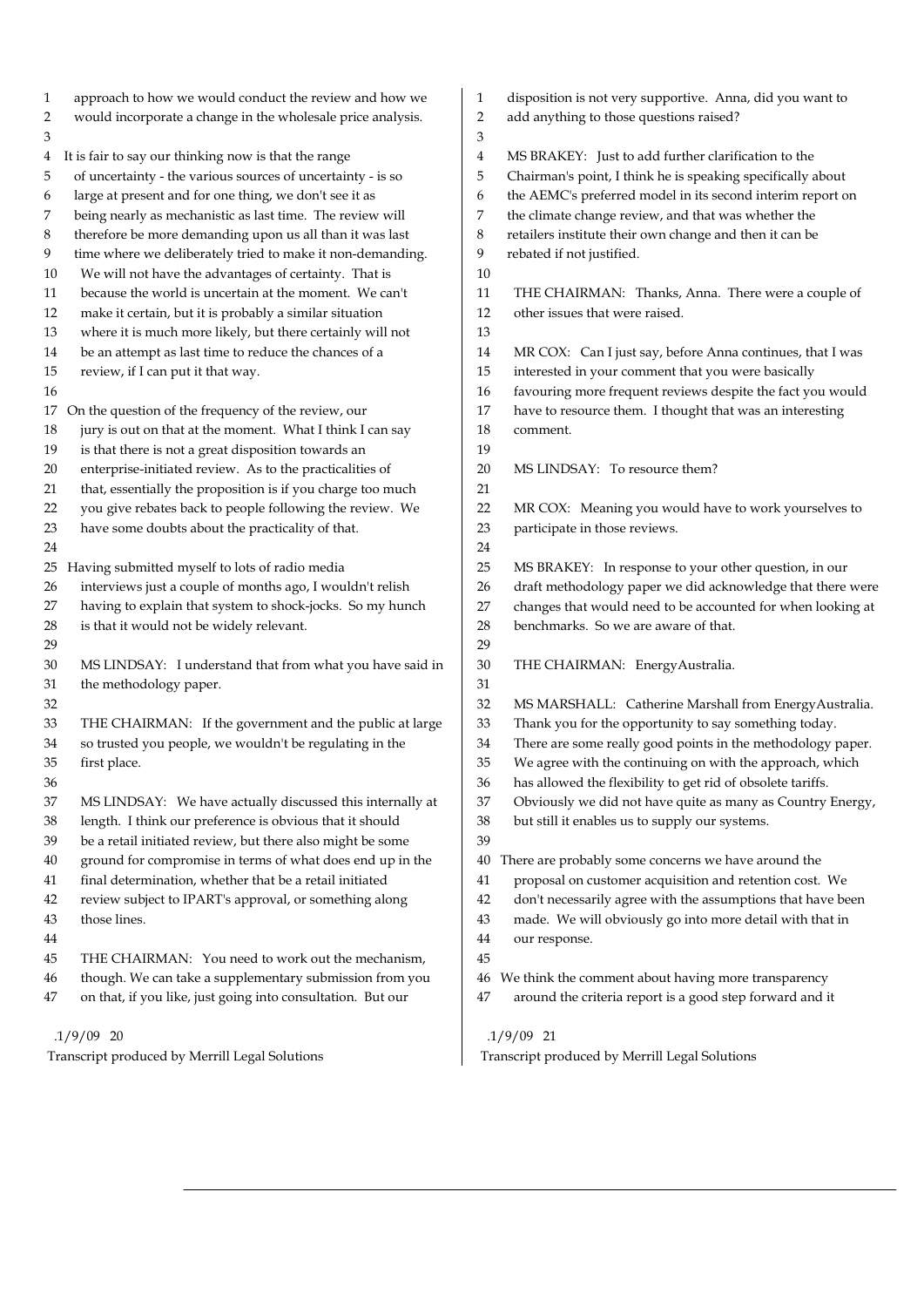approach to how we would conduct the review and how we would incorporate a change in the wholesale price analysis.

It is fair to say our thinking now is that the range of uncertainty - the various sources of uncertainty - is so large at present and for one thing, we don't see it as being nearly as mechanistic as last time. The review will therefore be more demanding upon us all than it was last time where we deliberately tried to make it non-demanding. We will not have the advantages of certainty. That is because the world is uncertain at the moment. We can't make it certain, but it is probably a similar situation where it is much more likely, but there certainly will not be an attempt as last time to reduce the chances of a review, if I can put it that way.

On the question of the frequency of the review, our jury is out on that at the moment. What I think I can say is that there is not a great disposition towards an enterprise-initiated review. As to the practicalities of that, essentially the proposition is if you charge too much you give rebates back to people following the review. We have some doubts about the practicality of that.

Having submitted myself to lots of radio media interviews just a couple of months ago, I wouldn't relish having to explain that system to shock-jocks. So my hunch is that it would not be widely relevant.

MS LINDSAY: I understand that from what you have said in the methodology paper.

THE CHAIRMAN: If the government and the public at large so trusted you people, we wouldn't be regulating in the first place.

MS LINDSAY: We have actually discussed this internally at length. I think our preference is obvious that it should be a retail initiated review, but there also might be some ground for compromise in terms of what does end up in the final determination, whether that be a retail initiated review subject to IPART's approval, or something along those lines.

THE CHAIRMAN: You need to work out the mechanism, though. We can take a supplementary submission from you on that, if you like, just going into consultation. But our disposition is not very supportive. Anna, did you want to add anything to those questions raised?

MS BRAKEY: Just to add further clarification to the Chairman's point, I think he is speaking specifically about the AEMC's preferred model in its second interim report on the climate change review, and that was whether the retailers institute their own change and then it can be rebated if not justified.

THE CHAIRMAN: Thanks, Anna. There were a couple of other issues that were raised.

MR COX: Can I just say, before Anna continues, that I was interested in your comment that you were basically favouring more frequent reviews despite the fact you would have to resource them. I thought that was an interesting comment.

MS LINDSAY: To resource them?

MR COX: Meaning you would have to work yourselves to participate in those reviews.

MS BRAKEY: In response to your other question, in our draft methodology paper we did acknowledge that there were changes that would need to be accounted for when looking at benchmarks. So we are aware of that.

THE CHAIRMAN: EnergyAustralia.

MS MARSHALL: Catherine Marshall from EnergyAustralia. Thank you for the opportunity to say something today. There are some really good points in the methodology paper. We agree with the continuing on with the approach, which has allowed the flexibility to get rid of obsolete tariffs. Obviously we did not have quite as many as Country Energy, but still it enables us to supply our systems.

There are probably some concerns we have around the proposal on customer acquisition and retention cost. We don't necessarily agree with the assumptions that have been made. We will obviously go into more detail with that in our response.

We think the comment about having more transparency around the criteria report is a good step forward and it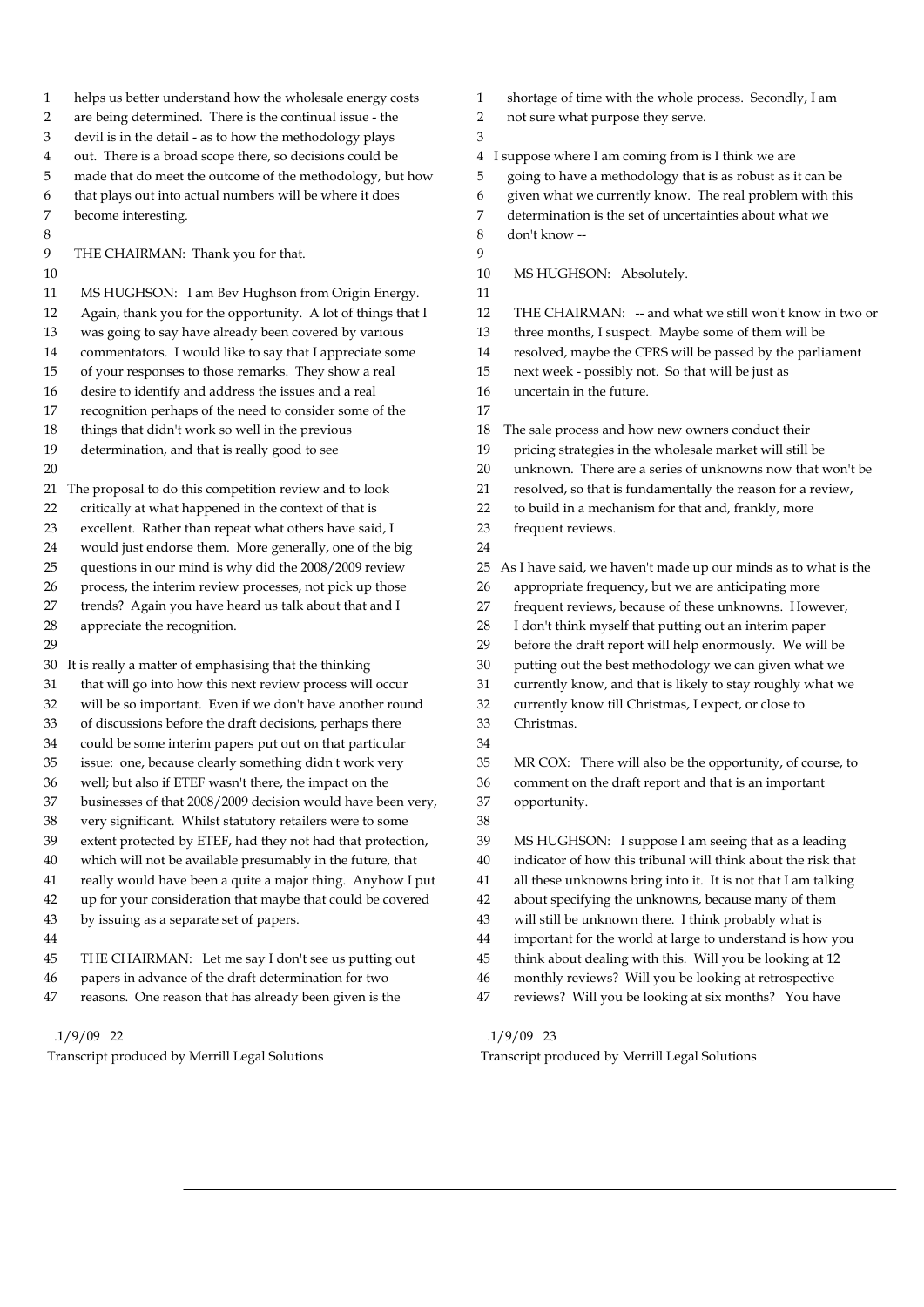helps us better understand how the wholesale energy costs are being determined. There is the continual issue - the devil is in the detail - as to how the methodology plays out. There is a broad scope there, so decisions could be made that do meet the outcome of the methodology, but how that plays out into actual numbers will be where it does become interesting.

THE CHAIRMAN: Thank you for that.

MS HUGHSON: I am Bev Hughson from Origin Energy. Again, thank you for the opportunity. A lot of things that I was going to say have already been covered by various commentators. I would like to say that I appreciate some of your responses to those remarks. They show a real desire to identify and address the issues and a real recognition perhaps of the need to consider some of the things that didn't work so well in the previous determination, and that is really good to see

The proposal to do this competition review and to look critically at what happened in the context of that is excellent. Rather than repeat what others have said, I would just endorse them. More generally, one of the big questions in our mind is why did the 2008/2009 review process, the interim review processes, not pick up those trends? Again you have heard us talk about that and I appreciate the recognition.

It is really a matter of emphasising that the thinking that will go into how this next review process will occur will be so important. Even if we don't have another round of discussions before the draft decisions, perhaps there could be some interim papers put out on that particular issue: one, because clearly something didn't work very well; but also if ETEF wasn't there, the impact on the businesses of that 2008/2009 decision would have been very, very significant. Whilst statutory retailers were to some extent protected by ETEF, had they not had that protection, which will not be available presumably in the future, that really would have been a quite a major thing. Anyhow I put up for your consideration that maybe that could be covered by issuing as a separate set of papers.

THE CHAIRMAN: Let me say I don't see us putting out papers in advance of the draft determination for two reasons. One reason that has already been given is the shortage of time with the whole process. Secondly, I am not sure what purpose they serve.

I suppose where I am coming from is I think we are going to have a methodology that is as robust as it can be given what we currently know. The real problem with this determination is the set of uncertainties about what we don't know --

MS HUGHSON: Absolutely.

THE CHAIRMAN: -- and what we still won't know in two or three months, I suspect. Maybe some of them will be resolved, maybe the CPRS will be passed by the parliament next week - possibly not. So that will be just as uncertain in the future.

The sale process and how new owners conduct their pricing strategies in the wholesale market will still be unknown. There are a series of unknowns now that won't be resolved, so that is fundamentally the reason for a review, to build in a mechanism for that and, frankly, more frequent reviews.

As I have said, we haven't made up our minds as to what is the appropriate frequency, but we are anticipating more frequent reviews, because of these unknowns. However, I don't think myself that putting out an interim paper before the draft report will help enormously. We will be putting out the best methodology we can given what we currently know, and that is likely to stay roughly what we currently know till Christmas, I expect, or close to Christmas.

MR COX: There will also be the opportunity, of course, to comment on the draft report and that is an important opportunity.

MS HUGHSON: I suppose I am seeing that as a leading indicator of how this tribunal will think about the risk that all these unknowns bring into it. It is not that I am talking about specifying the unknowns, because many of them will still be unknown there. I think probably what is important for the world at large to understand is how you think about dealing with this. Will you be looking at 12 monthly reviews? Will you be looking at retrospective reviews? Will you be looking at six months? You have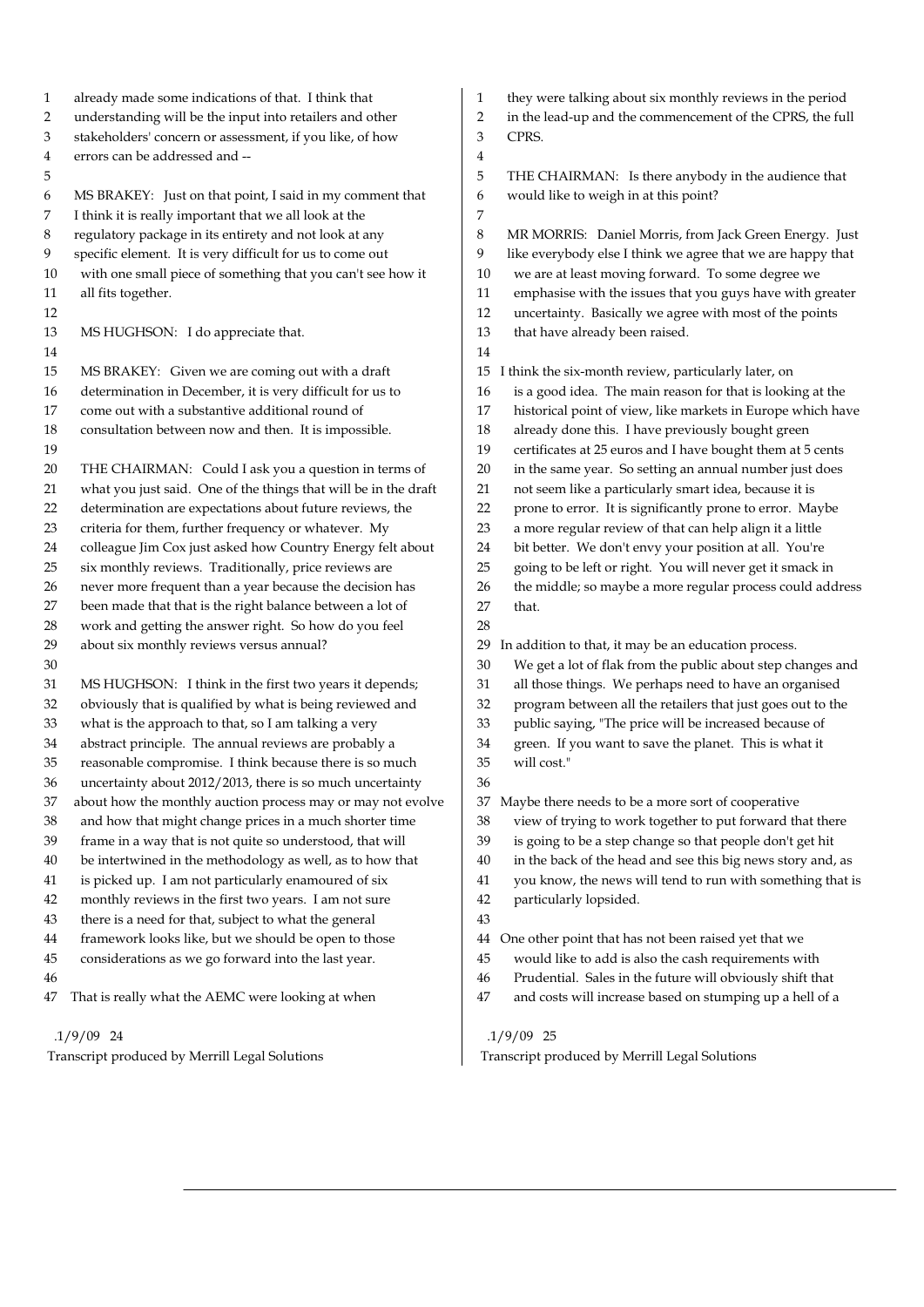already made some indications of that. I think that understanding will be the input into retailers and other stakeholders' concern or assessment, if you like, of how errors can be addressed and --

MS BRAKEY: Just on that point, I said in my comment that I think it is really important that we all look at the regulatory package in its entirety and not look at any specific element. It is very difficult for us to come out with one small piece of something that you can't see how it all fits together.

MS HUGHSON: I do appreciate that.

MS BRAKEY: Given we are coming out with a draft determination in December, it is very difficult for us to come out with a substantive additional round of consultation between now and then. It is impossible.

THE CHAIRMAN: Could I ask you a question in terms of what you just said. One of the things that will be in the draft determination are expectations about future reviews, the criteria for them, further frequency or whatever. My colleague Jim Cox just asked how Country Energy felt about six monthly reviews. Traditionally, price reviews are never more frequent than a year because the decision has been made that that is the right balance between a lot of work and getting the answer right. So how do you feel about six monthly reviews versus annual?

MS HUGHSON: I think in the first two years it depends; obviously that is qualified by what is being reviewed and what is the approach to that, so I am talking a very abstract principle. The annual reviews are probably a reasonable compromise. I think because there is so much uncertainty about 2012/2013, there is so much uncertainty about how the monthly auction process may or may not evolve and how that might change prices in a much shorter time frame in a way that is not quite so understood, that will be intertwined in the methodology as well, as to how that is picked up. I am not particularly enamoured of six monthly reviews in the first two years. I am not sure there is a need for that, subject to what the general framework looks like, but we should be open to those considerations as we go forward into the last year.

That is really what the AEMC were looking at when they were talking about six monthly reviews in the period in the lead-up and the commencement of the CPRS, the full CPRS.

THE CHAIRMAN: Is there anybody in the audience that would like to weigh in at this point?

MR MORRIS: Daniel Morris, from Jack Green Energy. Just like everybody else I think we agree that we are happy that we are at least moving forward. To some degree we emphasise with the issues that you guys have with greater uncertainty. Basically we agree with most of the points that have already been raised.

I think the six-month review, particularly later, on is a good idea. The main reason for that is looking at the historical point of view, like markets in Europe which have already done this. I have previously bought green certificates at 25 euros and I have bought them at 5 cents in the same year. So setting an annual number just does not seem like a particularly smart idea, because it is prone to error. It is significantly prone to error. Maybe a more regular review of that can help align it a little bit better. We don't envy your position at all. You're going to be left or right. You will never get it smack in the middle; so maybe a more regular process could address that.

In addition to that, it may be an education process. We get a lot of flak from the public about step changes and all those things. We perhaps need to have an organised program between all the retailers that just goes out to the public saying, "The price will be increased because of green. If you want to save the planet. This is what it will cost."

Maybe there needs to be a more sort of cooperative view of trying to work together to put forward that there is going to be a step change so that people don't get hit in the back of the head and see this big news story and, as you know, the news will tend to run with something that is particularly lopsided.

One other point that has not been raised yet that we would like to add is also the cash requirements with Prudential. Sales in the future will obviously shift that and costs will increase based on stumping up a hell of a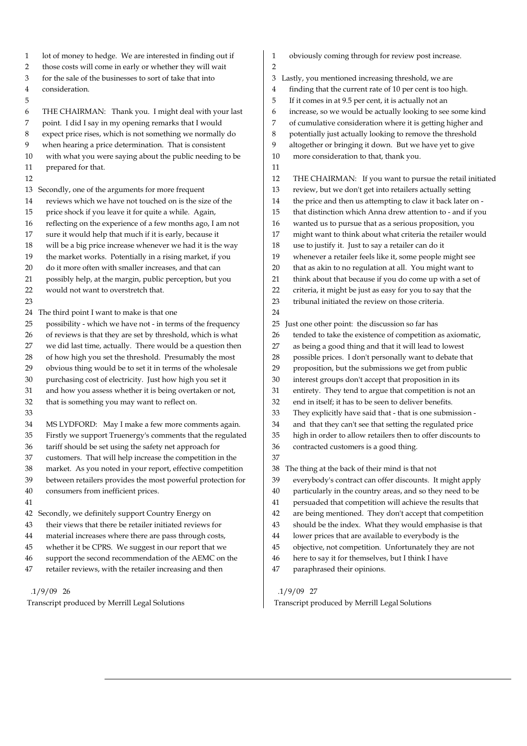lot of money to hedge. We are interested in finding out if those costs will come in early or whether they will wait for the sale of the businesses to sort of take that into consideration.

THE CHAIRMAN: Thank you. I might deal with your last point. I did I say in my opening remarks that I would expect price rises, which is not something we normally do when hearing a price determination. That is consistent with what you were saying about the public needing to be prepared for that.

Secondly, one of the arguments for more frequent reviews which we have not touched on is the size of the price shock if you leave it for quite a while. Again, reflecting on the experience of a few months ago, I am not sure it would help that much if it is early, because it will be a big price increase whenever we had it is the way the market works. Potentially in a rising market, if you do it more often with smaller increases, and that can possibly help, at the margin, public perception, but you would not want to overstretch that.

The third point I want to make is that one possibility - which we have not - in terms of the frequency of reviews is that they are set by threshold, which is what we did last time, actually. There would be a question then of how high you set the threshold. Presumably the most obvious thing would be to set it in terms of the wholesale purchasing cost of electricity. Just how high you set it and how you assess whether it is being overtaken or not, that is something you may want to reflect on.

MS LYDFORD: May I make a few more comments again. Firstly we support Truenergy's comments that the regulated tariff should be set using the safety net approach for customers. That will help increase the competition in the market. As you noted in your report, effective competition between retailers provides the most powerful protection for consumers from inefficient prices.

Secondly, we definitely support Country Energy on their views that there be retailer initiated reviews for material increases where there are pass through costs, whether it be CPRS. We suggest in our report that we support the second recommendation of the AEMC on the retailer reviews, with the retailer increasing and then obviously coming through for review post increase.

Lastly, you mentioned increasing threshold, we are finding that the current rate of 10 per cent is too high. If it comes in at 9.5 per cent, it is actually not an increase, so we would be actually looking to see some kind of cumulative consideration where it is getting higher and potentially just actually looking to remove the threshold altogether or bringing it down. But we have yet to give more consideration to that, thank you.

THE CHAIRMAN: If you want to pursue the retail initiated review, but we don't get into retailers actually setting the price and then us attempting to claw it back later on - that distinction which Anna drew attention to - and if you wanted us to pursue that as a serious proposition, you might want to think about what criteria the retailer would use to justify it. Just to say a retailer can do it whenever a retailer feels like it, some people might see that as akin to no regulation at all. You might want to think about that because if you do come up with a set of criteria, it might be just as easy for you to say that the tribunal initiated the review on those criteria.

Just one other point: the discussion so far has tended to take the existence of competition as axiomatic, as being a good thing and that it will lead to lowest possible prices. I don't personally want to debate that proposition, but the submissions we get from public interest groups don't accept that proposition in its entirety. They tend to argue that competition is not an end in itself; it has to be seen to deliver benefits. They explicitly have said that - that is one submission - and that they can't see that setting the regulated price high in order to allow retailers then to offer discounts to contracted customers is a good thing.

The thing at the back of their mind is that not everybody's contract can offer discounts. It might apply particularly in the country areas, and so they need to be persuaded that competition will achieve the results that are being mentioned. They don't accept that competition should be the index. What they would emphasise is that lower prices that are available to everybody is the objective, not competition. Unfortunately they are not here to say it for themselves, but I think I have paraphrased their opinions.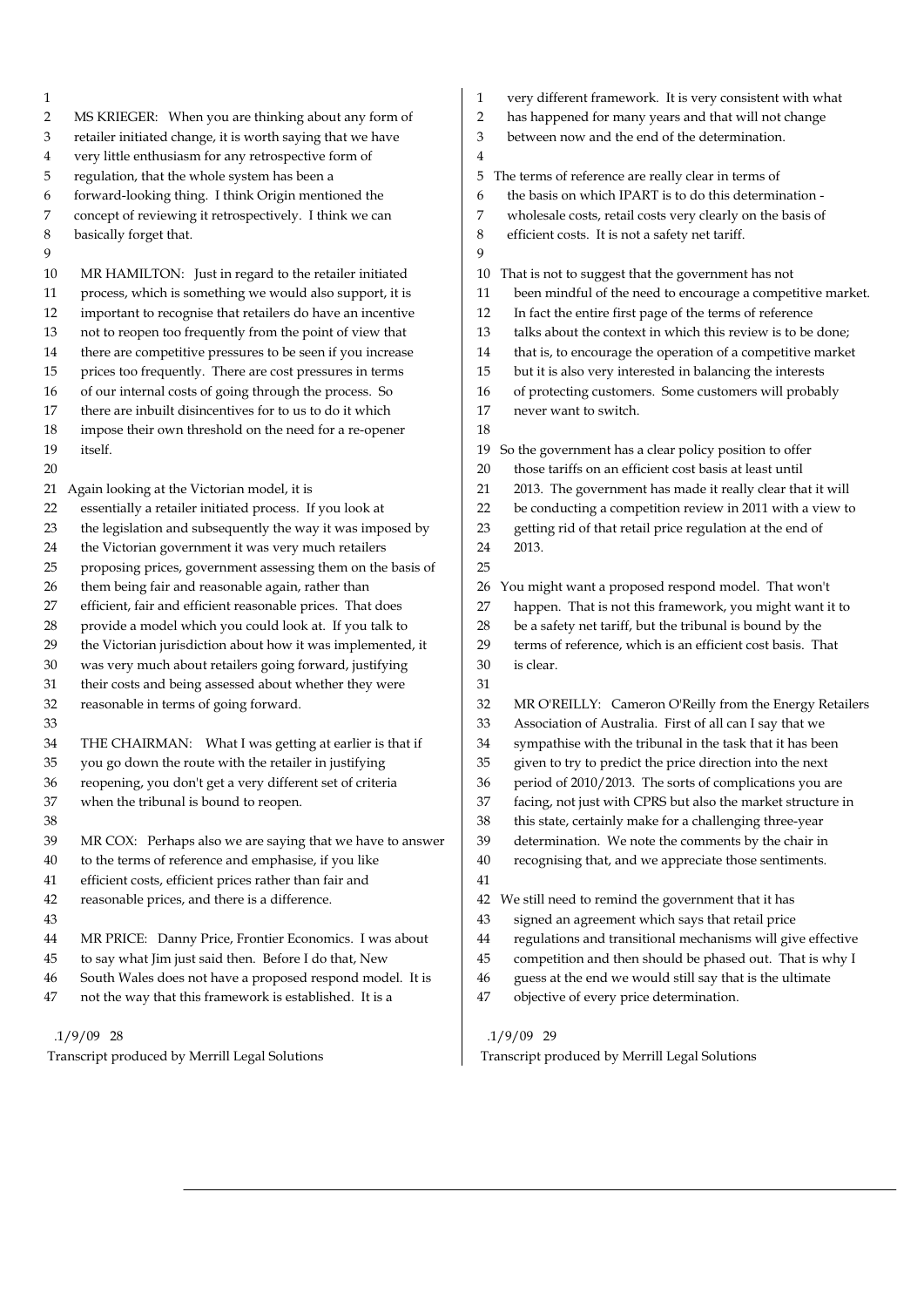MS KRIEGER: When you are thinking about any form of retailer initiated change, it is worth saying that we have very little enthusiasm for any retrospective form of regulation, that the whole system has been a forward-looking thing. I think Origin mentioned the concept of reviewing it retrospectively. I think we can basically forget that.

MR HAMILTON: Just in regard to the retailer initiated process, which is something we would also support, it is important to recognise that retailers do have an incentive not to reopen too frequently from the point of view that there are competitive pressures to be seen if you increase prices too frequently. There are cost pressures in terms of our internal costs of going through the process. So there are inbuilt disincentives for to us to do it which impose their own threshold on the need for a re-opener itself.

Again looking at the Victorian model, it is essentially a retailer initiated process. If you look at the legislation and subsequently the way it was imposed by the Victorian government it was very much retailers proposing prices, government assessing them on the basis of them being fair and reasonable again, rather than efficient, fair and efficient reasonable prices. That does provide a model which you could look at. If you talk to the Victorian jurisdiction about how it was implemented, it was very much about retailers going forward, justifying their costs and being assessed about whether they were reasonable in terms of going forward.

THE CHAIRMAN: What I was getting at earlier is that if you go down the route with the retailer in justifying reopening, you don't get a very different set of criteria when the tribunal is bound to reopen.

MR COX: Perhaps also we are saying that we have to answer to the terms of reference and emphasise, if you like efficient costs, efficient prices rather than fair and reasonable prices, and there is a difference.

MR PRICE: Danny Price, Frontier Economics. I was about to say what Jim just said then. Before I do that, New South Wales does not have a proposed respond model. It is not the way that this framework is established. It is a very different framework. It is very consistent with what has happened for many years and that will not change between now and the end of the determination.

The terms of reference are really clear in terms of the basis on which IPART is to do this determination - wholesale costs, retail costs very clearly on the basis of efficient costs. It is not a safety net tariff.

That is not to suggest that the government has not been mindful of the need to encourage a competitive market. In fact the entire first page of the terms of reference talks about the context in which this review is to be done; that is, to encourage the operation of a competitive market but it is also very interested in balancing the interests of protecting customers. Some customers will probably never want to switch.

So the government has a clear policy position to offer those tariffs on an efficient cost basis at least until 2013. The government has made it really clear that it will be conducting a competition review in 2011 with a view to getting rid of that retail price regulation at the end of 2013.

You might want a proposed respond model. That won't happen. That is not this framework, you might want it to be a safety net tariff, but the tribunal is bound by the terms of reference, which is an efficient cost basis. That is clear.

MR O'REILLY: Cameron O'Reilly from the Energy Retailers Association of Australia. First of all can I say that we sympathise with the tribunal in the task that it has been given to try to predict the price direction into the next period of 2010/2013. The sorts of complications you are facing, not just with CPRS but also the market structure in this state, certainly make for a challenging three-year determination. We note the comments by the chair in recognising that, and we appreciate those sentiments.

We still need to remind the government that it has signed an agreement which says that retail price regulations and transitional mechanisms will give effective competition and then should be phased out. That is why I guess at the end we would still say that is the ultimate objective of every price determination.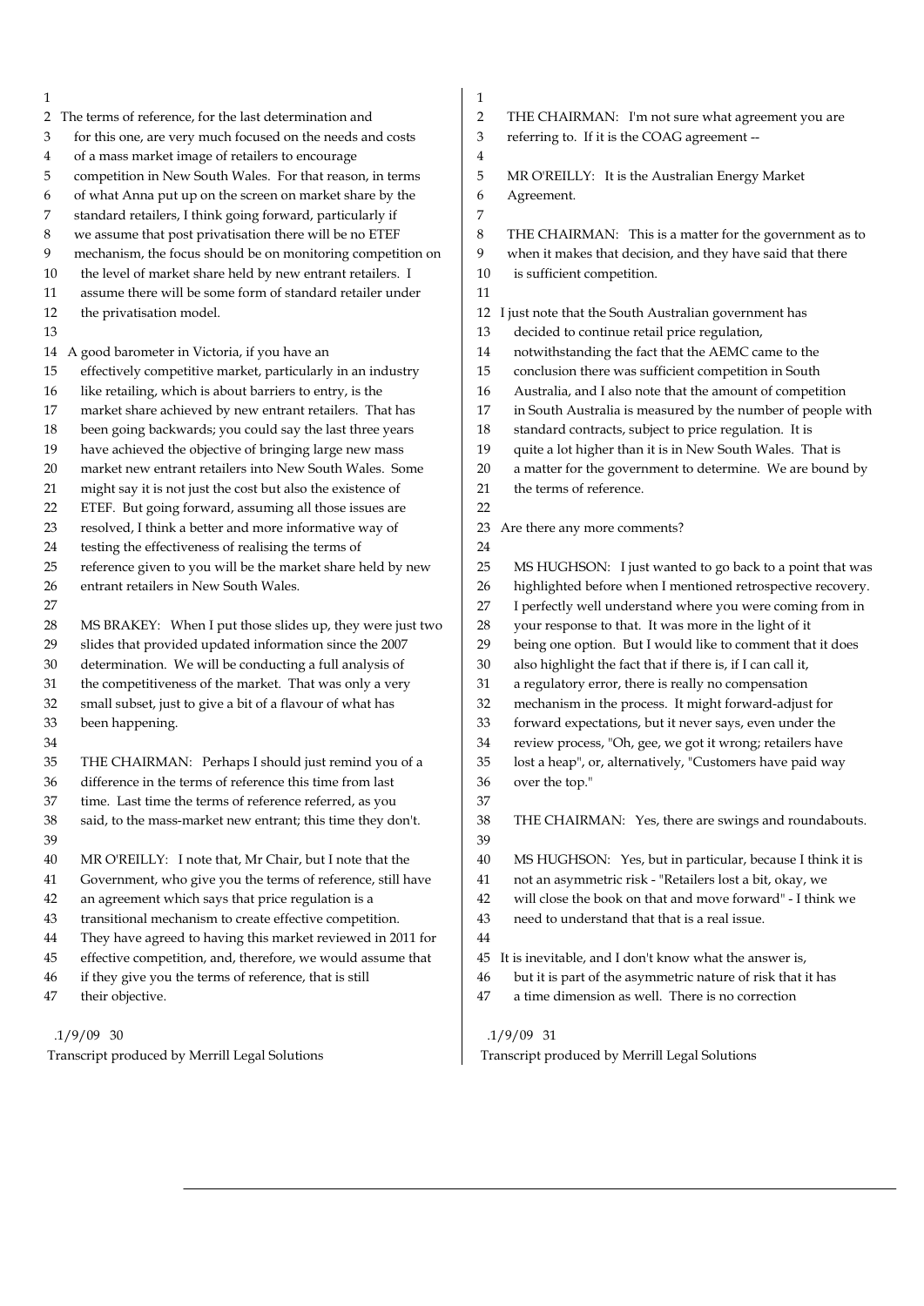The terms of reference, for the last determination and for this one, are very much focused on the needs and costs of a mass market image of retailers to encourage competition in New South Wales. For that reason, in terms of what Anna put up on the screen on market share by the standard retailers, I think going forward, particularly if we assume that post privatisation there will be no ETEF mechanism, the focus should be on monitoring competition on the level of market share held by new entrant retailers. I assume there will be some form of standard retailer under the privatisation model.

A good barometer in Victoria, if you have an effectively competitive market, particularly in an industry like retailing, which is about barriers to entry, is the market share achieved by new entrant retailers. That has been going backwards; you could say the last three years have achieved the objective of bringing large new mass market new entrant retailers into New South Wales. Some might say it is not just the cost but also the existence of ETEF. But going forward, assuming all those issues are resolved, I think a better and more informative way of testing the effectiveness of realising the terms of reference given to you will be the market share held by new entrant retailers in New South Wales.

MS BRAKEY: When I put those slides up, they were just two slides that provided updated information since the 2007 determination. We will be conducting a full analysis of the competitiveness of the market. That was only a very small subset, just to give a bit of a flavour of what has been happening.

THE CHAIRMAN: Perhaps I should just remind you of a difference in the terms of reference this time from last time. Last time the terms of reference referred, as you said, to the mass-market new entrant; this time they don't.

MR O'REILLY: I note that, Mr Chair, but I note that the Government, who give you the terms of reference, still have an agreement which says that price regulation is a transitional mechanism to create effective competition. They have agreed to having this market reviewed in 2011 for effective competition, and, therefore, we would assume that if they give you the terms of reference, that is still their objective.

THE CHAIRMAN: I'm not sure what agreement you are referring to. If it is the COAG agreement --

MR O'REILLY: It is the Australian Energy Market Agreement.

THE CHAIRMAN: This is a matter for the government as to when it makes that decision, and they have said that there is sufficient competition.

I just note that the South Australian government has decided to continue retail price regulation, notwithstanding the fact that the AEMC came to the conclusion there was sufficient competition in South Australia, and I also note that the amount of competition in South Australia is measured by the number of people with standard contracts, subject to price regulation. It is quite a lot higher than it is in New South Wales. That is a matter for the government to determine. We are bound by the terms of reference.

Are there any more comments?

MS HUGHSON: I just wanted to go back to a point that was highlighted before when I mentioned retrospective recovery. I perfectly well understand where you were coming from in your response to that. It was more in the light of it being one option. But I would like to comment that it does also highlight the fact that if there is, if I can call it, a regulatory error, there is really no compensation mechanism in the process. It might forward-adjust for forward expectations, but it never says, even under the review process, "Oh, gee, we got it wrong; retailers have lost a heap", or, alternatively, "Customers have paid way over the top."

THE CHAIRMAN: Yes, there are swings and roundabouts.

MS HUGHSON: Yes, but in particular, because I think it is not an asymmetric risk - "Retailers lost a bit, okay, we will close the book on that and move forward" - I think we need to understand that that is a real issue.

It is inevitable, and I don't know what the answer is, but it is part of the asymmetric nature of risk that it has a time dimension as well. There is no correction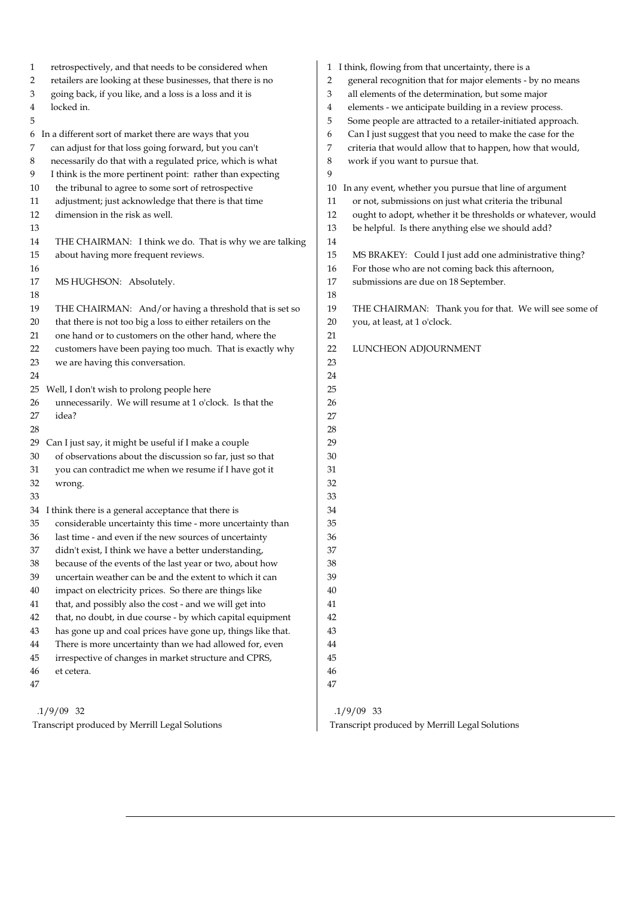retrospectively, and that needs to be considered when retailers are looking at these businesses, that there is no going back, if you like, and a loss is a loss and it is locked in.

In a different sort of market there are ways that you can adjust for that loss going forward, but you can't necessarily do that with a regulated price, which is what I think is the more pertinent point: rather than expecting the tribunal to agree to some sort of retrospective adjustment; just acknowledge that there is that time dimension in the risk as well.

THE CHAIRMAN: I think we do. That is why we are talking about having more frequent reviews.

MS HUGHSON: Absolutely.

THE CHAIRMAN: And/or having a threshold that is set so that there is not too big a loss to either retailers on the one hand or to customers on the other hand, where the customers have been paying too much. That is exactly why we are having this conversation.

Well, I don't wish to prolong people here unnecessarily. We will resume at 1 o'clock. Is that the idea?

Can I just say, it might be useful if I make a couple of observations about the discussion so far, just so that you can contradict me when we resume if I have got it wrong.

I think there is a general acceptance that there is considerable uncertainty this time - more uncertainty than last time - and even if the new sources of uncertainty didn't exist, I think we have a better understanding, because of the events of the last year or two, about how uncertain weather can be and the extent to which it can impact on electricity prices. So there are things like that, and possibly also the cost - and we will get into that, no doubt, in due course - by which capital equipment has gone up and coal prices have gone up, things like that. There is more uncertainty than we had allowed for, even irrespective of changes in market structure and CPRS, et cetera.

I think, flowing from that uncertainty, there is a general recognition that for major elements - by no means all elements of the determination, but some major elements - we anticipate building in a review process. Some people are attracted to a retailer-initiated approach. Can I just suggest that you need to make the case for the criteria that would allow that to happen, how that would, work if you want to pursue that.

In any event, whether you pursue that line of argument or not, submissions on just what criteria the tribunal ought to adopt, whether it be thresholds or whatever, would be helpful. Is there anything else we should add?

MS BRAKEY: Could I just add one administrative thing? For those who are not coming back this afternoon, submissions are due on 18 September.

THE CHAIRMAN: Thank you for that. We will see some of you, at least, at 1 o'clock.

LUNCHEON ADJOURNMENT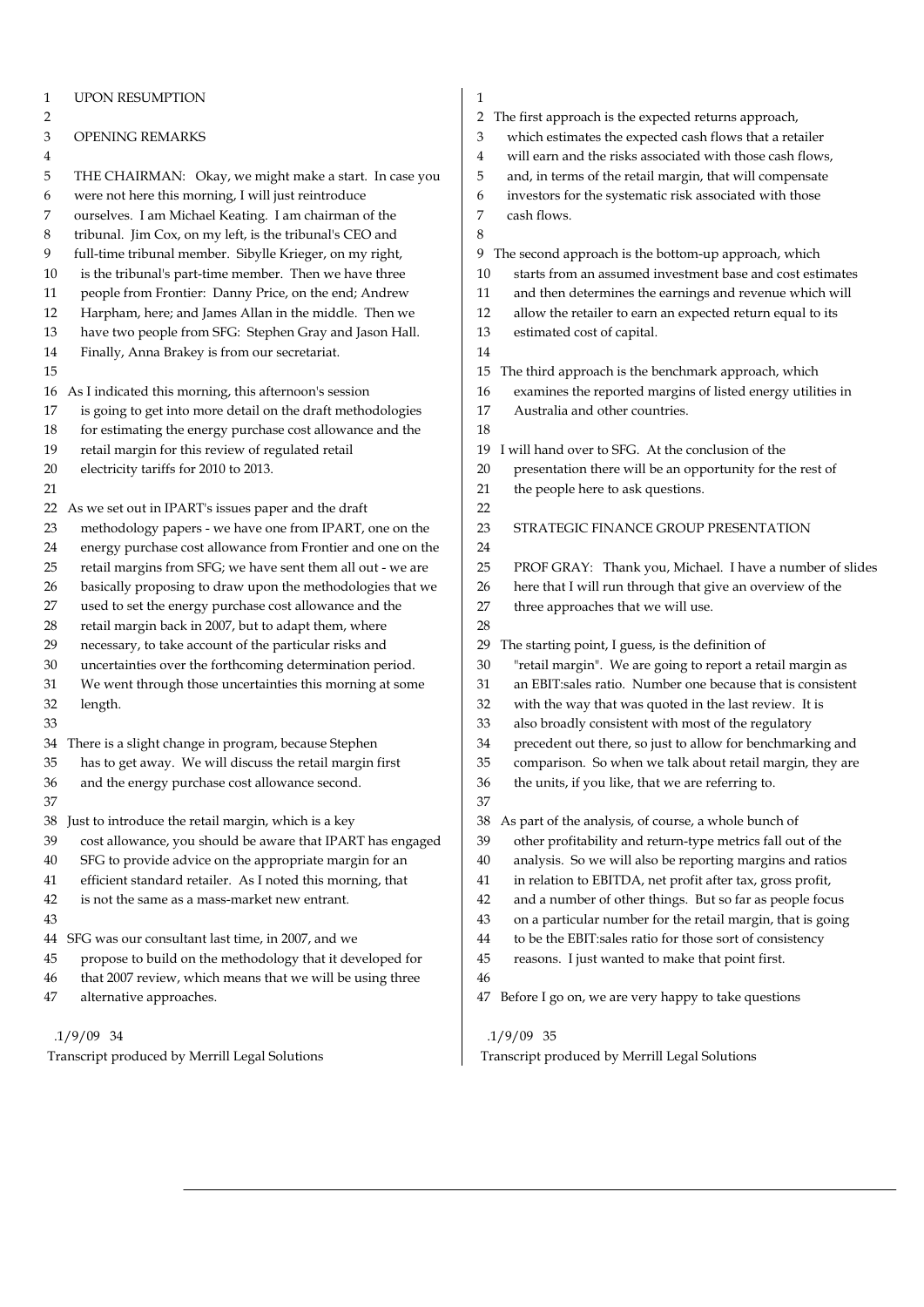UPON RESUMPTION

OPENING REMARKS

THE CHAIRMAN: Okay, we might make a start. In case you were not here this morning, I will just reintroduce ourselves. I am Michael Keating. I am chairman of the tribunal. Jim Cox, on my left, is the tribunal's CEO and full-time tribunal member. Sibylle Krieger, on my right, is the tribunal's part-time member. Then we have three people from Frontier: Danny Price, on the end; Andrew Harpham, here; and James Allan in the middle. Then we have two people from SFG: Stephen Gray and Jason Hall. Finally, Anna Brakey is from our secretariat.

As I indicated this morning, this afternoon's session is going to get into more detail on the draft methodologies for estimating the energy purchase cost allowance and the retail margin for this review of regulated retail electricity tariffs for 2010 to 2013.

As we set out in IPART's issues paper and the draft methodology papers - we have one from IPART, one on the energy purchase cost allowance from Frontier and one on the retail margins from SFG; we have sent them all out - we are basically proposing to draw upon the methodologies that we used to set the energy purchase cost allowance and the retail margin back in 2007, but to adapt them, where necessary, to take account of the particular risks and uncertainties over the forthcoming determination period. We went through those uncertainties this morning at some length.

There is a slight change in program, because Stephen has to get away. We will discuss the retail margin first and the energy purchase cost allowance second.

Just to introduce the retail margin, which is a key cost allowance, you should be aware that IPART has engaged SFG to provide advice on the appropriate margin for an efficient standard retailer. As I noted this morning, that is not the same as a mass-market new entrant.

SFG was our consultant last time, in 2007, and we propose to build on the methodology that it developed for that 2007 review, which means that we will be using three alternative approaches.

The first approach is the expected returns approach, which estimates the expected cash flows that a retailer will earn and the risks associated with those cash flows, and, in terms of the retail margin, that will compensate investors for the systematic risk associated with those cash flows.

The second approach is the bottom-up approach, which starts from an assumed investment base and cost estimates and then determines the earnings and revenue which will allow the retailer to earn an expected return equal to its estimated cost of capital.

The third approach is the benchmark approach, which examines the reported margins of listed energy utilities in Australia and other countries.

I will hand over to SFG. At the conclusion of the presentation there will be an opportunity for the rest of the people here to ask questions.

STRATEGIC FINANCE GROUP PRESENTATION

PROF GRAY: Thank you, Michael. I have a number of slides here that I will run through that give an overview of the three approaches that we will use.

The starting point, I guess, is the definition of "retail margin". We are going to report a retail margin as an EBIT:sales ratio. Number one because that is consistent with the way that was quoted in the last review. It is also broadly consistent with most of the regulatory precedent out there, so just to allow for benchmarking and comparison. So when we talk about retail margin, they are the units, if you like, that we are referring to.

As part of the analysis, of course, a whole bunch of other profitability and return-type metrics fall out of the analysis. So we will also be reporting margins and ratios in relation to EBITDA, net profit after tax, gross profit, and a number of other things. But so far as people focus on a particular number for the retail margin, that is going to be the EBIT:sales ratio for those sort of consistency reasons. I just wanted to make that point first.

Before I go on, we are very happy to take questions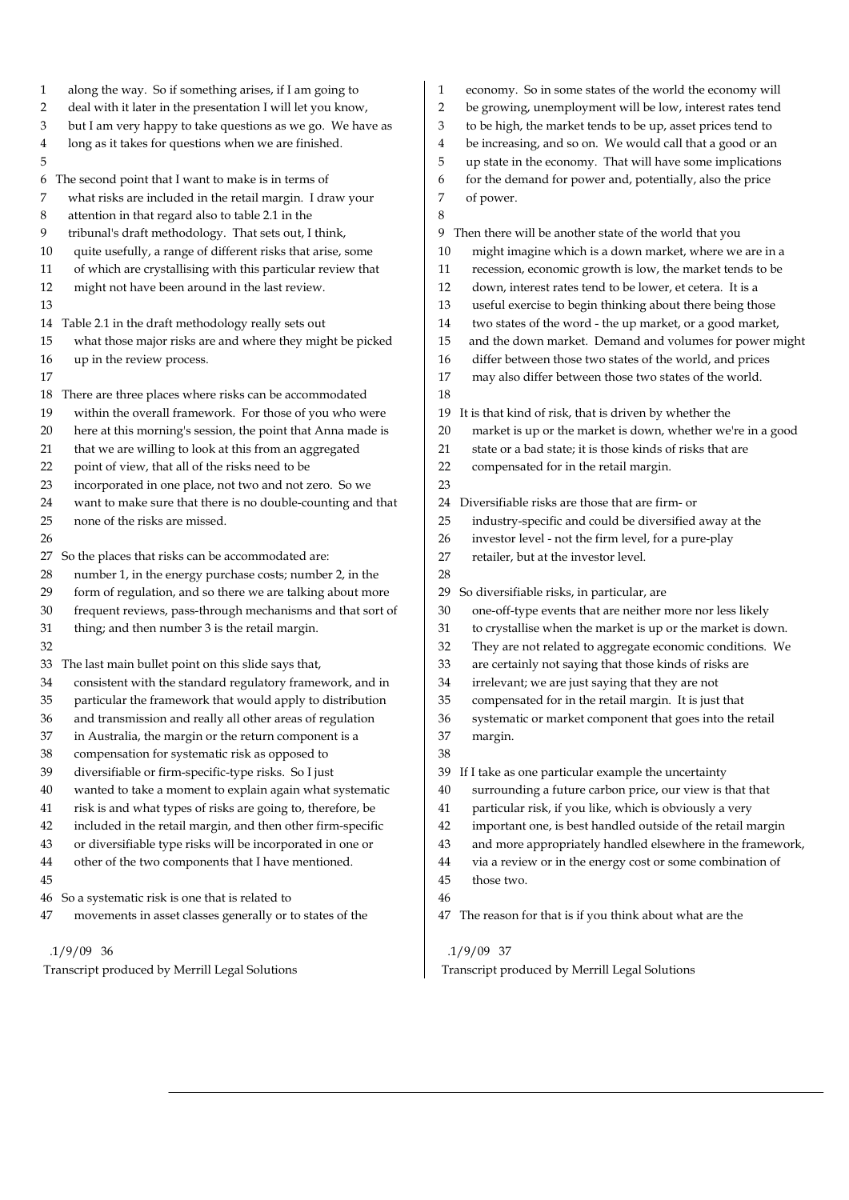along the way. So if something arises, if I am going to deal with it later in the presentation I will let you know, but I am very happy to take questions as we go. We have as long as it takes for questions when we are finished.

The second point that I want to make is in terms of what risks are included in the retail margin. I draw your attention in that regard also to table 2.1 in the tribunal's draft methodology. That sets out, I think, quite usefully, a range of different risks that arise, some of which are crystallising with this particular review that might not have been around in the last review.

Table 2.1 in the draft methodology really sets out what those major risks are and where they might be picked up in the review process.

There are three places where risks can be accommodated within the overall framework. For those of you who were here at this morning's session, the point that Anna made is that we are willing to look at this from an aggregated point of view, that all of the risks need to be incorporated in one place, not two and not zero. So we want to make sure that there is no double-counting and that none of the risks are missed.

So the places that risks can be accommodated are: number 1, in the energy purchase costs; number 2, in the form of regulation, and so there we are talking about more frequent reviews, pass-through mechanisms and that sort of thing; and then number 3 is the retail margin.

The last main bullet point on this slide says that, consistent with the standard regulatory framework, and in particular the framework that would apply to distribution and transmission and really all other areas of regulation in Australia, the margin or the return component is a compensation for systematic risk as opposed to diversifiable or firm-specific-type risks. So I just wanted to take a moment to explain again what systematic risk is and what types of risks are going to, therefore, be included in the retail margin, and then other firm-specific or diversifiable type risks will be incorporated in one or other of the two components that I have mentioned.

So a systematic risk is one that is related to movements in asset classes generally or to states of the economy. So in some states of the world the economy will be growing, unemployment will be low, interest rates tend to be high, the market tends to be up, asset prices tend to be increasing, and so on. We would call that a good or an up state in the economy. That will have some implications for the demand for power and, potentially, also the price of power.

Then there will be another state of the world that you might imagine which is a down market, where we are in a recession, economic growth is low, the market tends to be down, interest rates tend to be lower, et cetera. It is a useful exercise to begin thinking about there being those two states of the word - the up market, or a good market, and the down market. Demand and volumes for power might differ between those two states of the world, and prices may also differ between those two states of the world.

It is that kind of risk, that is driven by whether the market is up or the market is down, whether we're in a good state or a bad state; it is those kinds of risks that are compensated for in the retail margin.

Diversifiable risks are those that are firm- or industry-specific and could be diversified away at the investor level - not the firm level, for a pure-play retailer, but at the investor level.

So diversifiable risks, in particular, are one-off-type events that are neither more nor less likely to crystallise when the market is up or the market is down. They are not related to aggregate economic conditions. We are certainly not saying that those kinds of risks are irrelevant; we are just saying that they are not compensated for in the retail margin. It is just that systematic or market component that goes into the retail margin.

If I take as one particular example the uncertainty surrounding a future carbon price, our view is that that particular risk, if you like, which is obviously a very important one, is best handled outside of the retail margin and more appropriately handled elsewhere in the framework, via a review or in the energy cost or some combination of those two.

The reason for that is if you think about what are the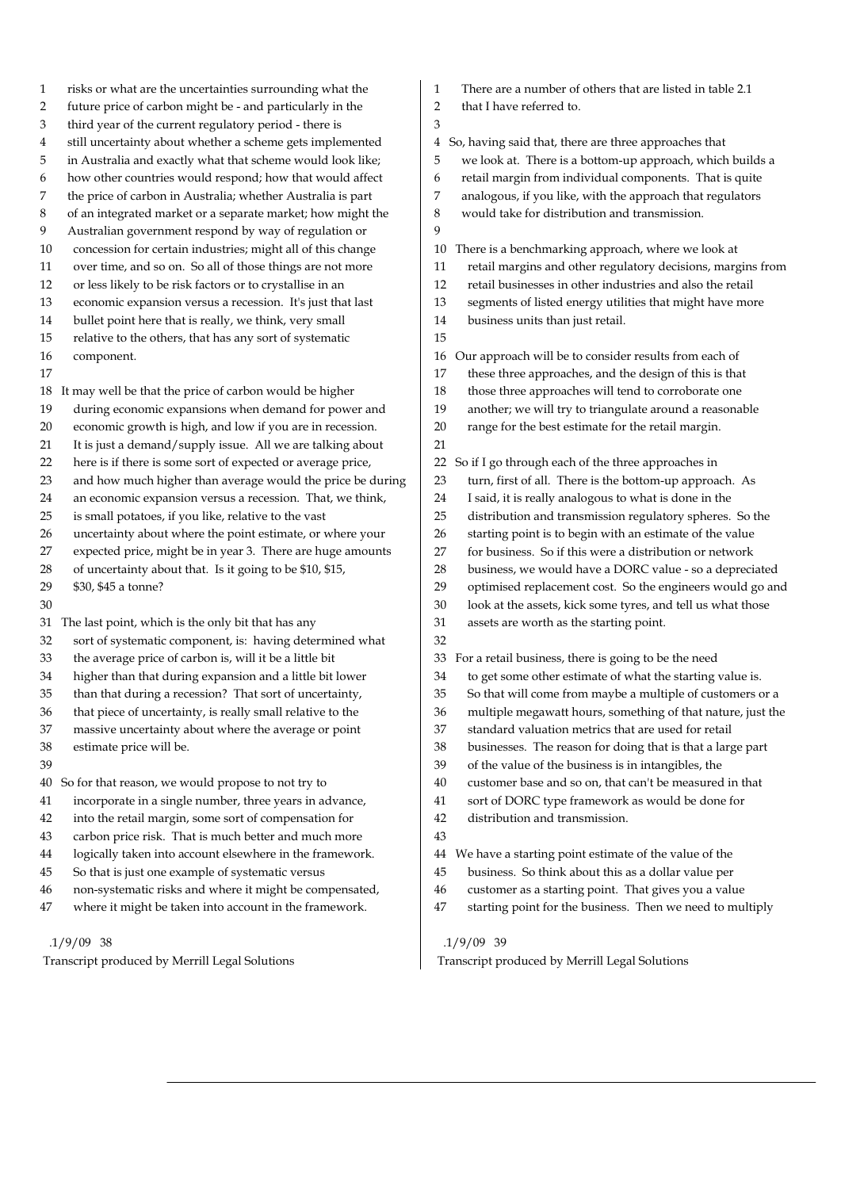risks or what are the uncertainties surrounding what the future price of carbon might be - and particularly in the third year of the current regulatory period - there is still uncertainty about whether a scheme gets implemented in Australia and exactly what that scheme would look like; how other countries would respond; how that would affect the price of carbon in Australia; whether Australia is part of an integrated market or a separate market; how might the Australian government respond by way of regulation or concession for certain industries; might all of this change over time, and so on. So all of those things are not more or less likely to be risk factors or to crystallise in an economic expansion versus a recession. It's just that last bullet point here that is really, we think, very small relative to the others, that has any sort of systematic component.

It may well be that the price of carbon would be higher during economic expansions when demand for power and economic growth is high, and low if you are in recession. It is just a demand/supply issue. All we are talking about here is if there is some sort of expected or average price, and how much higher than average would the price be during an economic expansion versus a recession. That, we think, is small potatoes, if you like, relative to the vast uncertainty about where the point estimate, or where your expected price, might be in year 3. There are huge amounts of uncertainty about that. Is it going to be $10, $15, $30, $45 a tonne?

The last point, which is the only bit that has any sort of systematic component, is: having determined what the average price of carbon is, will it be a little bit higher than that during expansion and a little bit lower than that during a recession? That sort of uncertainty, that piece of uncertainty, is really small relative to the massive uncertainty about where the average or point estimate price will be.

So for that reason, we would propose to not try to incorporate in a single number, three years in advance, into the retail margin, some sort of compensation for carbon price risk. That is much better and much more logically taken into account elsewhere in the framework. So that is just one example of systematic versus non-systematic risks and where it might be compensated, where it might be taken into account in the framework.

There are a number of others that are listed in table 2.1 that I have referred to.

So, having said that, there are three approaches that we look at. There is a bottom-up approach, which builds a retail margin from individual components. That is quite analogous, if you like, with the approach that regulators would take for distribution and transmission.

There is a benchmarking approach, where we look at retail margins and other regulatory decisions, margins from retail businesses in other industries and also the retail segments of listed energy utilities that might have more business units than just retail.

Our approach will be to consider results from each of these three approaches, and the design of this is that those three approaches will tend to corroborate one another; we will try to triangulate around a reasonable range for the best estimate for the retail margin.

So if I go through each of the three approaches in turn, first of all. There is the bottom-up approach. As I said, it is really analogous to what is done in the distribution and transmission regulatory spheres. So the starting point is to begin with an estimate of the value for business. So if this were a distribution or network business, we would have a DORC value - so a depreciated optimised replacement cost. So the engineers would go and look at the assets, kick some tyres, and tell us what those assets are worth as the starting point.

For a retail business, there is going to be the need to get some other estimate of what the starting value is. So that will come from maybe a multiple of customers or a multiple megawatt hours, something of that nature, just the standard valuation metrics that are used for retail businesses. The reason for doing that is that a large part of the value of the business is in intangibles, the customer base and so on, that can't be measured in that sort of DORC type framework as would be done for distribution and transmission.

We have a starting point estimate of the value of the business. So think about this as a dollar value per customer as a starting point. That gives you a value starting point for the business. Then we need to multiply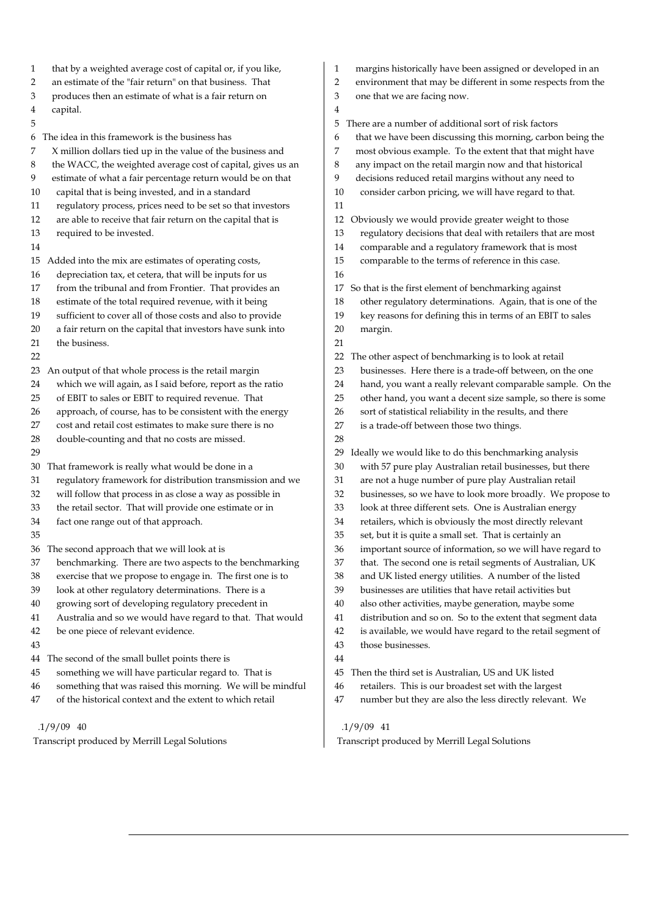that by a weighted average cost of capital or, if you like, an estimate of the "fair return" on that business. That produces then an estimate of what is a fair return on capital.

The idea in this framework is the business has X million dollars tied up in the value of the business and the WACC, the weighted average cost of capital, gives us an estimate of what a fair percentage return would be on that capital that is being invested, and in a standard regulatory process, prices need to be set so that investors are able to receive that fair return on the capital that is required to be invested.

Added into the mix are estimates of operating costs, depreciation tax, et cetera, that will be inputs for us from the tribunal and from Frontier. That provides an estimate of the total required revenue, with it being sufficient to cover all of those costs and also to provide a fair return on the capital that investors have sunk into the business.

An output of that whole process is the retail margin which we will again, as I said before, report as the ratio of EBIT to sales or EBIT to required revenue. That approach, of course, has to be consistent with the energy cost and retail cost estimates to make sure there is no double-counting and that no costs are missed.

That framework is really what would be done in a regulatory framework for distribution transmission and we will follow that process in as close a way as possible in the retail sector. That will provide one estimate or in fact one range out of that approach.

The second approach that we will look at is benchmarking. There are two aspects to the benchmarking exercise that we propose to engage in. The first one is to look at other regulatory determinations. There is a growing sort of developing regulatory precedent in Australia and so we would have regard to that. That would be one piece of relevant evidence.

The second of the small bullet points there is something we will have particular regard to. That is something that was raised this morning. We will be mindful of the historical context and the extent to which retail margins historically have been assigned or developed in an environment that may be different in some respects from the one that we are facing now.

There are a number of additional sort of risk factors that we have been discussing this morning, carbon being the most obvious example. To the extent that that might have any impact on the retail margin now and that historical decisions reduced retail margins without any need to consider carbon pricing, we will have regard to that.

Obviously we would provide greater weight to those regulatory decisions that deal with retailers that are most comparable and a regulatory framework that is most comparable to the terms of reference in this case.

So that is the first element of benchmarking against other regulatory determinations. Again, that is one of the key reasons for defining this in terms of an EBIT to sales margin.

The other aspect of benchmarking is to look at retail businesses. Here there is a trade-off between, on the one hand, you want a really relevant comparable sample. On the other hand, you want a decent size sample, so there is some sort of statistical reliability in the results, and there is a trade-off between those two things.

Ideally we would like to do this benchmarking analysis with 57 pure play Australian retail businesses, but there are not a huge number of pure play Australian retail businesses, so we have to look more broadly. We propose to look at three different sets. One is Australian energy retailers, which is obviously the most directly relevant set, but it is quite a small set. That is certainly an important source of information, so we will have regard to that. The second one is retail segments of Australian, UK and UK listed energy utilities. A number of the listed businesses are utilities that have retail activities but also other activities, maybe generation, maybe some distribution and so on. So to the extent that segment data is available, we would have regard to the retail segment of those businesses.

Then the third set is Australian, US and UK listed retailers. This is our broadest set with the largest number but they are also the less directly relevant. We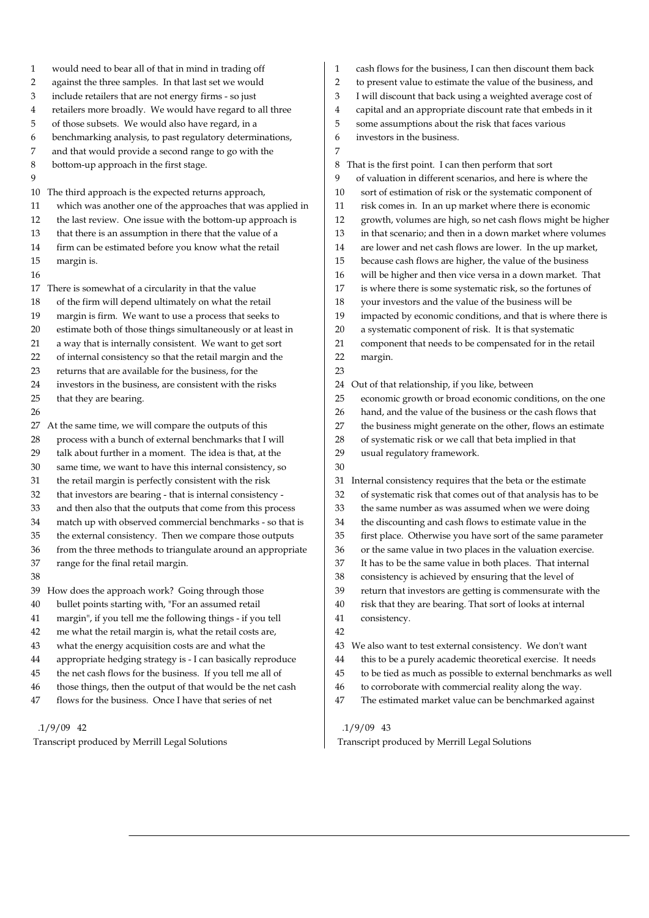would need to bear all of that in mind in trading off against the three samples. In that last set we would include retailers that are not energy firms - so just retailers more broadly. We would have regard to all three of those subsets. We would also have regard, in a benchmarking analysis, to past regulatory determinations, and that would provide a second range to go with the bottom-up approach in the first stage.

The third approach is the expected returns approach, which was another one of the approaches that was applied in the last review. One issue with the bottom-up approach is that there is an assumption in there that the value of a firm can be estimated before you know what the retail margin is.

There is somewhat of a circularity in that the value of the firm will depend ultimately on what the retail margin is firm. We want to use a process that seeks to estimate both of those things simultaneously or at least in a way that is internally consistent. We want to get sort of internal consistency so that the retail margin and the returns that are available for the business, for the investors in the business, are consistent with the risks that they are bearing.

At the same time, we will compare the outputs of this process with a bunch of external benchmarks that I will talk about further in a moment. The idea is that, at the same time, we want to have this internal consistency, so the retail margin is perfectly consistent with the risk that investors are bearing - that is internal consistency - and then also that the outputs that come from this process match up with observed commercial benchmarks - so that is the external consistency. Then we compare those outputs from the three methods to triangulate around an appropriate range for the final retail margin.

How does the approach work? Going through those bullet points starting with, "For an assumed retail margin", if you tell me the following things - if you tell me what the retail margin is, what the retail costs are, what the energy acquisition costs are and what the appropriate hedging strategy is - I can basically reproduce the net cash flows for the business. If you tell me all of those things, then the output of that would be the net cash flows for the business. Once I have that series of net cash flows for the business, I can then discount them back to present value to estimate the value of the business, and I will discount that back using a weighted average cost of capital and an appropriate discount rate that embeds in it some assumptions about the risk that faces various investors in the business.

That is the first point. I can then perform that sort of valuation in different scenarios, and here is where the sort of estimation of risk or the systematic component of risk comes in. In an up market where there is economic growth, volumes are high, so net cash flows might be higher in that scenario; and then in a down market where volumes are lower and net cash flows are lower. In the up market, because cash flows are higher, the value of the business will be higher and then vice versa in a down market. That is where there is some systematic risk, so the fortunes of your investors and the value of the business will be impacted by economic conditions, and that is where there is a systematic component of risk. It is that systematic component that needs to be compensated for in the retail margin.

Out of that relationship, if you like, between economic growth or broad economic conditions, on the one hand, and the value of the business or the cash flows that the business might generate on the other, flows an estimate of systematic risk or we call that beta implied in that usual regulatory framework.

Internal consistency requires that the beta or the estimate of systematic risk that comes out of that analysis has to be the same number as was assumed when we were doing the discounting and cash flows to estimate value in the first place. Otherwise you have sort of the same parameter or the same value in two places in the valuation exercise. It has to be the same value in both places. That internal consistency is achieved by ensuring that the level of return that investors are getting is commensurate with the risk that they are bearing. That sort of looks at internal consistency.

We also want to test external consistency. We don't want this to be a purely academic theoretical exercise. It needs to be tied as much as possible to external benchmarks as well to corroborate with commercial reality along the way. The estimated market value can be benchmarked against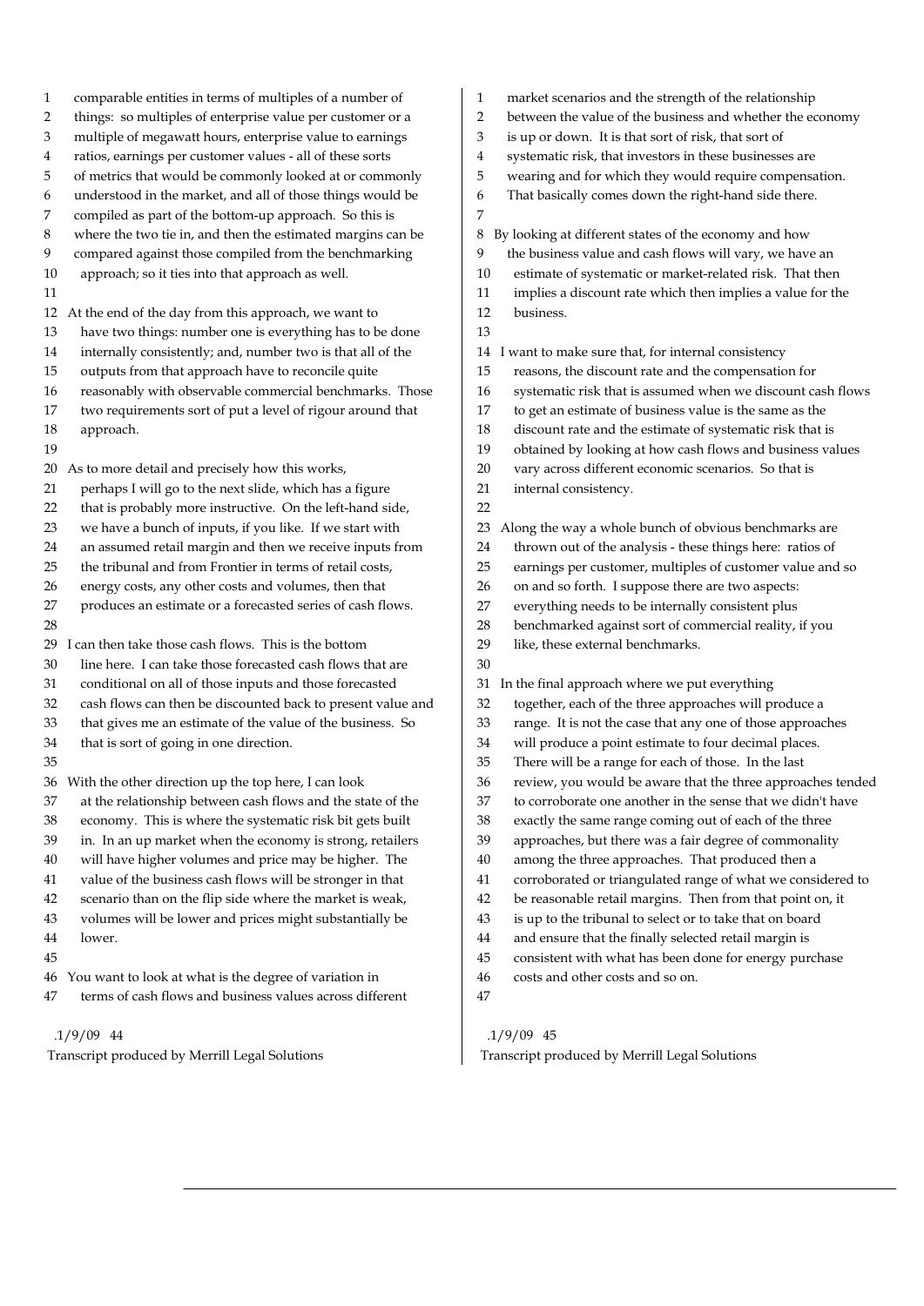comparable entities in terms of multiples of a number of things: so multiples of enterprise value per customer or a multiple of megawatt hours, enterprise value to earnings ratios, earnings per customer values - all of these sorts of metrics that would be commonly looked at or commonly understood in the market, and all of those things would be compiled as part of the bottom-up approach. So this is where the two tie in, and then the estimated margins can be compared against those compiled from the benchmarking approach; so it ties into that approach as well.

At the end of the day from this approach, we want to have two things: number one is everything has to be done internally consistently; and, number two is that all of the outputs from that approach have to reconcile quite reasonably with observable commercial benchmarks. Those two requirements sort of put a level of rigour around that approach.

As to more detail and precisely how this works, perhaps I will go to the next slide, which has a figure that is probably more instructive. On the left-hand side, we have a bunch of inputs, if you like. If we start with an assumed retail margin and then we receive inputs from the tribunal and from Frontier in terms of retail costs, energy costs, any other costs and volumes, then that produces an estimate or a forecasted series of cash flows.

I can then take those cash flows. This is the bottom line here. I can take those forecasted cash flows that are conditional on all of those inputs and those forecasted cash flows can then be discounted back to present value and that gives me an estimate of the value of the business. So that is sort of going in one direction.

With the other direction up the top here, I can look at the relationship between cash flows and the state of the economy. This is where the systematic risk bit gets built in. In an up market when the economy is strong, retailers will have higher volumes and price may be higher. The value of the business cash flows will be stronger in that scenario than on the flip side where the market is weak, volumes will be lower and prices might substantially be lower.

You want to look at what is the degree of variation in terms of cash flows and business values across different market scenarios and the strength of the relationship between the value of the business and whether the economy is up or down. It is that sort of risk, that sort of systematic risk, that investors in these businesses are wearing and for which they would require compensation. That basically comes down the right-hand side there.

By looking at different states of the economy and how the business value and cash flows will vary, we have an estimate of systematic or market-related risk. That then implies a discount rate which then implies a value for the business.

I want to make sure that, for internal consistency reasons, the discount rate and the compensation for systematic risk that is assumed when we discount cash flows to get an estimate of business value is the same as the discount rate and the estimate of systematic risk that is obtained by looking at how cash flows and business values vary across different economic scenarios. So that is internal consistency.

Along the way a whole bunch of obvious benchmarks are thrown out of the analysis - these things here: ratios of earnings per customer, multiples of customer value and so on and so forth. I suppose there are two aspects: everything needs to be internally consistent plus benchmarked against sort of commercial reality, if you like, these external benchmarks.

In the final approach where we put everything together, each of the three approaches will produce a range. It is not the case that any one of those approaches will produce a point estimate to four decimal places. There will be a range for each of those. In the last review, you would be aware that the three approaches tended to corroborate one another in the sense that we didn't have exactly the same range coming out of each of the three approaches, but there was a fair degree of commonality among the three approaches. That produced then a corroborated or triangulated range of what we considered to be reasonable retail margins. Then from that point on, it is up to the tribunal to select or to take that on board and ensure that the finally selected retail margin is consistent with what has been done for energy purchase costs and other costs and so on.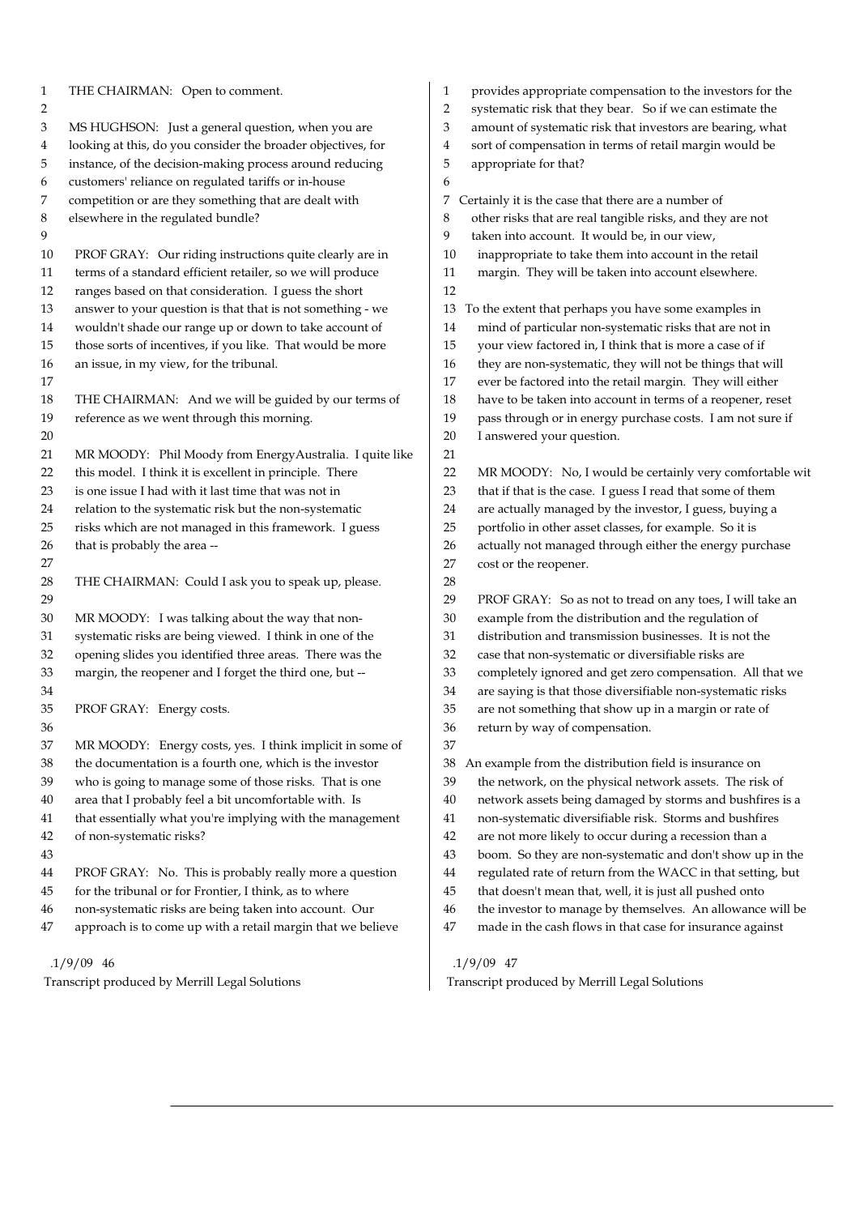THE CHAIRMAN: Open to comment.

MS HUGHSON: Just a general question, when you are looking at this, do you consider the broader objectives, for instance, of the decision-making process around reducing customers' reliance on regulated tariffs or in-house competition or are they something that are dealt with elsewhere in the regulated bundle?

PROF GRAY: Our riding instructions quite clearly are in terms of a standard efficient retailer, so we will produce ranges based on that consideration. I guess the short answer to your question is that that is not something - we wouldn't shade our range up or down to take account of those sorts of incentives, if you like. That would be more an issue, in my view, for the tribunal.

THE CHAIRMAN: And we will be guided by our terms of reference as we went through this morning.

MR MOODY: Phil Moody from EnergyAustralia. I quite like this model. I think it is excellent in principle. There is one issue I had with it last time that was not in relation to the systematic risk but the non-systematic risks which are not managed in this framework. I guess that is probably the area --

THE CHAIRMAN: Could I ask you to speak up, please.

MR MOODY: I was talking about the way that non-systematic risks are being viewed. I think in one of the opening slides you identified three areas. There was the margin, the reopener and I forget the third one, but --

PROF GRAY: Energy costs.

MR MOODY: Energy costs, yes. I think implicit in some of the documentation is a fourth one, which is the investor who is going to manage some of those risks. That is one area that I probably feel a bit uncomfortable with. Is that essentially what you're implying with the management of non-systematic risks?

PROF GRAY: No. This is probably really more a question for the tribunal or for Frontier, I think, as to where non-systematic risks are being taken into account. Our approach is to come up with a retail margin that we believe provides appropriate compensation to the investors for the systematic risk that they bear. So if we can estimate the amount of systematic risk that investors are bearing, what sort of compensation in terms of retail margin would be appropriate for that?

Certainly it is the case that there are a number of other risks that are real tangible risks, and they are not taken into account. It would be, in our view, inappropriate to take them into account in the retail margin. They will be taken into account elsewhere.

To the extent that perhaps you have some examples in mind of particular non-systematic risks that are not in your view factored in, I think that is more a case of if they are non-systematic, they will not be things that will ever be factored into the retail margin. They will either have to be taken into account in terms of a reopener, reset pass through or in energy purchase costs. I am not sure if I answered your question.

MR MOODY: No, I would be certainly very comfortable wit that if that is the case. I guess I read that some of them are actually managed by the investor, I guess, buying a portfolio in other asset classes, for example. So it is actually not managed through either the energy purchase cost or the reopener.

PROF GRAY: So as not to tread on any toes, I will take an example from the distribution and the regulation of distribution and transmission businesses. It is not the case that non-systematic or diversifiable risks are completely ignored and get zero compensation. All that we are saying is that those diversifiable non-systematic risks are not something that show up in a margin or rate of return by way of compensation.

An example from the distribution field is insurance on the network, on the physical network assets. The risk of network assets being damaged by storms and bushfires is a non-systematic diversifiable risk. Storms and bushfires are not more likely to occur during a recession than a boom. So they are non-systematic and don't show up in the regulated rate of return from the WACC in that setting, but that doesn't mean that, well, it is just all pushed onto the investor to manage by themselves. An allowance will be made in the cash flows in that case for insurance against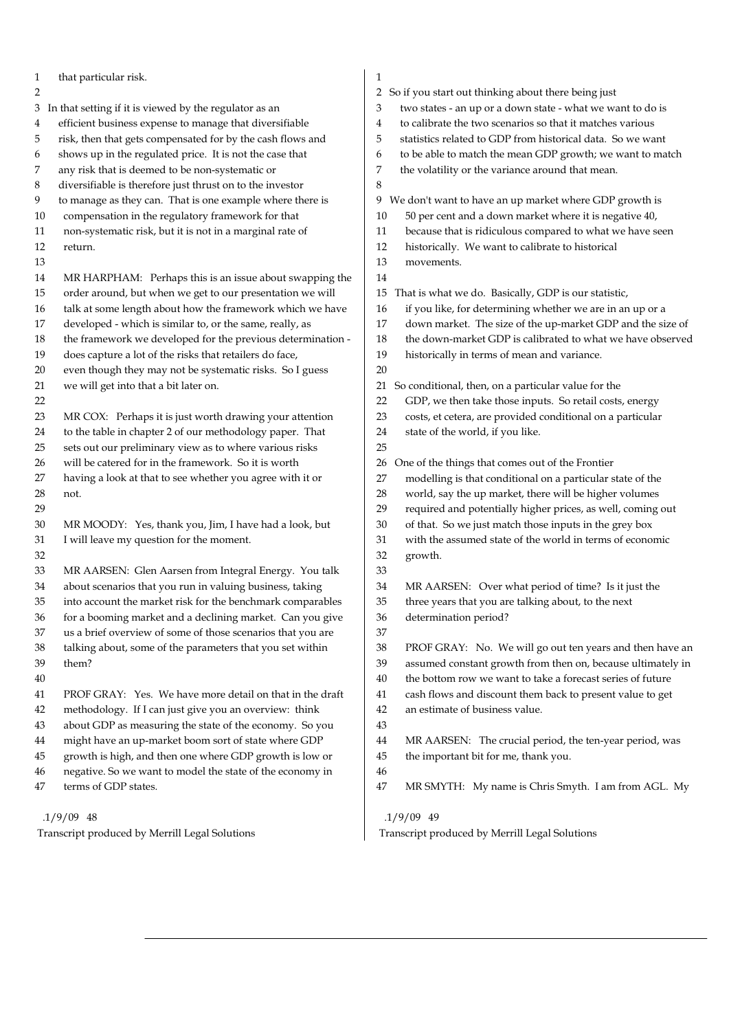that particular risk.

In that setting if it is viewed by the regulator as an efficient business expense to manage that diversifiable risk, then that gets compensated for by the cash flows and shows up in the regulated price. It is not the case that any risk that is deemed to be non-systematic or diversifiable is therefore just thrust on to the investor to manage as they can. That is one example where there is compensation in the regulatory framework for that non-systematic risk, but it is not in a marginal rate of return.

MR HARPHAM: Perhaps this is an issue about swapping the order around, but when we get to our presentation we will talk at some length about how the framework which we have developed - which is similar to, or the same, really, as the framework we developed for the previous determination - does capture a lot of the risks that retailers do face, even though they may not be systematic risks. So I guess we will get into that a bit later on.

MR COX: Perhaps it is just worth drawing your attention to the table in chapter 2 of our methodology paper. That sets out our preliminary view as to where various risks will be catered for in the framework. So it is worth having a look at that to see whether you agree with it or not.

MR MOODY: Yes, thank you, Jim, I have had a look, but I will leave my question for the moment.

MR AARSEN: Glen Aarsen from Integral Energy. You talk about scenarios that you run in valuing business, taking into account the market risk for the benchmark comparables for a booming market and a declining market. Can you give us a brief overview of some of those scenarios that you are talking about, some of the parameters that you set within them?

PROF GRAY: Yes. We have more detail on that in the draft methodology. If I can just give you an overview: think about GDP as measuring the state of the economy. So you might have an up-market boom sort of state where GDP growth is high, and then one where GDP growth is low or negative. So we want to model the state of the economy in terms of GDP states.

So if you start out thinking about there being just two states - an up or a down state - what we want to do is to calibrate the two scenarios so that it matches various statistics related to GDP from historical data. So we want to be able to match the mean GDP growth; we want to match the volatility or the variance around that mean.

We don't want to have an up market where GDP growth is 50 per cent and a down market where it is negative 40, because that is ridiculous compared to what we have seen historically. We want to calibrate to historical movements.

That is what we do. Basically, GDP is our statistic, if you like, for determining whether we are in an up or a down market. The size of the up-market GDP and the size of the down-market GDP is calibrated to what we have observed historically in terms of mean and variance.

So conditional, then, on a particular value for the GDP, we then take those inputs. So retail costs, energy costs, et cetera, are provided conditional on a particular state of the world, if you like.

One of the things that comes out of the Frontier modelling is that conditional on a particular state of the world, say the up market, there will be higher volumes required and potentially higher prices, as well, coming out of that. So we just match those inputs in the grey box with the assumed state of the world in terms of economic growth.

MR AARSEN: Over what period of time? Is it just the three years that you are talking about, to the next determination period?

PROF GRAY: No. We will go out ten years and then have an assumed constant growth from then on, because ultimately in the bottom row we want to take a forecast series of future cash flows and discount them back to present value to get an estimate of business value.

MR AARSEN: The crucial period, the ten-year period, was the important bit for me, thank you.

MR SMYTH: My name is Chris Smyth. I am from AGL. My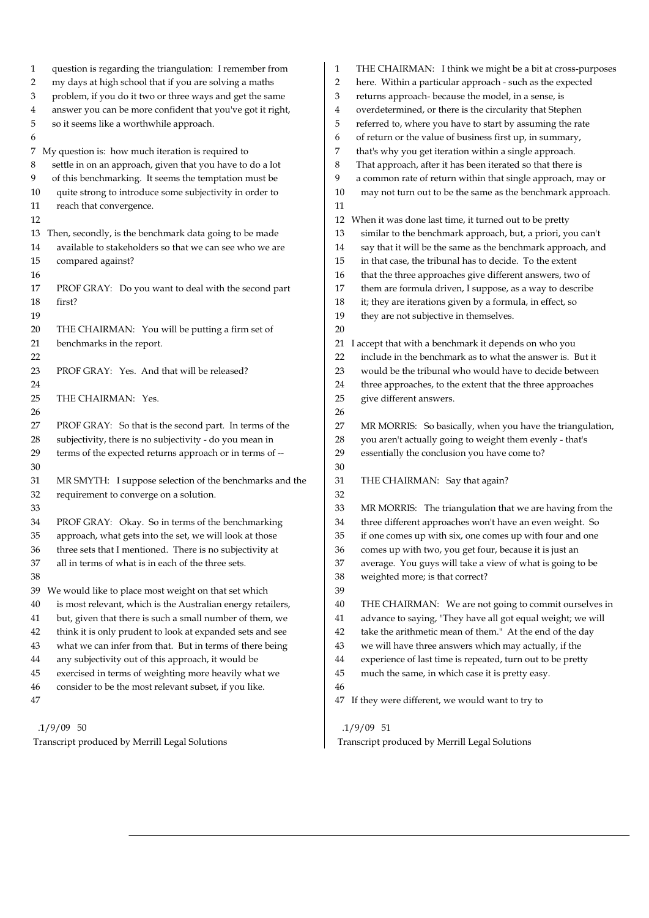question is regarding the triangulation: I remember from my days at high school that if you are solving a maths problem, if you do it two or three ways and get the same answer you can be more confident that you've got it right, so it seems like a worthwhile approach.

My question is: how much iteration is required to settle in on an approach, given that you have to do a lot of this benchmarking. It seems the temptation must be quite strong to introduce some subjectivity in order to reach that convergence.

Then, secondly, is the benchmark data going to be made available to stakeholders so that we can see who we are compared against?

PROF GRAY: Do you want to deal with the second part first?

THE CHAIRMAN: You will be putting a firm set of benchmarks in the report.

PROF GRAY: Yes. And that will be released?

THE CHAIRMAN: Yes.

PROF GRAY: So that is the second part. In terms of the subjectivity, there is no subjectivity - do you mean in terms of the expected returns approach or in terms of --

MR SMYTH: I suppose selection of the benchmarks and the requirement to converge on a solution.

PROF GRAY: Okay. So in terms of the benchmarking approach, what gets into the set, we will look at those three sets that I mentioned. There is no subjectivity at all in terms of what is in each of the three sets.

We would like to place most weight on that set which is most relevant, which is the Australian energy retailers, but, given that there is such a small number of them, we think it is only prudent to look at expanded sets and see what we can infer from that. But in terms of there being any subjectivity out of this approach, it would be exercised in terms of weighting more heavily what we consider to be the most relevant subset, if you like.

THE CHAIRMAN: I think we might be a bit at cross-purposes here. Within a particular approach - such as the expected returns approach- because the model, in a sense, is overdetermined, or there is the circularity that Stephen referred to, where you have to start by assuming the rate of return or the value of business first up, in summary, that's why you get iteration within a single approach. That approach, after it has been iterated so that there is a common rate of return within that single approach, may or may not turn out to be the same as the benchmark approach.

When it was done last time, it turned out to be pretty similar to the benchmark approach, but, a priori, you can't say that it will be the same as the benchmark approach, and in that case, the tribunal has to decide. To the extent that the three approaches give different answers, two of them are formula driven, I suppose, as a way to describe it; they are iterations given by a formula, in effect, so they are not subjective in themselves.

I accept that with a benchmark it depends on who you include in the benchmark as to what the answer is. But it would be the tribunal who would have to decide between three approaches, to the extent that the three approaches give different answers.

MR MORRIS: So basically, when you have the triangulation, you aren't actually going to weight them evenly - that's essentially the conclusion you have come to?

THE CHAIRMAN: Say that again?

MR MORRIS: The triangulation that we are having from the three different approaches won't have an even weight. So if one comes up with six, one comes up with four and one comes up with two, you get four, because it is just an average. You guys will take a view of what is going to be weighted more; is that correct?

THE CHAIRMAN: We are not going to commit ourselves in advance to saying, "They have all got equal weight; we will take the arithmetic mean of them." At the end of the day we will have three answers which may actually, if the experience of last time is repeated, turn out to be pretty much the same, in which case it is pretty easy.

If they were different, we would want to try to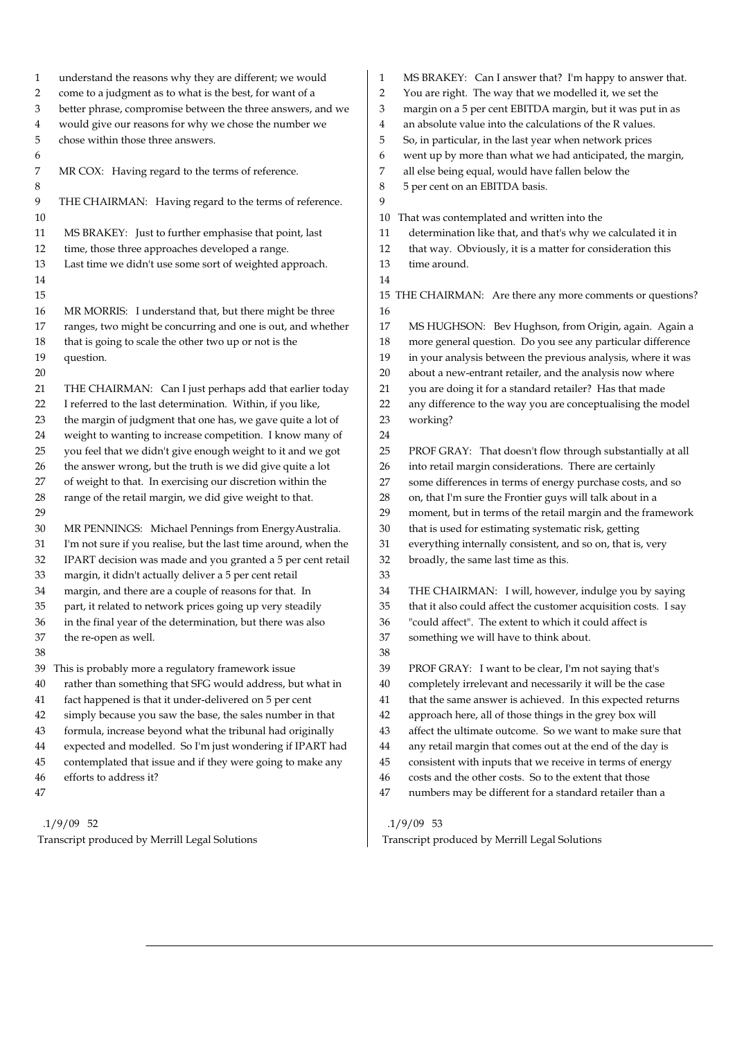understand the reasons why they are different; we would come to a judgment as to what is the best, for want of a better phrase, compromise between the three answers, and we would give our reasons for why we chose the number we chose within those three answers.

MR COX: Having regard to the terms of reference.

THE CHAIRMAN: Having regard to the terms of reference.

MS BRAKEY: Just to further emphasise that point, last time, those three approaches developed a range. Last time we didn't use some sort of weighted approach.

MR MORRIS: I understand that, but there might be three ranges, two might be concurring and one is out, and whether that is going to scale the other two up or not is the question.

THE CHAIRMAN: Can I just perhaps add that earlier today I referred to the last determination. Within, if you like, the margin of judgment that one has, we gave quite a lot of weight to wanting to increase competition. I know many of you feel that we didn't give enough weight to it and we got the answer wrong, but the truth is we did give quite a lot of weight to that. In exercising our discretion within the range of the retail margin, we did give weight to that.

MR PENNINGS: Michael Pennings from EnergyAustralia. I'm not sure if you realise, but the last time around, when the IPART decision was made and you granted a 5 per cent retail margin, it didn't actually deliver a 5 per cent retail margin, and there are a couple of reasons for that. In part, it related to network prices going up very steadily in the final year of the determination, but there was also the re-open as well.

This is probably more a regulatory framework issue rather than something that SFG would address, but what in fact happened is that it under-delivered on 5 per cent simply because you saw the base, the sales number in that formula, increase beyond what the tribunal had originally expected and modelled. So I'm just wondering if IPART had contemplated that issue and if they were going to make any efforts to address it?

MS BRAKEY: Can I answer that? I'm happy to answer that. You are right. The way that we modelled it, we set the margin on a 5 per cent EBITDA margin, but it was put in as an absolute value into the calculations of the R values. So, in particular, in the last year when network prices went up by more than what we had anticipated, the margin, all else being equal, would have fallen below the 5 per cent on an EBITDA basis.

That was contemplated and written into the determination like that, and that's why we calculated it in that way. Obviously, it is a matter for consideration this time around.

THE CHAIRMAN: Are there any more comments or questions?

MS HUGHSON: Bev Hughson, from Origin, again. Again a more general question. Do you see any particular difference in your analysis between the previous analysis, where it was about a new-entrant retailer, and the analysis now where you are doing it for a standard retailer? Has that made any difference to the way you are conceptualising the model working?

PROF GRAY: That doesn't flow through substantially at all into retail margin considerations. There are certainly some differences in terms of energy purchase costs, and so on, that I'm sure the Frontier guys will talk about in a moment, but in terms of the retail margin and the framework that is used for estimating systematic risk, getting everything internally consistent, and so on, that is, very broadly, the same last time as this.

THE CHAIRMAN: I will, however, indulge you by saying that it also could affect the customer acquisition costs. I say "could affect". The extent to which it could affect is something we will have to think about.

PROF GRAY: I want to be clear, I'm not saying that's completely irrelevant and necessarily it will be the case that the same answer is achieved. In this expected returns approach here, all of those things in the grey box will affect the ultimate outcome. So we want to make sure that any retail margin that comes out at the end of the day is consistent with inputs that we receive in terms of energy costs and the other costs. So to the extent that those numbers may be different for a standard retailer than a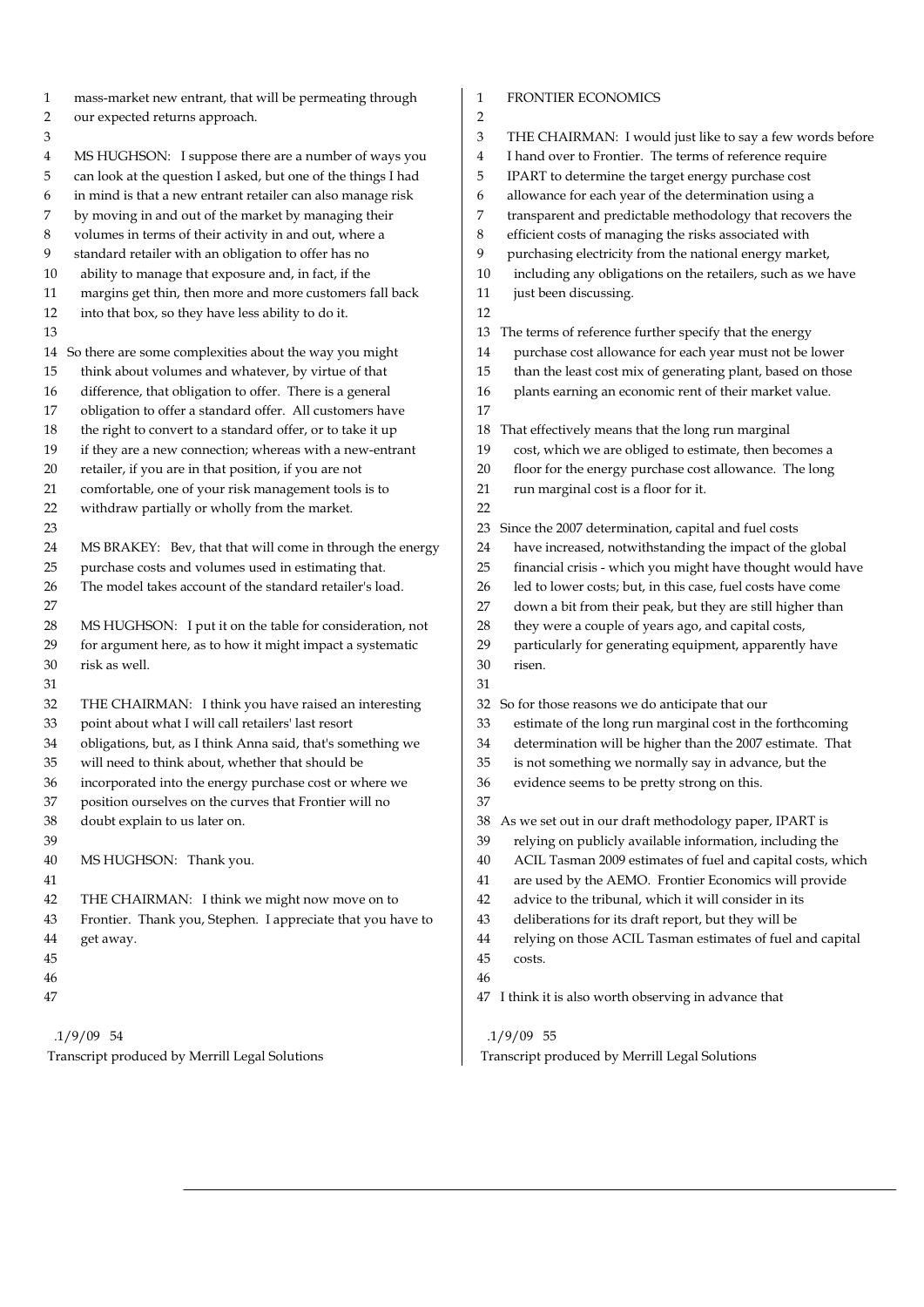mass-market new entrant, that will be permeating through our expected returns approach.

MS HUGHSON: I suppose there are a number of ways you can look at the question I asked, but one of the things I had in mind is that a new entrant retailer can also manage risk by moving in and out of the market by managing their volumes in terms of their activity in and out, where a standard retailer with an obligation to offer has no ability to manage that exposure and, in fact, if the margins get thin, then more and more customers fall back into that box, so they have less ability to do it.

So there are some complexities about the way you might think about volumes and whatever, by virtue of that difference, that obligation to offer. There is a general obligation to offer a standard offer. All customers have the right to convert to a standard offer, or to take it up if they are a new connection; whereas with a new-entrant retailer, if you are in that position, if you are not comfortable, one of your risk management tools is to withdraw partially or wholly from the market.

MS BRAKEY: Bev, that that will come in through the energy purchase costs and volumes used in estimating that. The model takes account of the standard retailer's load.

MS HUGHSON: I put it on the table for consideration, not for argument here, as to how it might impact a systematic risk as well.

THE CHAIRMAN: I think you have raised an interesting point about what I will call retailers' last resort obligations, but, as I think Anna said, that's something we will need to think about, whether that should be incorporated into the energy purchase cost or where we position ourselves on the curves that Frontier will no doubt explain to us later on.

MS HUGHSON: Thank you.

THE CHAIRMAN: I think we might now move on to Frontier. Thank you, Stephen. I appreciate that you have to get away.

FRONTIER ECONOMICS

THE CHAIRMAN: I would just like to say a few words before I hand over to Frontier. The terms of reference require IPART to determine the target energy purchase cost allowance for each year of the determination using a transparent and predictable methodology that recovers the efficient costs of managing the risks associated with purchasing electricity from the national energy market, including any obligations on the retailers, such as we have just been discussing.

The terms of reference further specify that the energy purchase cost allowance for each year must not be lower than the least cost mix of generating plant, based on those plants earning an economic rent of their market value.

That effectively means that the long run marginal cost, which we are obliged to estimate, then becomes a floor for the energy purchase cost allowance. The long run marginal cost is a floor for it.

Since the 2007 determination, capital and fuel costs have increased, notwithstanding the impact of the global financial crisis - which you might have thought would have led to lower costs; but, in this case, fuel costs have come down a bit from their peak, but they are still higher than they were a couple of years ago, and capital costs, particularly for generating equipment, apparently have risen.

So for those reasons we do anticipate that our estimate of the long run marginal cost in the forthcoming determination will be higher than the 2007 estimate. That is not something we normally say in advance, but the evidence seems to be pretty strong on this.

As we set out in our draft methodology paper, IPART is relying on publicly available information, including the ACIL Tasman 2009 estimates of fuel and capital costs, which are used by the AEMO. Frontier Economics will provide advice to the tribunal, which it will consider in its deliberations for its draft report, but they will be relying on those ACIL Tasman estimates of fuel and capital costs.

I think it is also worth observing in advance that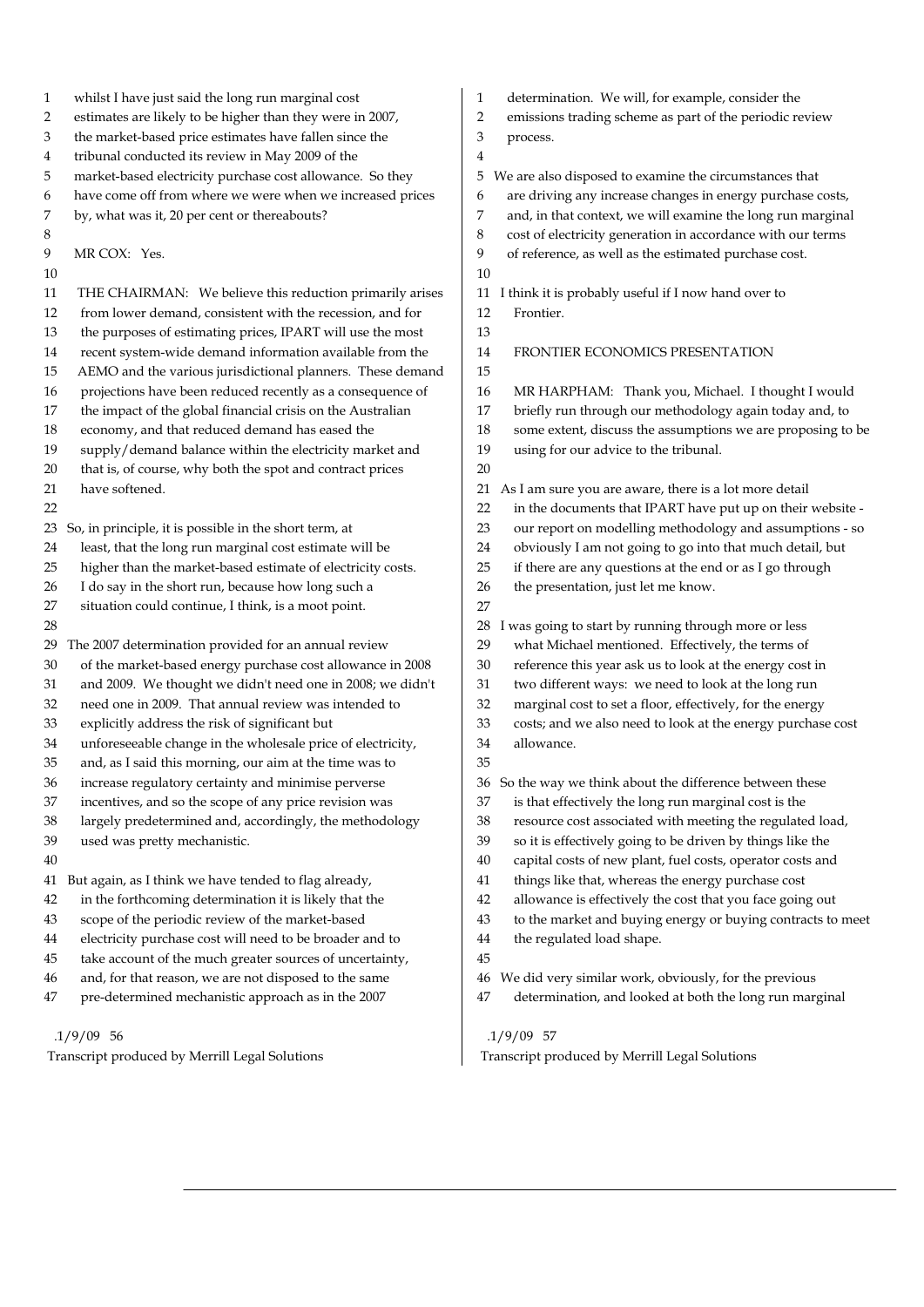whilst I have just said the long run marginal cost estimates are likely to be higher than they were in 2007, the market-based price estimates have fallen since the tribunal conducted its review in May 2009 of the market-based electricity purchase cost allowance. So they have come off from where we were when we increased prices by, what was it, 20 per cent or thereabouts?

MR COX: Yes.

THE CHAIRMAN: We believe this reduction primarily arises from lower demand, consistent with the recession, and for the purposes of estimating prices, IPART will use the most recent system-wide demand information available from the AEMO and the various jurisdictional planners. These demand projections have been reduced recently as a consequence of the impact of the global financial crisis on the Australian economy, and that reduced demand has eased the supply/demand balance within the electricity market and that is, of course, why both the spot and contract prices have softened.

So, in principle, it is possible in the short term, at least, that the long run marginal cost estimate will be higher than the market-based estimate of electricity costs. I do say in the short run, because how long such a situation could continue, I think, is a moot point.

The 2007 determination provided for an annual review of the market-based energy purchase cost allowance in 2008 and 2009. We thought we didn't need one in 2008; we didn't need one in 2009. That annual review was intended to explicitly address the risk of significant but unforeseeable change in the wholesale price of electricity, and, as I said this morning, our aim at the time was to increase regulatory certainty and minimise perverse incentives, and so the scope of any price revision was largely predetermined and, accordingly, the methodology used was pretty mechanistic.

But again, as I think we have tended to flag already, in the forthcoming determination it is likely that the scope of the periodic review of the market-based electricity purchase cost will need to be broader and to take account of the much greater sources of uncertainty, and, for that reason, we are not disposed to the same pre-determined mechanistic approach as in the 2007 determination. We will, for example, consider the emissions trading scheme as part of the periodic review process.

We are also disposed to examine the circumstances that are driving any increase changes in energy purchase costs, and, in that context, we will examine the long run marginal cost of electricity generation in accordance with our terms of reference, as well as the estimated purchase cost.

I think it is probably useful if I now hand over to Frontier.

FRONTIER ECONOMICS PRESENTATION

MR HARPHAM: Thank you, Michael. I thought I would briefly run through our methodology again today and, to some extent, discuss the assumptions we are proposing to be using for our advice to the tribunal.

As I am sure you are aware, there is a lot more detail in the documents that IPART have put up on their website - our report on modelling methodology and assumptions - so obviously I am not going to go into that much detail, but if there are any questions at the end or as I go through the presentation, just let me know.

I was going to start by running through more or less what Michael mentioned. Effectively, the terms of reference this year ask us to look at the energy cost in two different ways: we need to look at the long run marginal cost to set a floor, effectively, for the energy costs; and we also need to look at the energy purchase cost allowance.

So the way we think about the difference between these is that effectively the long run marginal cost is the resource cost associated with meeting the regulated load, so it is effectively going to be driven by things like the capital costs of new plant, fuel costs, operator costs and things like that, whereas the energy purchase cost allowance is effectively the cost that you face going out to the market and buying energy or buying contracts to meet the regulated load shape.

We did very similar work, obviously, for the previous determination, and looked at both the long run marginal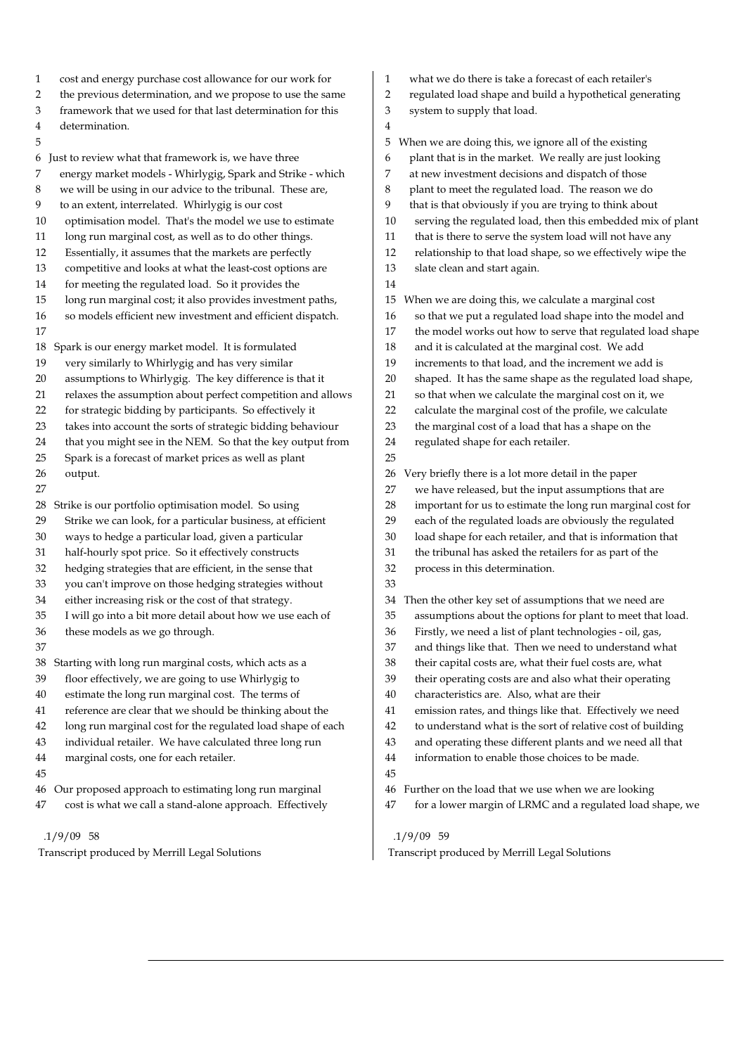cost and energy purchase cost allowance for our work for the previous determination, and we propose to use the same framework that we used for that last determination for this determination.

Just to review what that framework is, we have three energy market models - Whirlygig, Spark and Strike - which we will be using in our advice to the tribunal. These are, to an extent, interrelated. Whirlygig is our cost optimisation model. That's the model we use to estimate long run marginal cost, as well as to do other things. Essentially, it assumes that the markets are perfectly competitive and looks at what the least-cost options are for meeting the regulated load. So it provides the long run marginal cost; it also provides investment paths, so models efficient new investment and efficient dispatch.

Spark is our energy market model. It is formulated very similarly to Whirlygig and has very similar assumptions to Whirlygig. The key difference is that it relaxes the assumption about perfect competition and allows for strategic bidding by participants. So effectively it takes into account the sorts of strategic bidding behaviour that you might see in the NEM. So that the key output from Spark is a forecast of market prices as well as plant output.

Strike is our portfolio optimisation model. So using Strike we can look, for a particular business, at efficient ways to hedge a particular load, given a particular half-hourly spot price. So it effectively constructs hedging strategies that are efficient, in the sense that you can't improve on those hedging strategies without either increasing risk or the cost of that strategy. I will go into a bit more detail about how we use each of these models as we go through.

Starting with long run marginal costs, which acts as a floor effectively, we are going to use Whirlygig to estimate the long run marginal cost. The terms of reference are clear that we should be thinking about the long run marginal cost for the regulated load shape of each individual retailer. We have calculated three long run marginal costs, one for each retailer.

Our proposed approach to estimating long run marginal cost is what we call a stand-alone approach. Effectively what we do there is take a forecast of each retailer's regulated load shape and build a hypothetical generating system to supply that load.

When we are doing this, we ignore all of the existing plant that is in the market. We really are just looking at new investment decisions and dispatch of those plant to meet the regulated load. The reason we do that is that obviously if you are trying to think about serving the regulated load, then this embedded mix of plant that is there to serve the system load will not have any relationship to that load shape, so we effectively wipe the slate clean and start again.

When we are doing this, we calculate a marginal cost so that we put a regulated load shape into the model and the model works out how to serve that regulated load shape and it is calculated at the marginal cost. We add increments to that load, and the increment we add is shaped. It has the same shape as the regulated load shape, so that when we calculate the marginal cost on it, we calculate the marginal cost of the profile, we calculate the marginal cost of a load that has a shape on the regulated shape for each retailer.

Very briefly there is a lot more detail in the paper we have released, but the input assumptions that are important for us to estimate the long run marginal cost for each of the regulated loads are obviously the regulated load shape for each retailer, and that is information that the tribunal has asked the retailers for as part of the process in this determination.

Then the other key set of assumptions that we need are assumptions about the options for plant to meet that load. Firstly, we need a list of plant technologies - oil, gas, and things like that. Then we need to understand what their capital costs are, what their fuel costs are, what their operating costs are and also what their operating characteristics are. Also, what are their emission rates, and things like that. Effectively we need to understand what is the sort of relative cost of building and operating these different plants and we need all that information to enable those choices to be made.

Further on the load that we use when we are looking for a lower margin of LRMC and a regulated load shape, we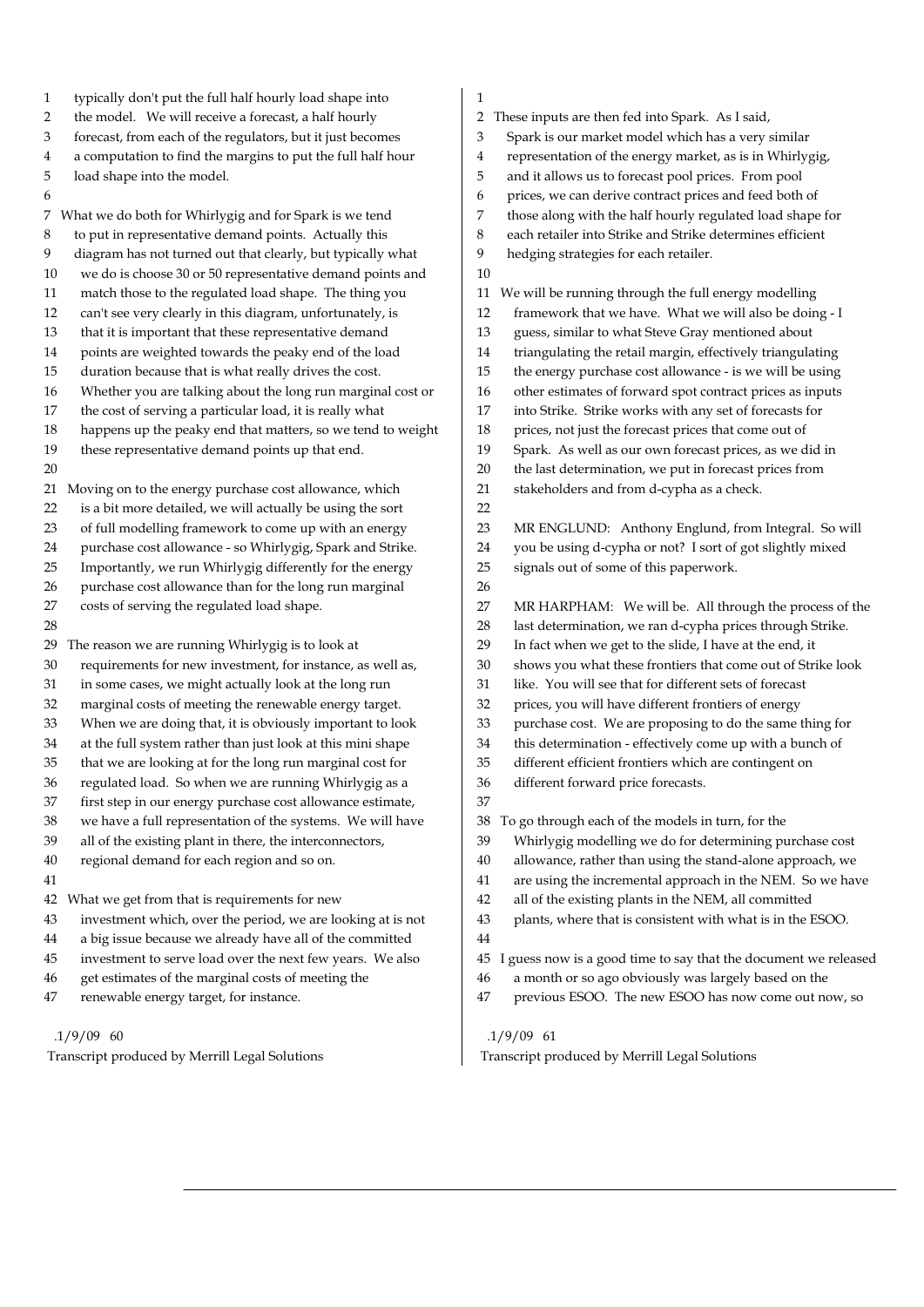typically don't put the full half hourly load shape into the model. We will receive a forecast, a half hourly forecast, from each of the regulators, but it just becomes a computation to find the margins to put the full half hour load shape into the model.

What we do both for Whirlygig and for Spark is we tend to put in representative demand points. Actually this diagram has not turned out that clearly, but typically what we do is choose 30 or 50 representative demand points and match those to the regulated load shape. The thing you can't see very clearly in this diagram, unfortunately, is that it is important that these representative demand points are weighted towards the peaky end of the load duration because that is what really drives the cost. Whether you are talking about the long run marginal cost or the cost of serving a particular load, it is really what happens up the peaky end that matters, so we tend to weight these representative demand points up that end.

Moving on to the energy purchase cost allowance, which is a bit more detailed, we will actually be using the sort of full modelling framework to come up with an energy purchase cost allowance - so Whirlygig, Spark and Strike. Importantly, we run Whirlygig differently for the energy purchase cost allowance than for the long run marginal costs of serving the regulated load shape.

The reason we are running Whirlygig is to look at requirements for new investment, for instance, as well as, in some cases, we might actually look at the long run marginal costs of meeting the renewable energy target. When we are doing that, it is obviously important to look at the full system rather than just look at this mini shape that we are looking at for the long run marginal cost for regulated load. So when we are running Whirlygig as a first step in our energy purchase cost allowance estimate, we have a full representation of the systems. We will have all of the existing plant in there, the interconnectors, regional demand for each region and so on.

What we get from that is requirements for new investment which, over the period, we are looking at is not a big issue because we already have all of the committed investment to serve load over the next few years. We also get estimates of the marginal costs of meeting the renewable energy target, for instance.

These inputs are then fed into Spark. As I said, Spark is our market model which has a very similar representation of the energy market, as is in Whirlygig, and it allows us to forecast pool prices. From pool prices, we can derive contract prices and feed both of those along with the half hourly regulated load shape for each retailer into Strike and Strike determines efficient hedging strategies for each retailer.

We will be running through the full energy modelling framework that we have. What we will also be doing - I guess, similar to what Steve Gray mentioned about triangulating the retail margin, effectively triangulating the energy purchase cost allowance - is we will be using other estimates of forward spot contract prices as inputs into Strike. Strike works with any set of forecasts for prices, not just the forecast prices that come out of Spark. As well as our own forecast prices, as we did in the last determination, we put in forecast prices from stakeholders and from d-cypha as a check.

MR ENGLUND: Anthony Englund, from Integral. So will you be using d-cypha or not? I sort of got slightly mixed signals out of some of this paperwork.

MR HARPHAM: We will be. All through the process of the last determination, we ran d-cypha prices through Strike. In fact when we get to the slide, I have at the end, it shows you what these frontiers that come out of Strike look like. You will see that for different sets of forecast prices, you will have different frontiers of energy purchase cost. We are proposing to do the same thing for this determination - effectively come up with a bunch of different efficient frontiers which are contingent on different forward price forecasts.

To go through each of the models in turn, for the Whirlygig modelling we do for determining purchase cost allowance, rather than using the stand-alone approach, we are using the incremental approach in the NEM. So we have all of the existing plants in the NEM, all committed plants, where that is consistent with what is in the ESOO.

I guess now is a good time to say that the document we released a month or so ago obviously was largely based on the previous ESOO. The new ESOO has now come out now, so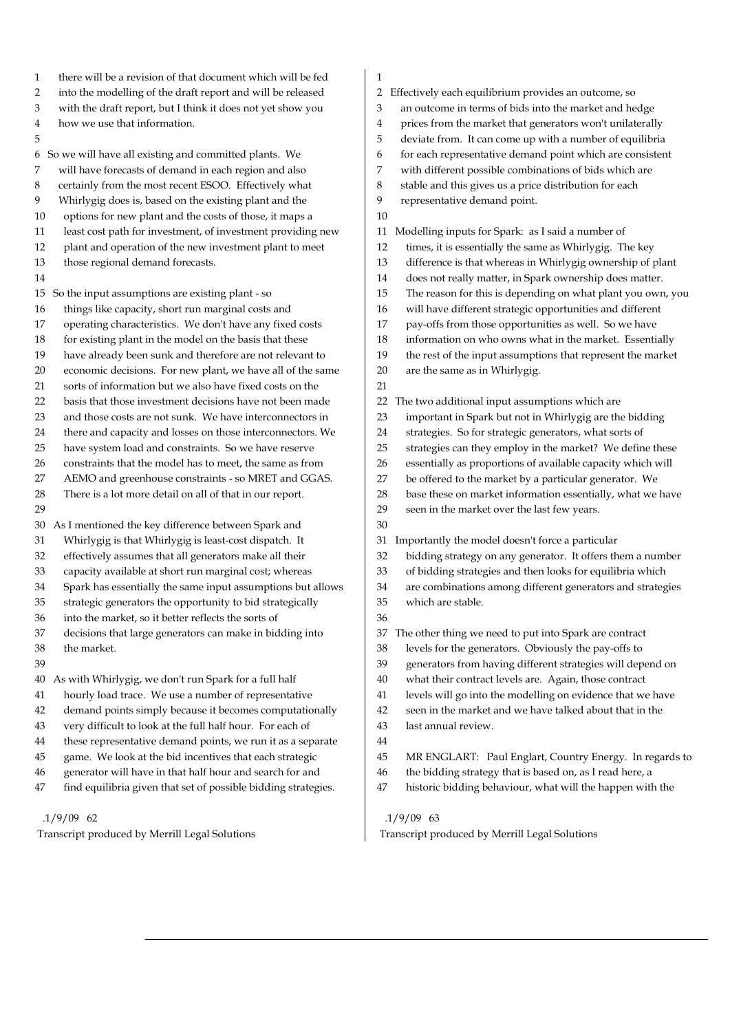there will be a revision of that document which will be fed into the modelling of the draft report and will be released with the draft report, but I think it does not yet show you how we use that information.

So we will have all existing and committed plants. We will have forecasts of demand in each region and also certainly from the most recent ESOO. Effectively what Whirlygig does is, based on the existing plant and the options for new plant and the costs of those, it maps a least cost path for investment, of investment providing new plant and operation of the new investment plant to meet those regional demand forecasts.

So the input assumptions are existing plant - so things like capacity, short run marginal costs and operating characteristics. We don't have any fixed costs for existing plant in the model on the basis that these have already been sunk and therefore are not relevant to economic decisions. For new plant, we have all of the same sorts of information but we also have fixed costs on the basis that those investment decisions have not been made and those costs are not sunk. We have interconnectors in there and capacity and losses on those interconnectors. We have system load and constraints. So we have reserve constraints that the model has to meet, the same as from AEMO and greenhouse constraints - so MRET and GGAS. There is a lot more detail on all of that in our report.

As I mentioned the key difference between Spark and Whirlygig is that Whirlygig is least-cost dispatch. It effectively assumes that all generators make all their capacity available at short run marginal cost; whereas Spark has essentially the same input assumptions but allows strategic generators the opportunity to bid strategically into the market, so it better reflects the sorts of decisions that large generators can make in bidding into the market.

As with Whirlygig, we don't run Spark for a full half hourly load trace. We use a number of representative demand points simply because it becomes computationally very difficult to look at the full half hour. For each of these representative demand points, we run it as a separate game. We look at the bid incentives that each strategic generator will have in that half hour and search for and find equilibria given that set of possible bidding strategies.

Effectively each equilibrium provides an outcome, so an outcome in terms of bids into the market and hedge prices from the market that generators won't unilaterally deviate from. It can come up with a number of equilibria for each representative demand point which are consistent with different possible combinations of bids which are stable and this gives us a price distribution for each representative demand point.

Modelling inputs for Spark: as I said a number of times, it is essentially the same as Whirlygig. The key difference is that whereas in Whirlygig ownership of plant does not really matter, in Spark ownership does matter. The reason for this is depending on what plant you own, you will have different strategic opportunities and different pay-offs from those opportunities as well. So we have information on who owns what in the market. Essentially the rest of the input assumptions that represent the market are the same as in Whirlygig.

The two additional input assumptions which are important in Spark but not in Whirlygig are the bidding strategies. So for strategic generators, what sorts of strategies can they employ in the market? We define these essentially as proportions of available capacity which will be offered to the market by a particular generator. We base these on market information essentially, what we have seen in the market over the last few years.

Importantly the model doesn't force a particular bidding strategy on any generator. It offers them a number of bidding strategies and then looks for equilibria which are combinations among different generators and strategies which are stable.

The other thing we need to put into Spark are contract levels for the generators. Obviously the pay-offs to generators from having different strategies will depend on what their contract levels are. Again, those contract levels will go into the modelling on evidence that we have seen in the market and we have talked about that in the last annual review.

MR ENGLART: Paul Englart, Country Energy. In regards to the bidding strategy that is based on, as I read here, a historic bidding behaviour, what will the happen with the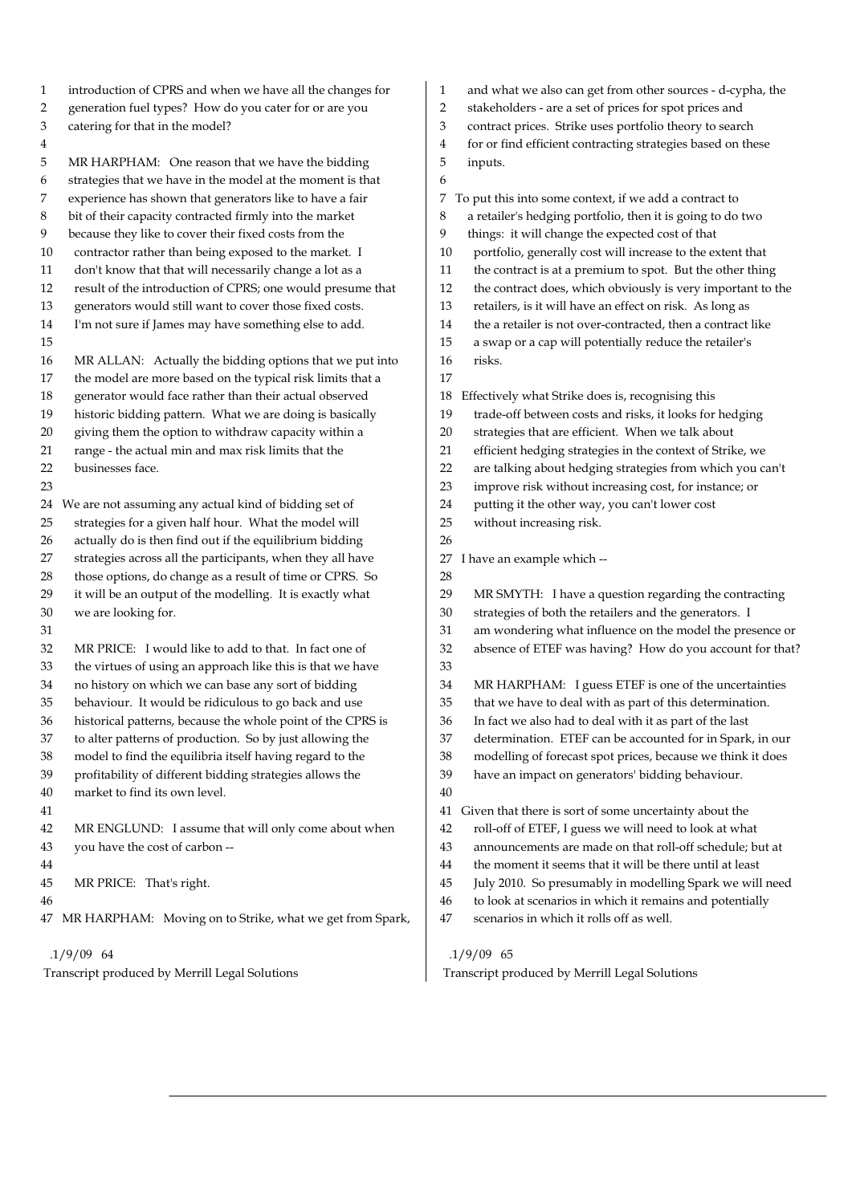introduction of CPRS and when we have all the changes for generation fuel types? How do you cater for or are you catering for that in the model?

MR HARPHAM: One reason that we have the bidding strategies that we have in the model at the moment is that experience has shown that generators like to have a fair bit of their capacity contracted firmly into the market because they like to cover their fixed costs from the contractor rather than being exposed to the market. I don't know that that will necessarily change a lot as a result of the introduction of CPRS; one would presume that generators would still want to cover those fixed costs. I'm not sure if James may have something else to add.

MR ALLAN: Actually the bidding options that we put into the model are more based on the typical risk limits that a generator would face rather than their actual observed historic bidding pattern. What we are doing is basically giving them the option to withdraw capacity within a range - the actual min and max risk limits that the businesses face.

We are not assuming any actual kind of bidding set of strategies for a given half hour. What the model will actually do is then find out if the equilibrium bidding strategies across all the participants, when they all have those options, do change as a result of time or CPRS. So it will be an output of the modelling. It is exactly what we are looking for.

MR PRICE: I would like to add to that. In fact one of the virtues of using an approach like this is that we have no history on which we can base any sort of bidding behaviour. It would be ridiculous to go back and use historical patterns, because the whole point of the CPRS is to alter patterns of production. So by just allowing the model to find the equilibria itself having regard to the profitability of different bidding strategies allows the market to find its own level.

MR ENGLUND: I assume that will only come about when you have the cost of carbon --

MR PRICE: That's right.

MR HARPHAM: Moving on to Strike, what we get from Spark, and what we also can get from other sources - d-cypha, the stakeholders - are a set of prices for spot prices and contract prices. Strike uses portfolio theory to search for or find efficient contracting strategies based on these inputs.

To put this into some context, if we add a contract to a retailer's hedging portfolio, then it is going to do two things: it will change the expected cost of that portfolio, generally cost will increase to the extent that the contract is at a premium to spot. But the other thing the contract does, which obviously is very important to the retailers, is it will have an effect on risk. As long as the a retailer is not over-contracted, then a contract like a swap or a cap will potentially reduce the retailer's risks.

Effectively what Strike does is, recognising this trade-off between costs and risks, it looks for hedging strategies that are efficient. When we talk about efficient hedging strategies in the context of Strike, we are talking about hedging strategies from which you can't improve risk without increasing cost, for instance; or putting it the other way, you can't lower cost without increasing risk.

I have an example which --

MR SMYTH: I have a question regarding the contracting strategies of both the retailers and the generators. I am wondering what influence on the model the presence or absence of ETEF was having? How do you account for that?

MR HARPHAM: I guess ETEF is one of the uncertainties that we have to deal with as part of this determination. In fact we also had to deal with it as part of the last determination. ETEF can be accounted for in Spark, in our modelling of forecast spot prices, because we think it does have an impact on generators' bidding behaviour.

Given that there is sort of some uncertainty about the roll-off of ETEF, I guess we will need to look at what announcements are made on that roll-off schedule; but at the moment it seems that it will be there until at least July 2010. So presumably in modelling Spark we will need to look at scenarios in which it remains and potentially scenarios in which it rolls off as well.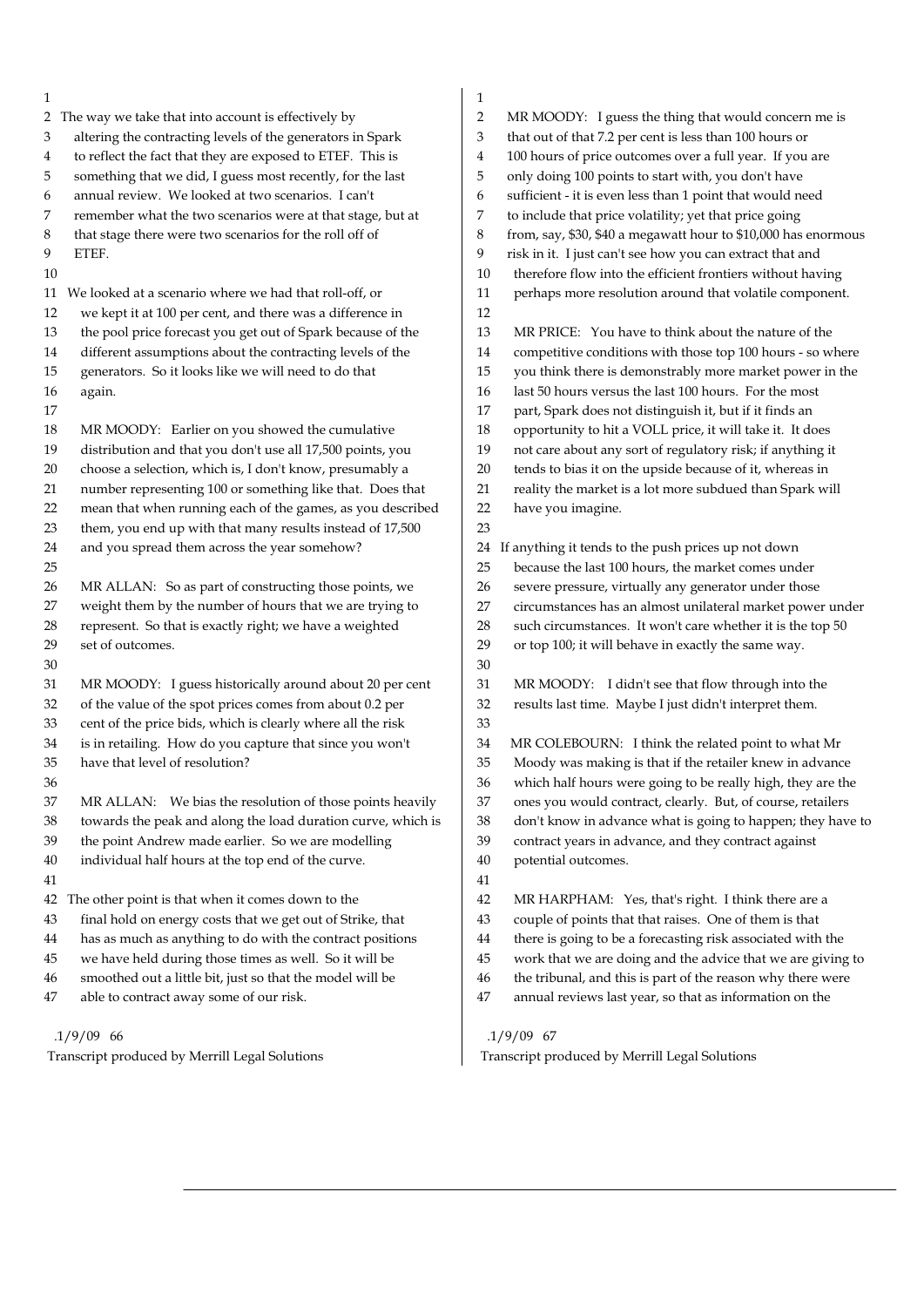The way we take that into account is effectively by altering the contracting levels of the generators in Spark to reflect the fact that they are exposed to ETEF. This is something that we did, I guess most recently, for the last annual review. We looked at two scenarios. I can't remember what the two scenarios were at that stage, but at that stage there were two scenarios for the roll off of ETEF.

We looked at a scenario where we had that roll-off, or we kept it at 100 per cent, and there was a difference in the pool price forecast you get out of Spark because of the different assumptions about the contracting levels of the generators. So it looks like we will need to do that again.

MR MOODY: Earlier on you showed the cumulative distribution and that you don't use all 17,500 points, you choose a selection, which is, I don't know, presumably a number representing 100 or something like that. Does that mean that when running each of the games, as you described them, you end up with that many results instead of 17,500 and you spread them across the year somehow?

MR ALLAN: So as part of constructing those points, we weight them by the number of hours that we are trying to represent. So that is exactly right; we have a weighted set of outcomes.

MR MOODY: I guess historically around about 20 per cent of the value of the spot prices comes from about 0.2 per cent of the price bids, which is clearly where all the risk is in retailing. How do you capture that since you won't have that level of resolution?

MR ALLAN: We bias the resolution of those points heavily towards the peak and along the load duration curve, which is the point Andrew made earlier. So we are modelling individual half hours at the top end of the curve.

The other point is that when it comes down to the final hold on energy costs that we get out of Strike, that has as much as anything to do with the contract positions we have held during those times as well. So it will be smoothed out a little bit, just so that the model will be able to contract away some of our risk.

MR MOODY: I guess the thing that would concern me is that out of that 7.2 per cent is less than 100 hours or 100 hours of price outcomes over a full year. If you are only doing 100 points to start with, you don't have sufficient - it is even less than 1 point that would need to include that price volatility; yet that price going from, say, $30, $40 a megawatt hour to $10,000 has enormous risk in it. I just can't see how you can extract that and therefore flow into the efficient frontiers without having perhaps more resolution around that volatile component.

MR PRICE: You have to think about the nature of the competitive conditions with those top 100 hours - so where you think there is demonstrably more market power in the last 50 hours versus the last 100 hours. For the most part, Spark does not distinguish it, but if it finds an opportunity to hit a VOLL price, it will take it. It does not care about any sort of regulatory risk; if anything it tends to bias it on the upside because of it, whereas in reality the market is a lot more subdued than Spark will have you imagine.

If anything it tends to the push prices up not down because the last 100 hours, the market comes under severe pressure, virtually any generator under those circumstances has an almost unilateral market power under such circumstances. It won't care whether it is the top 50 or top 100; it will behave in exactly the same way.

MR MOODY: I didn't see that flow through into the results last time. Maybe I just didn't interpret them.

MR COLEBOURN: I think the related point to what Mr Moody was making is that if the retailer knew in advance which half hours were going to be really high, they are the ones you would contract, clearly. But, of course, retailers don't know in advance what is going to happen; they have to contract years in advance, and they contract against potential outcomes.

MR HARPHAM: Yes, that's right. I think there are a couple of points that that raises. One of them is that there is going to be a forecasting risk associated with the work that we are doing and the advice that we are giving to the tribunal, and this is part of the reason why there were annual reviews last year, so that as information on the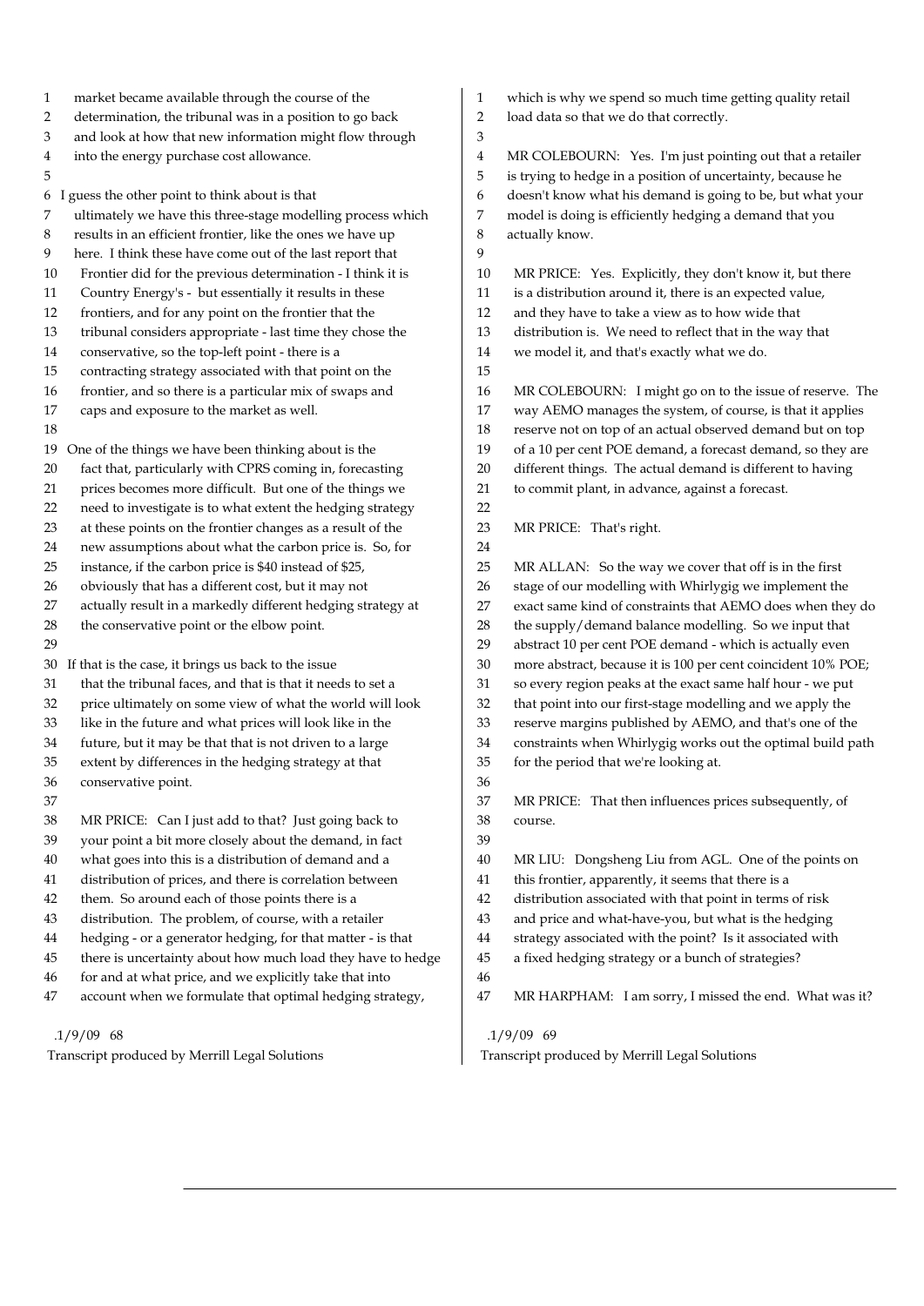market became available through the course of the determination, the tribunal was in a position to go back and look at how that new information might flow through into the energy purchase cost allowance.

I guess the other point to think about is that ultimately we have this three-stage modelling process which results in an efficient frontier, like the ones we have up here. I think these have come out of the last report that Frontier did for the previous determination - I think it is Country Energy's - but essentially it results in these frontiers, and for any point on the frontier that the tribunal considers appropriate - last time they chose the conservative, so the top-left point - there is a contracting strategy associated with that point on the frontier, and so there is a particular mix of swaps and caps and exposure to the market as well.

One of the things we have been thinking about is the fact that, particularly with CPRS coming in, forecasting prices becomes more difficult. But one of the things we need to investigate is to what extent the hedging strategy at these points on the frontier changes as a result of the new assumptions about what the carbon price is. So, for instance, if the carbon price is $40 instead of $25, obviously that has a different cost, but it may not actually result in a markedly different hedging strategy at the conservative point or the elbow point.

If that is the case, it brings us back to the issue that the tribunal faces, and that is that it needs to set a price ultimately on some view of what the world will look like in the future and what prices will look like in the future, but it may be that that is not driven to a large extent by differences in the hedging strategy at that conservative point.

MR PRICE: Can I just add to that? Just going back to your point a bit more closely about the demand, in fact what goes into this is a distribution of demand and a distribution of prices, and there is correlation between them. So around each of those points there is a distribution. The problem, of course, with a retailer hedging - or a generator hedging, for that matter - is that there is uncertainty about how much load they have to hedge for and at what price, and we explicitly take that into account when we formulate that optimal hedging strategy, which is why we spend so much time getting quality retail load data so that we do that correctly.

MR COLEBOURN: Yes. I'm just pointing out that a retailer is trying to hedge in a position of uncertainty, because he doesn't know what his demand is going to be, but what your model is doing is efficiently hedging a demand that you actually know.

MR PRICE: Yes. Explicitly, they don't know it, but there is a distribution around it, there is an expected value, and they have to take a view as to how wide that distribution is. We need to reflect that in the way that we model it, and that's exactly what we do.

MR COLEBOURN: I might go on to the issue of reserve. The way AEMO manages the system, of course, is that it applies reserve not on top of an actual observed demand but on top of a 10 per cent POE demand, a forecast demand, so they are different things. The actual demand is different to having to commit plant, in advance, against a forecast.

MR PRICE: That's right.

MR ALLAN: So the way we cover that off is in the first stage of our modelling with Whirlygig we implement the exact same kind of constraints that AEMO does when they do the supply/demand balance modelling. So we input that abstract 10 per cent POE demand - which is actually even more abstract, because it is 100 per cent coincident 10% POE; so every region peaks at the exact same half hour - we put that point into our first-stage modelling and we apply the reserve margins published by AEMO, and that's one of the constraints when Whirlygig works out the optimal build path for the period that we're looking at.

MR PRICE: That then influences prices subsequently, of course.

MR LIU: Dongsheng Liu from AGL. One of the points on this frontier, apparently, it seems that there is a distribution associated with that point in terms of risk and price and what-have-you, but what is the hedging strategy associated with the point? Is it associated with a fixed hedging strategy or a bunch of strategies?

MR HARPHAM: I am sorry, I missed the end. What was it?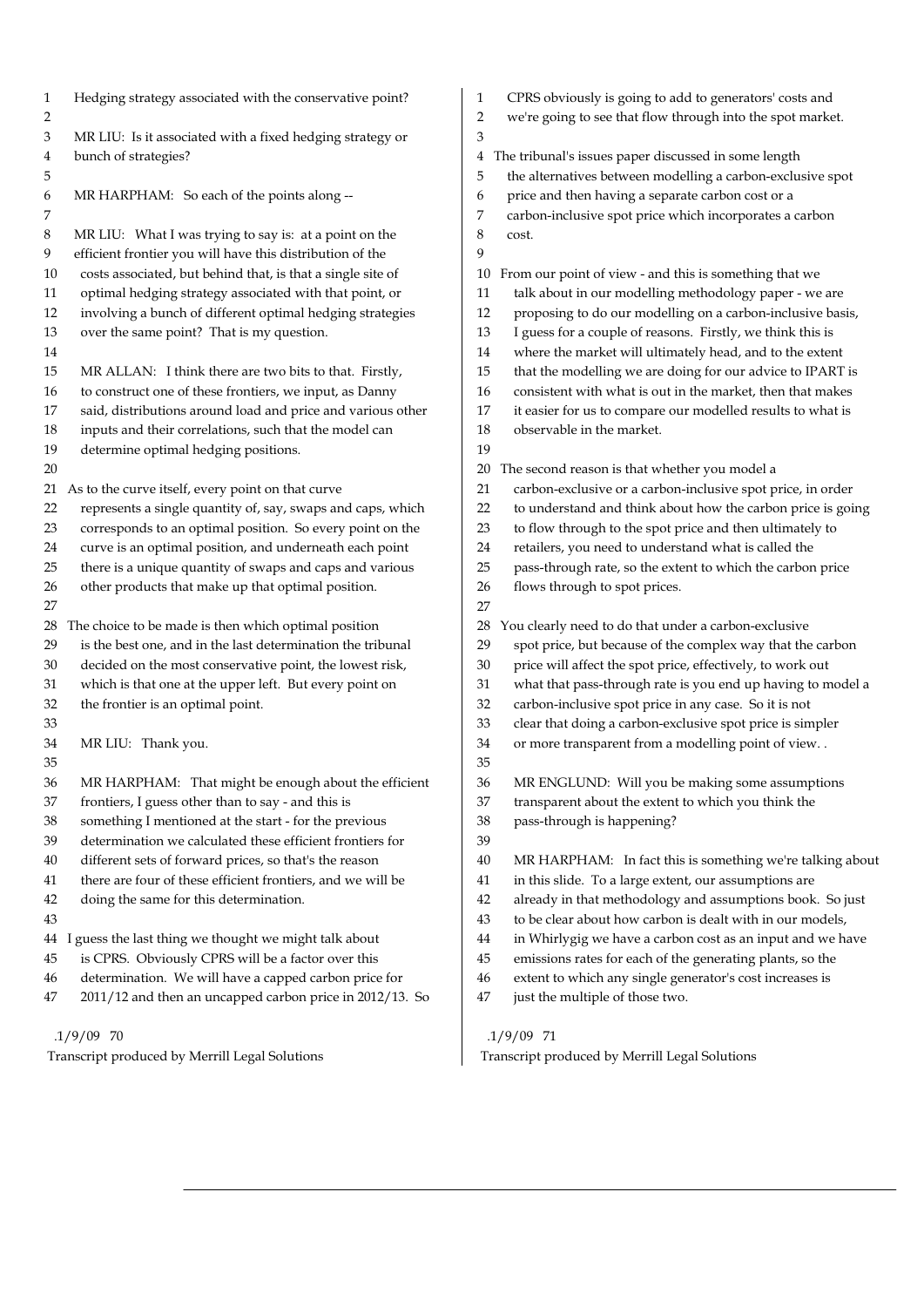Hedging strategy associated with the conservative point?

MR LIU: Is it associated with a fixed hedging strategy or bunch of strategies?

MR HARPHAM: So each of the points along --

MR LIU: What I was trying to say is: at a point on the efficient frontier you will have this distribution of the costs associated, but behind that, is that a single site of optimal hedging strategy associated with that point, or involving a bunch of different optimal hedging strategies over the same point? That is my question.

MR ALLAN: I think there are two bits to that. Firstly, to construct one of these frontiers, we input, as Danny said, distributions around load and price and various other inputs and their correlations, such that the model can determine optimal hedging positions.

As to the curve itself, every point on that curve represents a single quantity of, say, swaps and caps, which corresponds to an optimal position. So every point on the curve is an optimal position, and underneath each point there is a unique quantity of swaps and caps and various other products that make up that optimal position.

The choice to be made is then which optimal position is the best one, and in the last determination the tribunal decided on the most conservative point, the lowest risk, which is that one at the upper left. But every point on the frontier is an optimal point.

MR LIU: Thank you.

MR HARPHAM: That might be enough about the efficient frontiers, I guess other than to say - and this is something I mentioned at the start - for the previous determination we calculated these efficient frontiers for different sets of forward prices, so that's the reason there are four of these efficient frontiers, and we will be doing the same for this determination.

I guess the last thing we thought we might talk about is CPRS. Obviously CPRS will be a factor over this determination. We will have a capped carbon price for 2011/12 and then an uncapped carbon price in 2012/13. So CPRS obviously is going to add to generators' costs and we're going to see that flow through into the spot market.

The tribunal's issues paper discussed in some length the alternatives between modelling a carbon-exclusive spot price and then having a separate carbon cost or a carbon-inclusive spot price which incorporates a carbon cost.

From our point of view - and this is something that we talk about in our modelling methodology paper - we are proposing to do our modelling on a carbon-inclusive basis, I guess for a couple of reasons. Firstly, we think this is where the market will ultimately head, and to the extent that the modelling we are doing for our advice to IPART is consistent with what is out in the market, then that makes it easier for us to compare our modelled results to what is observable in the market.

The second reason is that whether you model a carbon-exclusive or a carbon-inclusive spot price, in order to understand and think about how the carbon price is going to flow through to the spot price and then ultimately to retailers, you need to understand what is called the pass-through rate, so the extent to which the carbon price flows through to spot prices.

You clearly need to do that under a carbon-exclusive spot price, but because of the complex way that the carbon price will affect the spot price, effectively, to work out what that pass-through rate is you end up having to model a carbon-inclusive spot price in any case. So it is not clear that doing a carbon-exclusive spot price is simpler or more transparent from a modelling point of view. .

MR ENGLUND: Will you be making some assumptions transparent about the extent to which you think the pass-through is happening?

MR HARPHAM: In fact this is something we're talking about in this slide. To a large extent, our assumptions are already in that methodology and assumptions book. So just to be clear about how carbon is dealt with in our models, in Whirlygig we have a carbon cost as an input and we have emissions rates for each of the generating plants, so the extent to which any single generator's cost increases is just the multiple of those two.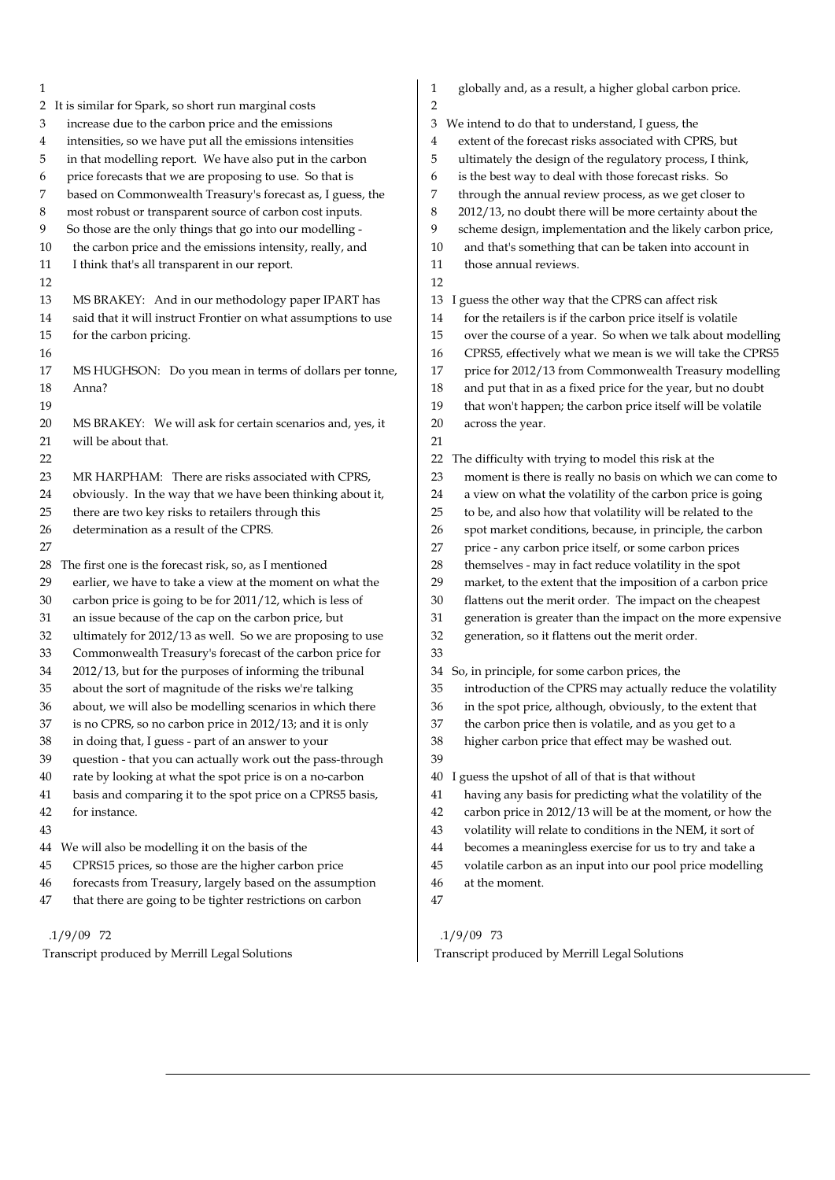It is similar for Spark, so short run marginal costs increase due to the carbon price and the emissions intensities, so we have put all the emissions intensities in that modelling report. We have also put in the carbon price forecasts that we are proposing to use. So that is based on Commonwealth Treasury's forecast as, I guess, the most robust or transparent source of carbon cost inputs. So those are the only things that go into our modelling - the carbon price and the emissions intensity, really, and I think that's all transparent in our report.

MS BRAKEY: And in our methodology paper IPART has said that it will instruct Frontier on what assumptions to use for the carbon pricing.

MS HUGHSON: Do you mean in terms of dollars per tonne, Anna?

MS BRAKEY: We will ask for certain scenarios and, yes, it will be about that.

MR HARPHAM: There are risks associated with CPRS, obviously. In the way that we have been thinking about it, there are two key risks to retailers through this determination as a result of the CPRS.

The first one is the forecast risk, so, as I mentioned earlier, we have to take a view at the moment on what the carbon price is going to be for 2011/12, which is less of an issue because of the cap on the carbon price, but ultimately for 2012/13 as well. So we are proposing to use Commonwealth Treasury's forecast of the carbon price for 2012/13, but for the purposes of informing the tribunal about the sort of magnitude of the risks we're talking about, we will also be modelling scenarios in which there is no CPRS, so no carbon price in 2012/13; and it is only in doing that, I guess - part of an answer to your question - that you can actually work out the pass-through rate by looking at what the spot price is on a no-carbon basis and comparing it to the spot price on a CPRS5 basis, for instance.

We will also be modelling it on the basis of the CPRS15 prices, so those are the higher carbon price forecasts from Treasury, largely based on the assumption that there are going to be tighter restrictions on carbon globally and, as a result, a higher global carbon price.

We intend to do that to understand, I guess, the extent of the forecast risks associated with CPRS, but ultimately the design of the regulatory process, I think, is the best way to deal with those forecast risks. So through the annual review process, as we get closer to 2012/13, no doubt there will be more certainty about the scheme design, implementation and the likely carbon price, and that's something that can be taken into account in those annual reviews.

I guess the other way that the CPRS can affect risk for the retailers is if the carbon price itself is volatile over the course of a year. So when we talk about modelling CPRS5, effectively what we mean is we will take the CPRS5 price for 2012/13 from Commonwealth Treasury modelling and put that in as a fixed price for the year, but no doubt that won't happen; the carbon price itself will be volatile across the year.

The difficulty with trying to model this risk at the moment is there is really no basis on which we can come to a view on what the volatility of the carbon price is going to be, and also how that volatility will be related to the spot market conditions, because, in principle, the carbon price - any carbon price itself, or some carbon prices themselves - may in fact reduce volatility in the spot market, to the extent that the imposition of a carbon price flattens out the merit order. The impact on the cheapest generation is greater than the impact on the more expensive generation, so it flattens out the merit order.

So, in principle, for some carbon prices, the introduction of the CPRS may actually reduce the volatility in the spot price, although, obviously, to the extent that the carbon price then is volatile, and as you get to a higher carbon price that effect may be washed out.

I guess the upshot of all of that is that without having any basis for predicting what the volatility of the carbon price in 2012/13 will be at the moment, or how the volatility will relate to conditions in the NEM, it sort of becomes a meaningless exercise for us to try and take a volatile carbon as an input into our pool price modelling at the moment.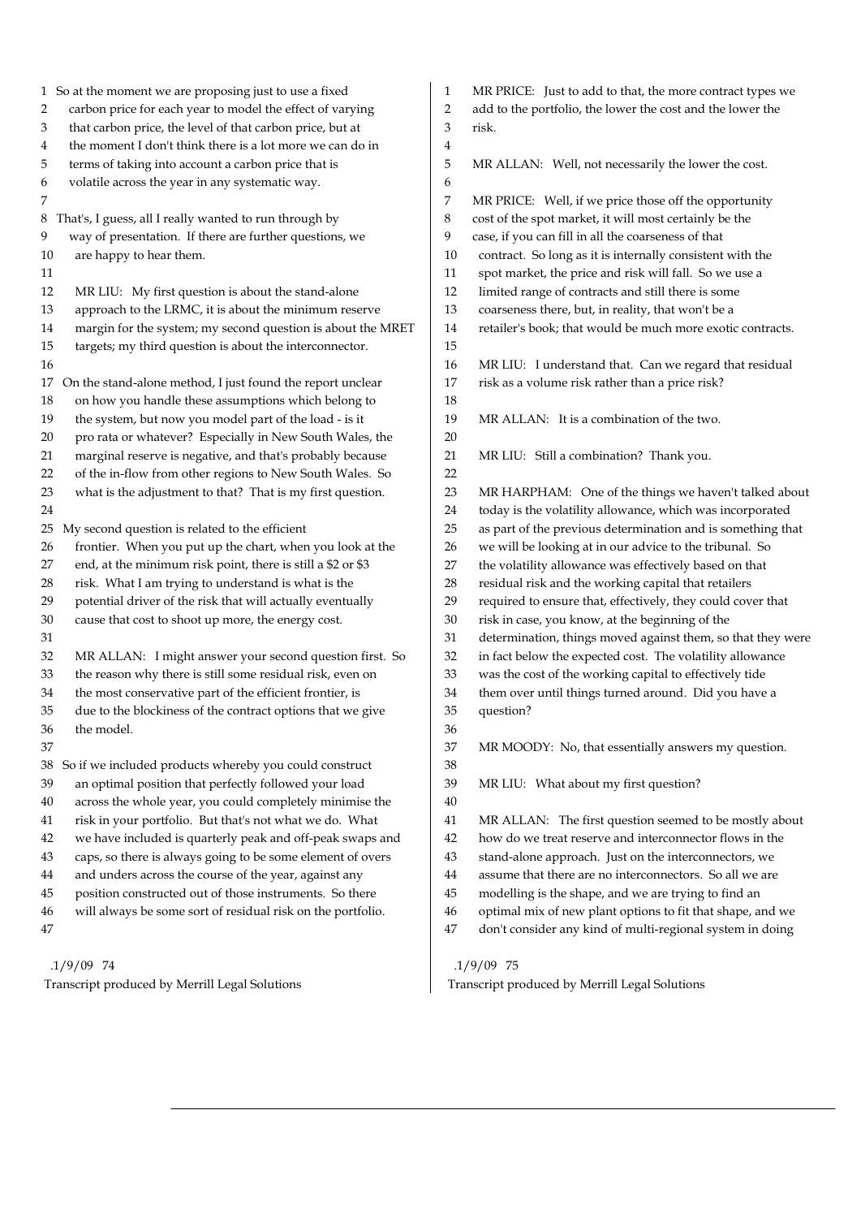So at the moment we are proposing just to use a fixed carbon price for each year to model the effect of varying that carbon price, the level of that carbon price, but at the moment I don't think there is a lot more we can do in terms of taking into account a carbon price that is volatile across the year in any systematic way.

That's, I guess, all I really wanted to run through by way of presentation. If there are further questions, we are happy to hear them.

MR LIU: My first question is about the stand-alone approach to the LRMC, it is about the minimum reserve margin for the system; my second question is about the MRET targets; my third question is about the interconnector.

On the stand-alone method, I just found the report unclear on how you handle these assumptions which belong to the system, but now you model part of the load - is it pro rata or whatever? Especially in New South Wales, the marginal reserve is negative, and that's probably because of the in-flow from other regions to New South Wales. So what is the adjustment to that? That is my first question.

My second question is related to the efficient frontier. When you put up the chart, when you look at the end, at the minimum risk point, there is still a $2 or $3 risk. What I am trying to understand is what is the potential driver of the risk that will actually eventually cause that cost to shoot up more, the energy cost.

MR ALLAN: I might answer your second question first. So the reason why there is still some residual risk, even on the most conservative part of the efficient frontier, is due to the blockiness of the contract options that we give the model.

So if we included products whereby you could construct an optimal position that perfectly followed your load across the whole year, you could completely minimise the risk in your portfolio. But that's not what we do. What we have included is quarterly peak and off-peak swaps and caps, so there is always going to be some element of overs and unders across the course of the year, against any position constructed out of those instruments. So there will always be some sort of residual risk on the portfolio.

MR PRICE: Just to add to that, the more contract types we add to the portfolio, the lower the cost and the lower the risk.

MR ALLAN: Well, not necessarily the lower the cost.

MR PRICE: Well, if we price those off the opportunity cost of the spot market, it will most certainly be the case, if you can fill in all the coarseness of that contract. So long as it is internally consistent with the spot market, the price and risk will fall. So we use a limited range of contracts and still there is some coarseness there, but, in reality, that won't be a retailer's book; that would be much more exotic contracts.

MR LIU: I understand that. Can we regard that residual risk as a volume risk rather than a price risk?

MR ALLAN: It is a combination of the two.

MR LIU: Still a combination? Thank you.

MR HARPHAM: One of the things we haven't talked about today is the volatility allowance, which was incorporated as part of the previous determination and is something that we will be looking at in our advice to the tribunal. So the volatility allowance was effectively based on that residual risk and the working capital that retailers required to ensure that, effectively, they could cover that risk in case, you know, at the beginning of the determination, things moved against them, so that they were in fact below the expected cost. The volatility allowance was the cost of the working capital to effectively tide them over until things turned around. Did you have a question?

MR MOODY: No, that essentially answers my question.

MR LIU: What about my first question?

MR ALLAN: The first question seemed to be mostly about how do we treat reserve and interconnector flows in the stand-alone approach. Just on the interconnectors, we assume that there are no interconnectors. So all we are modelling is the shape, and we are trying to find an optimal mix of new plant options to fit that shape, and we don't consider any kind of multi-regional system in doing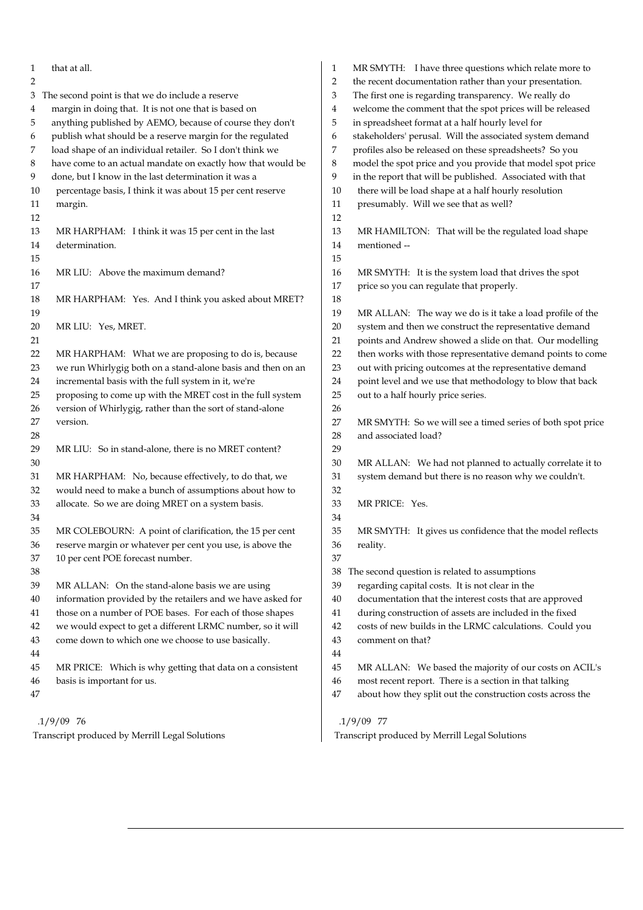that at all.

The second point is that we do include a reserve margin in doing that. It is not one that is based on anything published by AEMO, because of course they don't publish what should be a reserve margin for the regulated load shape of an individual retailer. So I don't think we have come to an actual mandate on exactly how that would be done, but I know in the last determination it was a percentage basis, I think it was about 15 per cent reserve margin.

MR HARPHAM: I think it was 15 per cent in the last determination.

MR LIU: Above the maximum demand?

MR HARPHAM: Yes. And I think you asked about MRET?

MR LIU: Yes, MRET.

MR HARPHAM: What we are proposing to do is, because we run Whirlygig both on a stand-alone basis and then on an incremental basis with the full system in it, we're proposing to come up with the MRET cost in the full system version of Whirlygig, rather than the sort of stand-alone version.

MR LIU: So in stand-alone, there is no MRET content?

MR HARPHAM: No, because effectively, to do that, we would need to make a bunch of assumptions about how to allocate. So we are doing MRET on a system basis.

MR COLEBOURN: A point of clarification, the 15 per cent reserve margin or whatever per cent you use, is above the 10 per cent POE forecast number.

MR ALLAN: On the stand-alone basis we are using information provided by the retailers and we have asked for those on a number of POE bases. For each of those shapes we would expect to get a different LRMC number, so it will come down to which one we choose to use basically.

MR PRICE: Which is why getting that data on a consistent basis is important for us.

MR SMYTH: I have three questions which relate more to the recent documentation rather than your presentation. The first one is regarding transparency. We really do welcome the comment that the spot prices will be released in spreadsheet format at a half hourly level for stakeholders' perusal. Will the associated system demand profiles also be released on these spreadsheets? So you model the spot price and you provide that model spot price in the report that will be published. Associated with that there will be load shape at a half hourly resolution presumably. Will we see that as well?

MR HAMILTON: That will be the regulated load shape mentioned --

MR SMYTH: It is the system load that drives the spot price so you can regulate that properly.

MR ALLAN: The way we do is it take a load profile of the system and then we construct the representative demand points and Andrew showed a slide on that. Our modelling then works with those representative demand points to come out with pricing outcomes at the representative demand point level and we use that methodology to blow that back out to a half hourly price series.

MR SMYTH: So we will see a timed series of both spot price and associated load?

MR ALLAN: We had not planned to actually correlate it to system demand but there is no reason why we couldn't.

MR PRICE: Yes.

MR SMYTH: It gives us confidence that the model reflects reality.

The second question is related to assumptions regarding capital costs. It is not clear in the documentation that the interest costs that are approved during construction of assets are included in the fixed costs of new builds in the LRMC calculations. Could you comment on that?

MR ALLAN: We based the majority of our costs on ACIL's most recent report. There is a section in that talking about how they split out the construction costs across the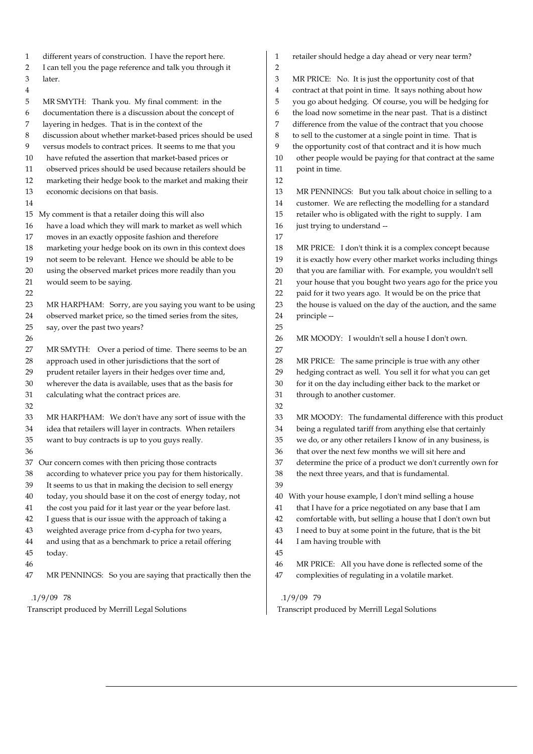different years of construction. I have the report here. I can tell you the page reference and talk you through it later.

MR SMYTH: Thank you. My final comment: in the documentation there is a discussion about the concept of layering in hedges. That is in the context of the discussion about whether market-based prices should be used versus models to contract prices. It seems to me that you have refuted the assertion that market-based prices or observed prices should be used because retailers should be marketing their hedge book to the market and making their economic decisions on that basis.

My comment is that a retailer doing this will also have a load which they will mark to market as well which moves in an exactly opposite fashion and therefore marketing your hedge book on its own in this context does not seem to be relevant. Hence we should be able to be using the observed market prices more readily than you would seem to be saying.

MR HARPHAM: Sorry, are you saying you want to be using observed market price, so the timed series from the sites, say, over the past two years?

MR SMYTH: Over a period of time. There seems to be an approach used in other jurisdictions that the sort of prudent retailer layers in their hedges over time and, wherever the data is available, uses that as the basis for calculating what the contract prices are.

MR HARPHAM: We don't have any sort of issue with the idea that retailers will layer in contracts. When retailers want to buy contracts is up to you guys really.

Our concern comes with then pricing those contracts according to whatever price you pay for them historically. It seems to us that in making the decision to sell energy today, you should base it on the cost of energy today, not the cost you paid for it last year or the year before last. I guess that is our issue with the approach of taking a weighted average price from d-cypha for two years, and using that as a benchmark to price a retail offering today.

MR PENNINGS: So you are saying that practically then the retailer should hedge a day ahead or very near term?

MR PRICE: No. It is just the opportunity cost of that contract at that point in time. It says nothing about how you go about hedging. Of course, you will be hedging for the load now sometime in the near past. That is a distinct difference from the value of the contract that you choose to sell to the customer at a single point in time. That is the opportunity cost of that contract and it is how much other people would be paying for that contract at the same point in time.

MR PENNINGS: But you talk about choice in selling to a customer. We are reflecting the modelling for a standard retailer who is obligated with the right to supply. I am just trying to understand --

MR PRICE: I don't think it is a complex concept because it is exactly how every other market works including things that you are familiar with. For example, you wouldn't sell your house that you bought two years ago for the price you paid for it two years ago. It would be on the price that the house is valued on the day of the auction, and the same principle --

MR MOODY: I wouldn't sell a house I don't own.

MR PRICE: The same principle is true with any other hedging contract as well. You sell it for what you can get for it on the day including either back to the market or through to another customer.

MR MOODY: The fundamental difference with this product being a regulated tariff from anything else that certainly we do, or any other retailers I know of in any business, is that over the next few months we will sit here and determine the price of a product we don't currently own for the next three years, and that is fundamental.

With your house example, I don't mind selling a house that I have for a price negotiated on any base that I am comfortable with, but selling a house that I don't own but I need to buy at some point in the future, that is the bit I am having trouble with

MR PRICE: All you have done is reflected some of the complexities of regulating in a volatile market.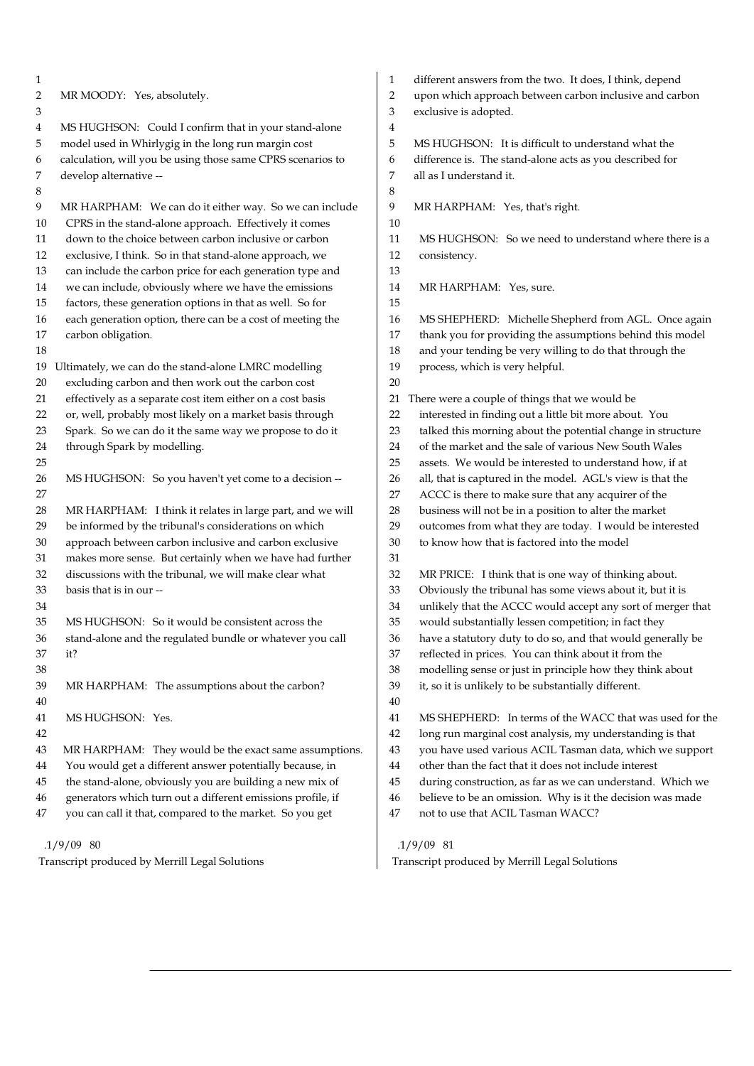MR MOODY: Yes, absolutely.

MS HUGHSON: Could I confirm that in your stand-alone model used in Whirlygig in the long run margin cost calculation, will you be using those same CPRS scenarios to develop alternative --

MR HARPHAM: We can do it either way. So we can include CPRS in the stand-alone approach. Effectively it comes down to the choice between carbon inclusive or carbon exclusive, I think. So in that stand-alone approach, we can include the carbon price for each generation type and we can include, obviously where we have the emissions factors, these generation options in that as well. So for each generation option, there can be a cost of meeting the carbon obligation.

Ultimately, we can do the stand-alone LMRC modelling excluding carbon and then work out the carbon cost effectively as a separate cost item either on a cost basis or, well, probably most likely on a market basis through Spark. So we can do it the same way we propose to do it through Spark by modelling.

MS HUGHSON: So you haven't yet come to a decision --

MR HARPHAM: I think it relates in large part, and we will be informed by the tribunal's considerations on which approach between carbon inclusive and carbon exclusive makes more sense. But certainly when we have had further discussions with the tribunal, we will make clear what basis that is in our --

MS HUGHSON: So it would be consistent across the stand-alone and the regulated bundle or whatever you call it?

MR HARPHAM: The assumptions about the carbon?

MS HUGHSON: Yes.

MR HARPHAM: They would be the exact same assumptions. You would get a different answer potentially because, in the stand-alone, obviously you are building a new mix of generators which turn out a different emissions profile, if you can call it that, compared to the market. So you get different answers from the two. It does, I think, depend upon which approach between carbon inclusive and carbon exclusive is adopted.

MS HUGHSON: It is difficult to understand what the difference is. The stand-alone acts as you described for all as I understand it.

MR HARPHAM: Yes, that's right.

MS HUGHSON: So we need to understand where there is a consistency.

MR HARPHAM: Yes, sure.

MS SHEPHERD: Michelle Shepherd from AGL. Once again thank you for providing the assumptions behind this model and your tending be very willing to do that through the process, which is very helpful.

There were a couple of things that we would be interested in finding out a little bit more about. You talked this morning about the potential change in structure of the market and the sale of various New South Wales assets. We would be interested to understand how, if at all, that is captured in the model. AGL's view is that the ACCC is there to make sure that any acquirer of the business will not be in a position to alter the market outcomes from what they are today. I would be interested to know how that is factored into the model

MR PRICE: I think that is one way of thinking about. Obviously the tribunal has some views about it, but it is unlikely that the ACCC would accept any sort of merger that would substantially lessen competition; in fact they have a statutory duty to do so, and that would generally be reflected in prices. You can think about it from the modelling sense or just in principle how they think about it, so it is unlikely to be substantially different.

MS SHEPHERD: In terms of the WACC that was used for the long run marginal cost analysis, my understanding is that you have used various ACIL Tasman data, which we support other than the fact that it does not include interest during construction, as far as we can understand. Which we believe to be an omission. Why is it the decision was made not to use that ACIL Tasman WACC?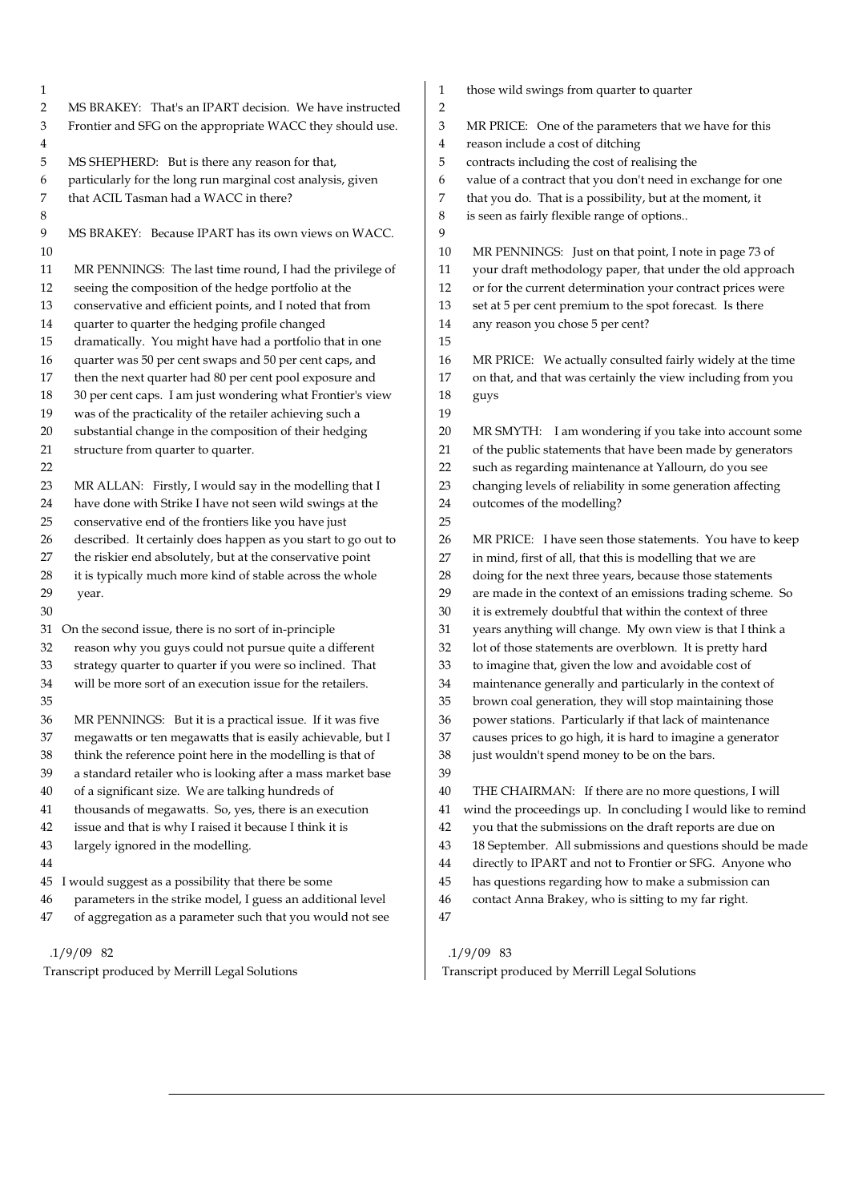MS BRAKEY: That's an IPART decision. We have instructed Frontier and SFG on the appropriate WACC they should use.

MS SHEPHERD: But is there any reason for that, particularly for the long run marginal cost analysis, given that ACIL Tasman had a WACC in there?

MS BRAKEY: Because IPART has its own views on WACC.

MR PENNINGS: The last time round, I had the privilege of seeing the composition of the hedge portfolio at the conservative and efficient points, and I noted that from quarter to quarter the hedging profile changed dramatically. You might have had a portfolio that in one quarter was 50 per cent swaps and 50 per cent caps, and then the next quarter had 80 per cent pool exposure and 30 per cent caps. I am just wondering what Frontier's view was of the practicality of the retailer achieving such a substantial change in the composition of their hedging structure from quarter to quarter.

MR ALLAN: Firstly, I would say in the modelling that I have done with Strike I have not seen wild swings at the conservative end of the frontiers like you have just described. It certainly does happen as you start to go out to the riskier end absolutely, but at the conservative point it is typically much more kind of stable across the whole year.

On the second issue, there is no sort of in-principle reason why you guys could not pursue quite a different strategy quarter to quarter if you were so inclined. That will be more sort of an execution issue for the retailers.

MR PENNINGS: But it is a practical issue. If it was five megawatts or ten megawatts that is easily achievable, but I think the reference point here in the modelling is that of a standard retailer who is looking after a mass market base of a significant size. We are talking hundreds of thousands of megawatts. So, yes, there is an execution issue and that is why I raised it because I think it is largely ignored in the modelling.

I would suggest as a possibility that there be some parameters in the strike model, I guess an additional level of aggregation as a parameter such that you would not see those wild swings from quarter to quarter

MR PRICE: One of the parameters that we have for this reason include a cost of ditching contracts including the cost of realising the value of a contract that you don't need in exchange for one that you do. That is a possibility, but at the moment, it is seen as fairly flexible range of options..

MR PENNINGS: Just on that point, I note in page 73 of your draft methodology paper, that under the old approach or for the current determination your contract prices were set at 5 per cent premium to the spot forecast. Is there any reason you chose 5 per cent?

MR PRICE: We actually consulted fairly widely at the time on that, and that was certainly the view including from you guys

MR SMYTH: I am wondering if you take into account some of the public statements that have been made by generators such as regarding maintenance at Yallourn, do you see changing levels of reliability in some generation affecting outcomes of the modelling?

MR PRICE: I have seen those statements. You have to keep in mind, first of all, that this is modelling that we are doing for the next three years, because those statements are made in the context of an emissions trading scheme. So it is extremely doubtful that within the context of three years anything will change. My own view is that I think a lot of those statements are overblown. It is pretty hard to imagine that, given the low and avoidable cost of maintenance generally and particularly in the context of brown coal generation, they will stop maintaining those power stations. Particularly if that lack of maintenance causes prices to go high, it is hard to imagine a generator just wouldn't spend money to be on the bars.

THE CHAIRMAN: If there are no more questions, I will wind the proceedings up. In concluding I would like to remind you that the submissions on the draft reports are due on 18 September. All submissions and questions should be made directly to IPART and not to Frontier or SFG. Anyone who has questions regarding how to make a submission can contact Anna Brakey, who is sitting to my far right.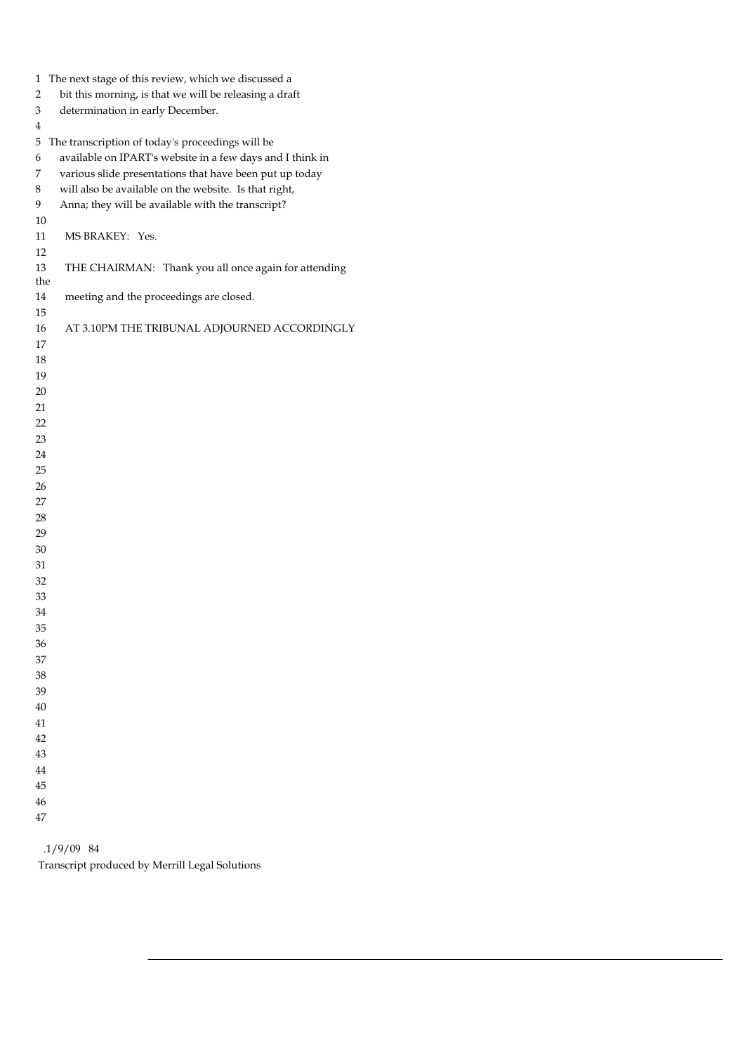The next stage of this review, which we discussed a bit this morning, is that we will be releasing a draft determination in early December.

The transcription of today's proceedings will be available on IPART's website in a few days and I think in various slide presentations that have been put up today will also be available on the website. Is that right, Anna; they will be available with the transcript?

MS BRAKEY: Yes.

THE CHAIRMAN: Thank you all once again for attending the meeting and the proceedings are closed.

AT 3.10PM THE TRIBUNAL ADJOURNED ACCORDINGLY

.1/9/09 84

Transcript produced by Merrill Legal Solutions